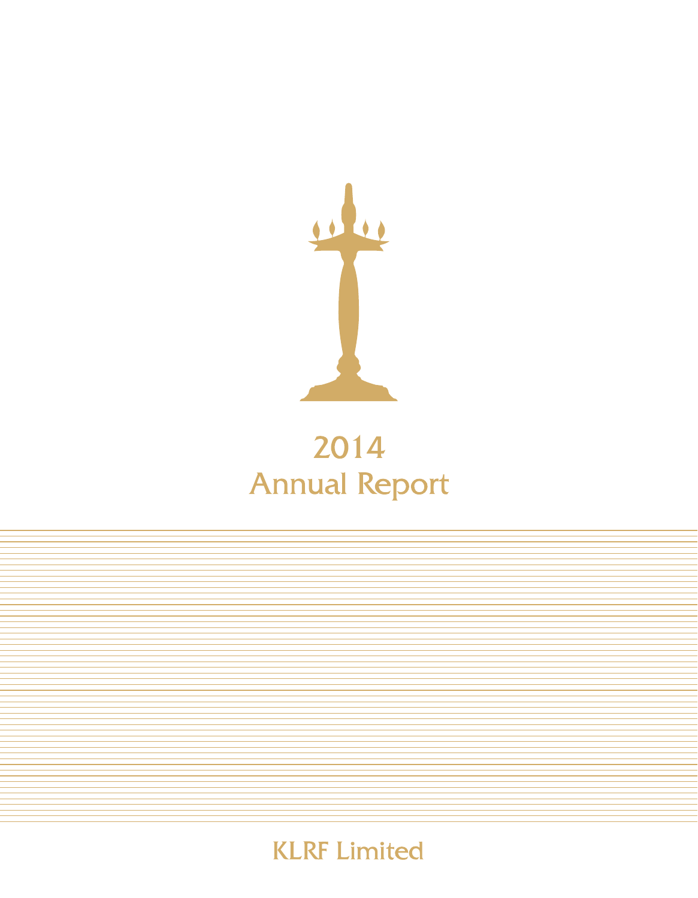# 2014
# Annual Report

KLRF Limited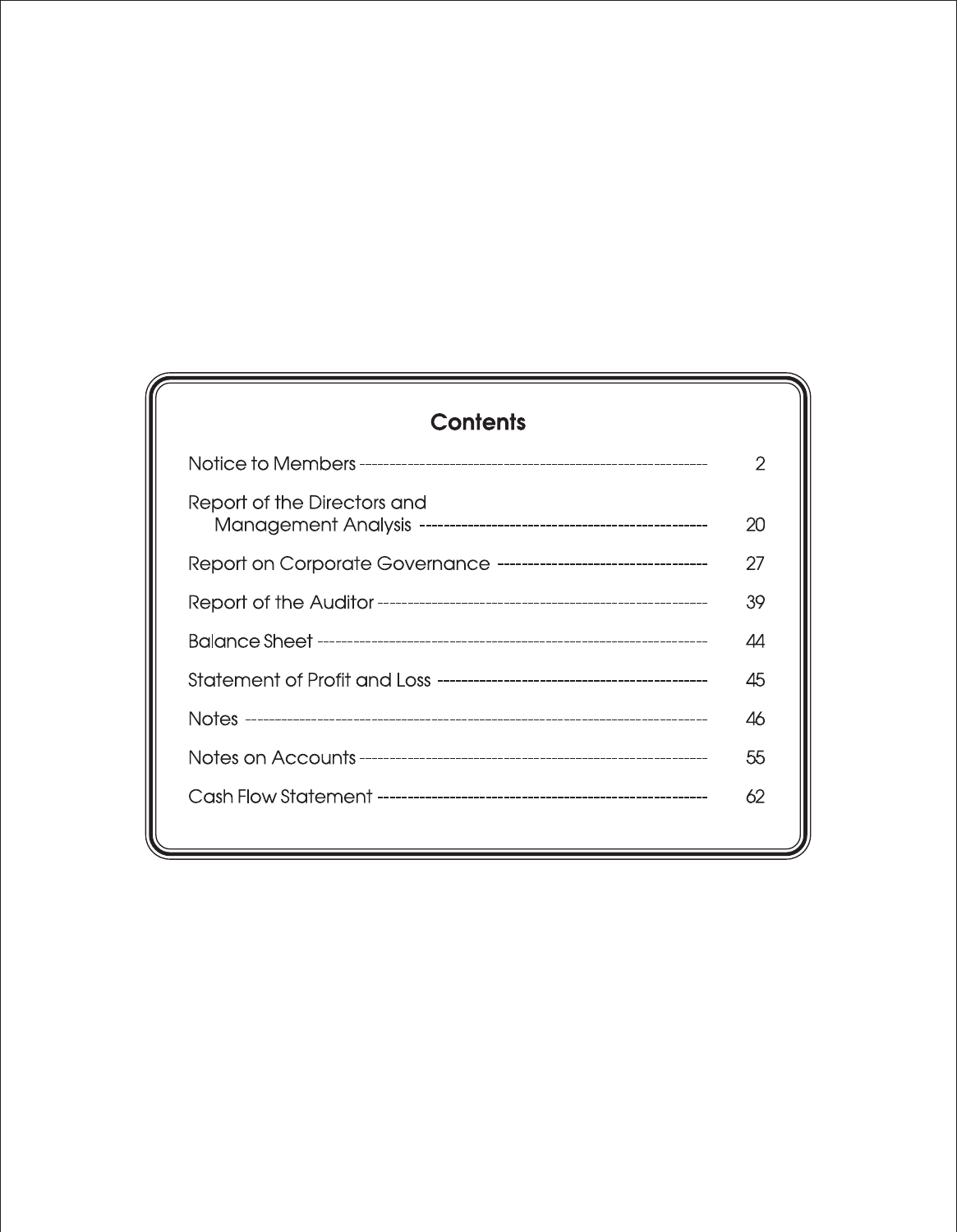## Contents

| | |
|---|---|
| Notice to Members | 2 |
| Report of the Directors and Management Analysis | 20 |
| Report on Corporate Governance | 27 |
| Report of the Auditor | 39 |
| Balance Sheet | 44 |
| Statement of Profit and Loss | 45 |
| Notes | 46 |
| Notes on Accounts | 55 |
| Cash Flow Statement | 62 |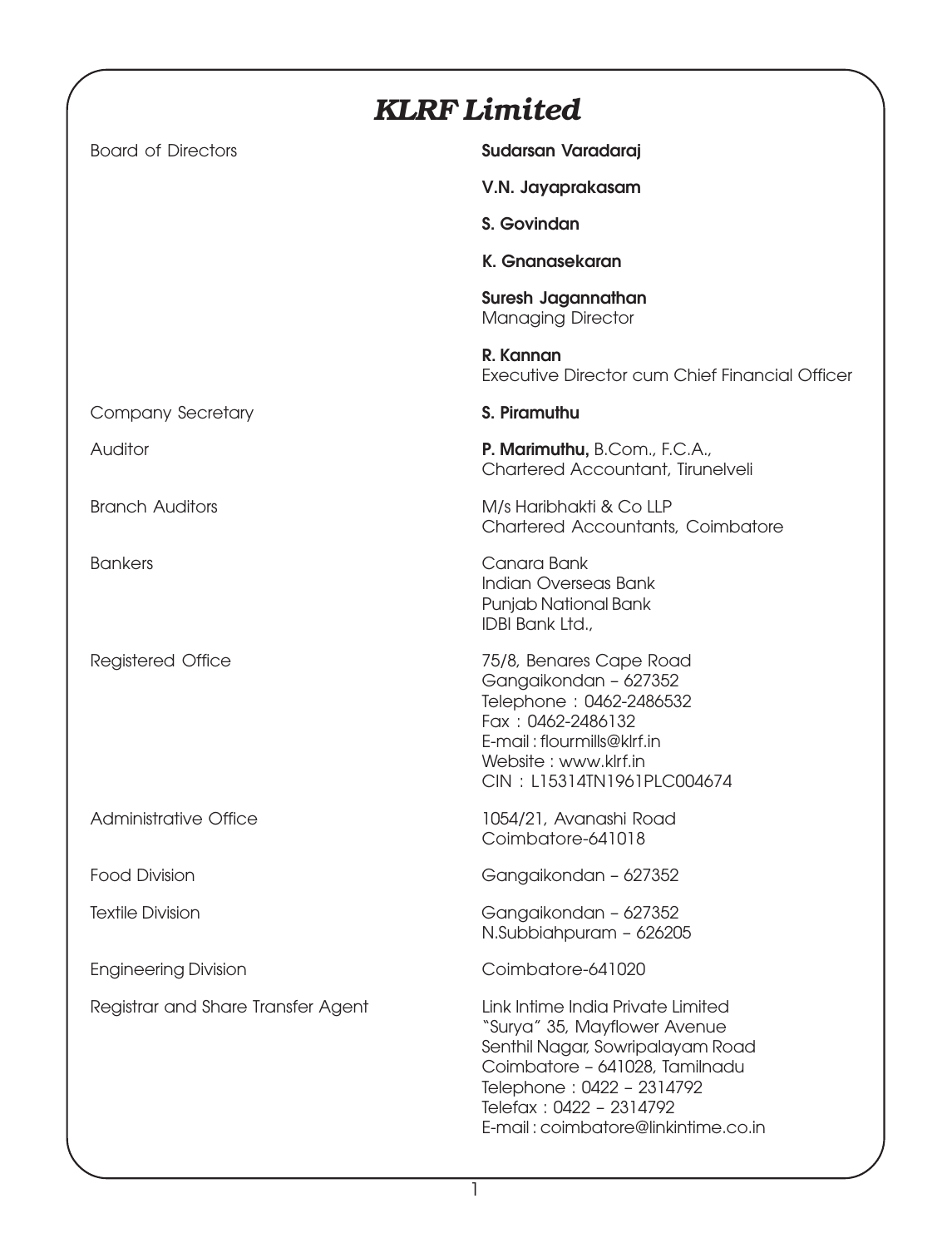# KLRF Limited

| | |
|---|---|
| Board of Directors | **Sudarsan Varadaraj** |
| | **V.N. Jayaprakasam** |
| | **S. Govindan** |
| | **K. Gnanasekaran** |
| | **Suresh Jagannathan**<br>Managing Director |
| | **R. Kannan**<br>Executive Director cum Chief Financial Officer |
| Company Secretary | **S. Piramuthu** |
| Auditor | **P. Marimuthu,** B.Com., F.C.A.,<br>Chartered Accountant, Tirunelveli |
| Branch Auditors | M/s Haribhakti & Co LLP<br>Chartered Accountants, Coimbatore |
| Bankers | Canara Bank<br>Indian Overseas Bank<br>Punjab National Bank<br>IDBI Bank Ltd., |
| Registered Office | 75/8, Benares Cape Road<br>Gangaikondan – 627352<br>Telephone : 0462-2486532<br>Fax : 0462-2486132<br>E-mail : flourmills@klrf.in<br>Website : www.klrf.in<br>CIN : L15314TN1961PLC004674 |
| Administrative Office | 1054/21, Avanashi Road<br>Coimbatore-641018 |
| Food Division | Gangaikondan – 627352 |
| Textile Division | Gangaikondan – 627352<br>N.Subbiahpuram – 626205 |
| Engineering Division | Coimbatore-641020 |
| Registrar and Share Transfer Agent | Link Intime India Private Limited<br>"Surya" 35, Mayflower Avenue<br>Senthil Nagar, Sowripalayam Road<br>Coimbatore – 641028, Tamilnadu<br>Telephone : 0422 – 2314792<br>Telefax : 0422 – 2314792<br>E-mail : coimbatore@linkintime.co.in |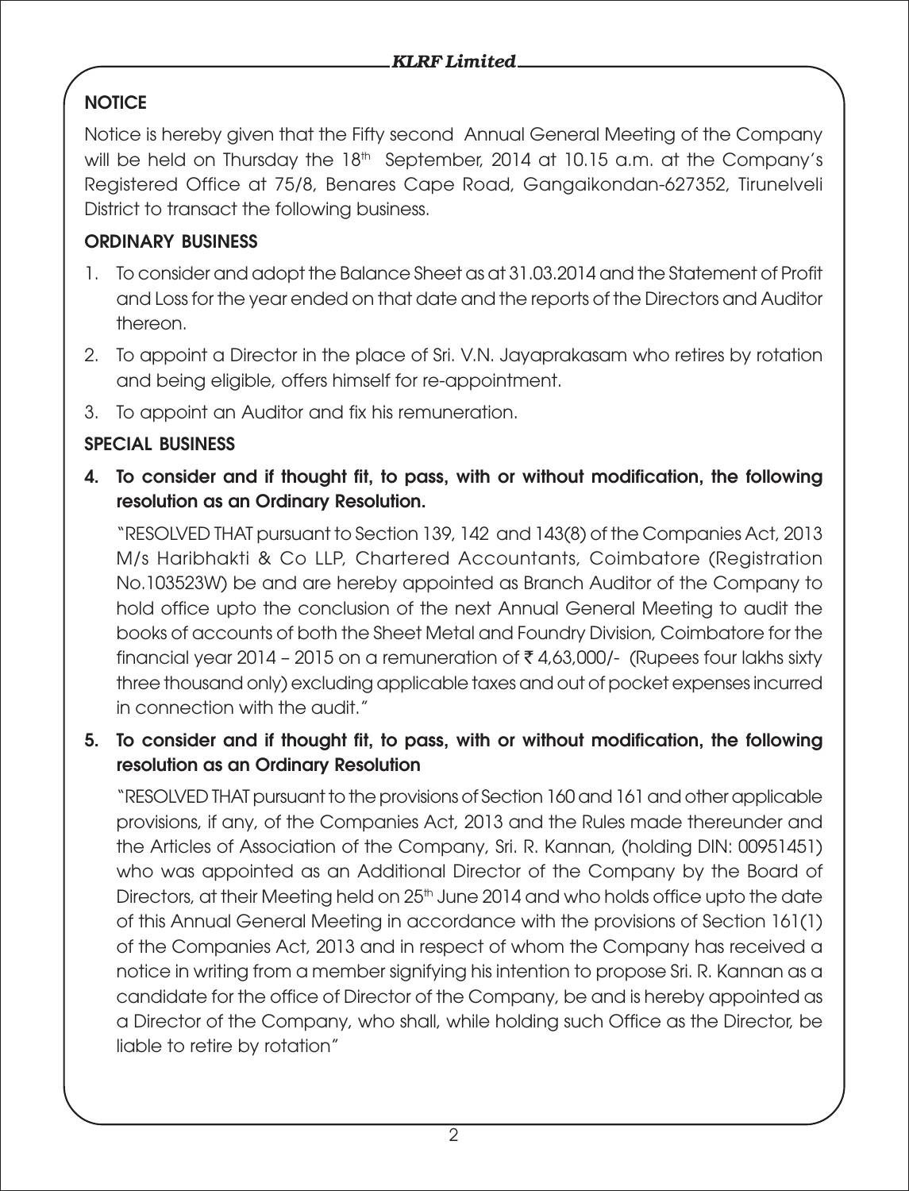## NOTICE

Notice is hereby given that the Fifty second Annual General Meeting of the Company will be held on Thursday the 18th September, 2014 at 10.15 a.m. at the Company's Registered Office at 75/8, Benares Cape Road, Gangaikondan-627352, Tirunelveli District to transact the following business.

### ORDINARY BUSINESS

1. To consider and adopt the Balance Sheet as at 31.03.2014 and the Statement of Profit and Loss for the year ended on that date and the reports of the Directors and Auditor thereon.
2. To appoint a Director in the place of Sri. V.N. Jayaprakasam who retires by rotation and being eligible, offers himself for re-appointment.
3. To appoint an Auditor and fix his remuneration.

### SPECIAL BUSINESS

4. **To consider and if thought fit, to pass, with or without modification, the following resolution as an Ordinary Resolution.**

   "RESOLVED THAT pursuant to Section 139, 142 and 143(8) of the Companies Act, 2013 M/s Haribhakti & Co LLP, Chartered Accountants, Coimbatore (Registration No.103523W) be and are hereby appointed as Branch Auditor of the Company to hold office upto the conclusion of the next Annual General Meeting to audit the books of accounts of both the Sheet Metal and Foundry Division, Coimbatore for the financial year 2014 – 2015 on a remuneration of ₹ 4,63,000/- (Rupees four lakhs sixty three thousand only) excluding applicable taxes and out of pocket expenses incurred in connection with the audit."

5. **To consider and if thought fit, to pass, with or without modification, the following resolution as an Ordinary Resolution**

   "RESOLVED THAT pursuant to the provisions of Section 160 and 161 and other applicable provisions, if any, of the Companies Act, 2013 and the Rules made thereunder and the Articles of Association of the Company, Sri. R. Kannan, (holding DIN: 00951451) who was appointed as an Additional Director of the Company by the Board of Directors, at their Meeting held on 25th June 2014 and who holds office upto the date of this Annual General Meeting in accordance with the provisions of Section 161(1) of the Companies Act, 2013 and in respect of whom the Company has received a notice in writing from a member signifying his intention to propose Sri. R. Kannan as a candidate for the office of Director of the Company, be and is hereby appointed as a Director of the Company, who shall, while holding such Office as the Director, be liable to retire by rotation"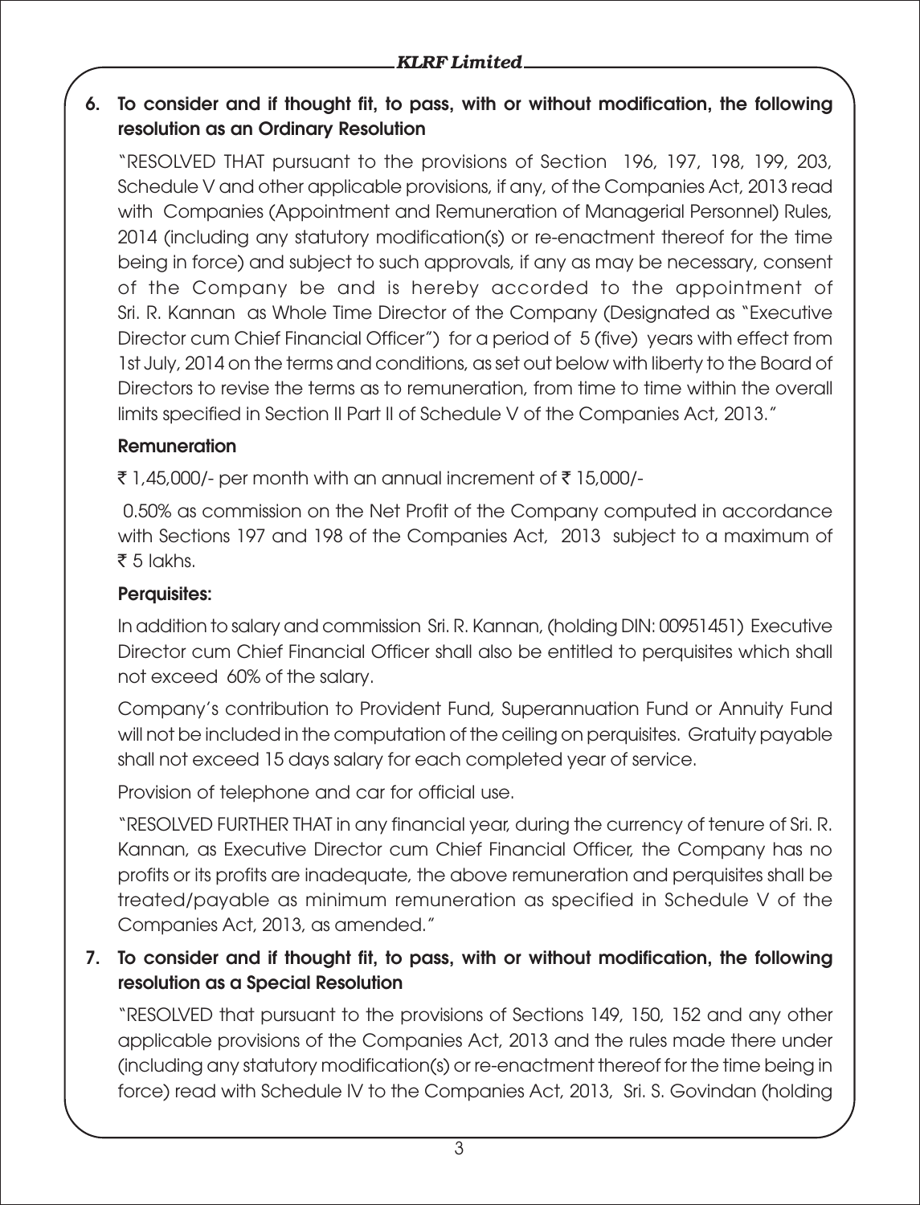**6. To consider and if thought fit, to pass, with or without modification, the following resolution as an Ordinary Resolution**

"RESOLVED THAT pursuant to the provisions of Section 196, 197, 198, 199, 203, Schedule V and other applicable provisions, if any, of the Companies Act, 2013 read with Companies (Appointment and Remuneration of Managerial Personnel) Rules, 2014 (including any statutory modification(s) or re-enactment thereof for the time being in force) and subject to such approvals, if any as may be necessary, consent of the Company be and is hereby accorded to the appointment of Sri. R. Kannan as Whole Time Director of the Company (Designated as "Executive Director cum Chief Financial Officer") for a period of 5 (five) years with effect from 1st July, 2014 on the terms and conditions, as set out below with liberty to the Board of Directors to revise the terms as to remuneration, from time to time within the overall limits specified in Section II Part II of Schedule V of the Companies Act, 2013."

**Remuneration**

₹ 1,45,000/- per month with an annual increment of ₹ 15,000/-

0.50% as commission on the Net Profit of the Company computed in accordance with Sections 197 and 198 of the Companies Act, 2013 subject to a maximum of ₹ 5 lakhs.

**Perquisites:**

In addition to salary and commission Sri. R. Kannan, (holding DIN: 00951451) Executive Director cum Chief Financial Officer shall also be entitled to perquisites which shall not exceed 60% of the salary.

Company's contribution to Provident Fund, Superannuation Fund or Annuity Fund will not be included in the computation of the ceiling on perquisites. Gratuity payable shall not exceed 15 days salary for each completed year of service.

Provision of telephone and car for official use.

"RESOLVED FURTHER THAT in any financial year, during the currency of tenure of Sri. R. Kannan, as Executive Director cum Chief Financial Officer, the Company has no profits or its profits are inadequate, the above remuneration and perquisites shall be treated/payable as minimum remuneration as specified in Schedule V of the Companies Act, 2013, as amended."

**7. To consider and if thought fit, to pass, with or without modification, the following resolution as a Special Resolution**

"RESOLVED that pursuant to the provisions of Sections 149, 150, 152 and any other applicable provisions of the Companies Act, 2013 and the rules made there under (including any statutory modification(s) or re-enactment thereof for the time being in force) read with Schedule IV to the Companies Act, 2013, Sri. S. Govindan (holding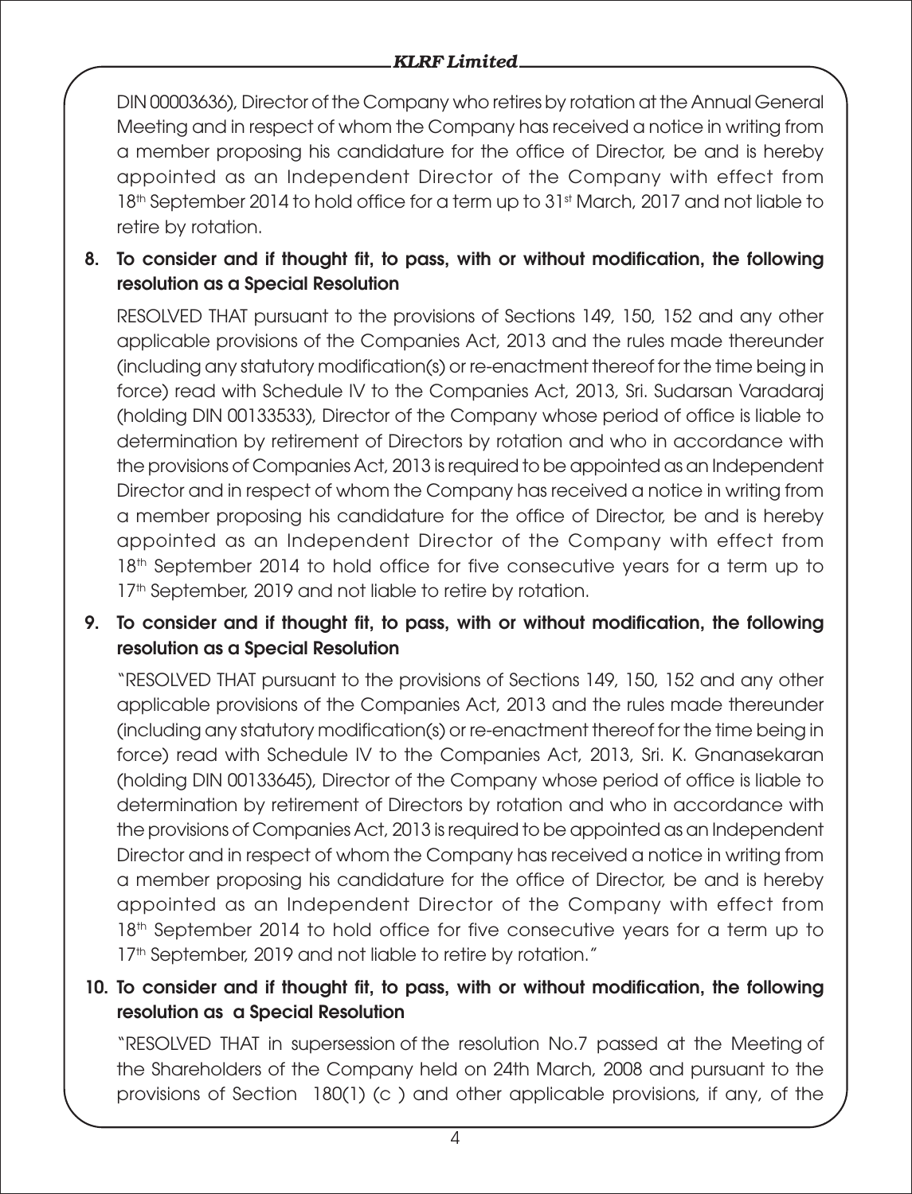DIN 00003636), Director of the Company who retires by rotation at the Annual General Meeting and in respect of whom the Company has received a notice in writing from a member proposing his candidature for the office of Director, be and is hereby appointed as an Independent Director of the Company with effect from 18th September 2014 to hold office for a term up to 31st March, 2017 and not liable to retire by rotation.

**8. To consider and if thought fit, to pass, with or without modification, the following resolution as a Special Resolution**

RESOLVED THAT pursuant to the provisions of Sections 149, 150, 152 and any other applicable provisions of the Companies Act, 2013 and the rules made thereunder (including any statutory modification(s) or re-enactment thereof for the time being in force) read with Schedule IV to the Companies Act, 2013, Sri. Sudarsan Varadaraj (holding DIN 00133533), Director of the Company whose period of office is liable to determination by retirement of Directors by rotation and who in accordance with the provisions of Companies Act, 2013 is required to be appointed as an Independent Director and in respect of whom the Company has received a notice in writing from a member proposing his candidature for the office of Director, be and is hereby appointed as an Independent Director of the Company with effect from 18th September 2014 to hold office for five consecutive years for a term up to 17th September, 2019 and not liable to retire by rotation.

**9. To consider and if thought fit, to pass, with or without modification, the following resolution as a Special Resolution**

"RESOLVED THAT pursuant to the provisions of Sections 149, 150, 152 and any other applicable provisions of the Companies Act, 2013 and the rules made thereunder (including any statutory modification(s) or re-enactment thereof for the time being in force) read with Schedule IV to the Companies Act, 2013, Sri. K. Gnanasekaran (holding DIN 00133645), Director of the Company whose period of office is liable to determination by retirement of Directors by rotation and who in accordance with the provisions of Companies Act, 2013 is required to be appointed as an Independent Director and in respect of whom the Company has received a notice in writing from a member proposing his candidature for the office of Director, be and is hereby appointed as an Independent Director of the Company with effect from 18th September 2014 to hold office for five consecutive years for a term up to 17th September, 2019 and not liable to retire by rotation."

**10. To consider and if thought fit, to pass, with or without modification, the following resolution as a Special Resolution**

"RESOLVED THAT in supersession of the resolution No.7 passed at the Meeting of the Shareholders of the Company held on 24th March, 2008 and pursuant to the provisions of Section 180(1) (c ) and other applicable provisions, if any, of the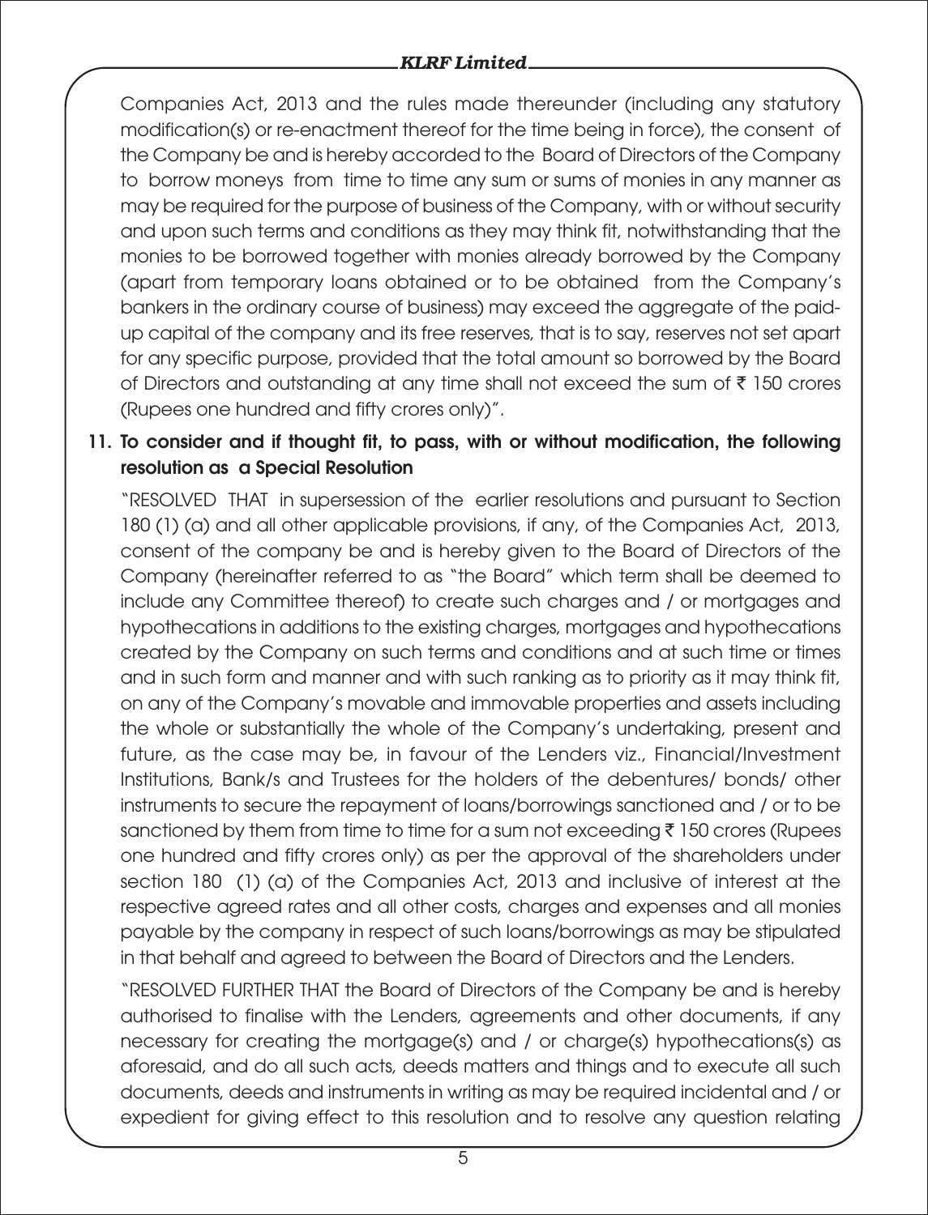Companies Act, 2013 and the rules made thereunder (including any statutory modification(s) or re-enactment thereof for the time being in force), the consent of the Company be and is hereby accorded to the Board of Directors of the Company to borrow moneys from time to time any sum or sums of monies in any manner as may be required for the purpose of business of the Company, with or without security and upon such terms and conditions as they may think fit, notwithstanding that the monies to be borrowed together with monies already borrowed by the Company (apart from temporary loans obtained or to be obtained from the Company's bankers in the ordinary course of business) may exceed the aggregate of the paid-up capital of the company and its free reserves, that is to say, reserves not set apart for any specific purpose, provided that the total amount so borrowed by the Board of Directors and outstanding at any time shall not exceed the sum of ₹ 150 crores (Rupees one hundred and fifty crores only)".

**11. To consider and if thought fit, to pass, with or without modification, the following resolution as a Special Resolution**

"RESOLVED THAT in supersession of the earlier resolutions and pursuant to Section 180 (1) (a) and all other applicable provisions, if any, of the Companies Act, 2013, consent of the company be and is hereby given to the Board of Directors of the Company (hereinafter referred to as "the Board" which term shall be deemed to include any Committee thereof) to create such charges and / or mortgages and hypothecations in additions to the existing charges, mortgages and hypothecations created by the Company on such terms and conditions and at such time or times and in such form and manner and with such ranking as to priority as it may think fit, on any of the Company's movable and immovable properties and assets including the whole or substantially the whole of the Company's undertaking, present and future, as the case may be, in favour of the Lenders viz., Financial/Investment Institutions, Bank/s and Trustees for the holders of the debentures/ bonds/ other instruments to secure the repayment of loans/borrowings sanctioned and / or to be sanctioned by them from time to time for a sum not exceeding ₹ 150 crores (Rupees one hundred and fifty crores only) as per the approval of the shareholders under section 180 (1) (a) of the Companies Act, 2013 and inclusive of interest at the respective agreed rates and all other costs, charges and expenses and all monies payable by the company in respect of such loans/borrowings as may be stipulated in that behalf and agreed to between the Board of Directors and the Lenders.

"RESOLVED FURTHER THAT the Board of Directors of the Company be and is hereby authorised to finalise with the Lenders, agreements and other documents, if any necessary for creating the mortgage(s) and / or charge(s) hypothecations(s) as aforesaid, and do all such acts, deeds matters and things and to execute all such documents, deeds and instruments in writing as may be required incidental and / or expedient for giving effect to this resolution and to resolve any question relating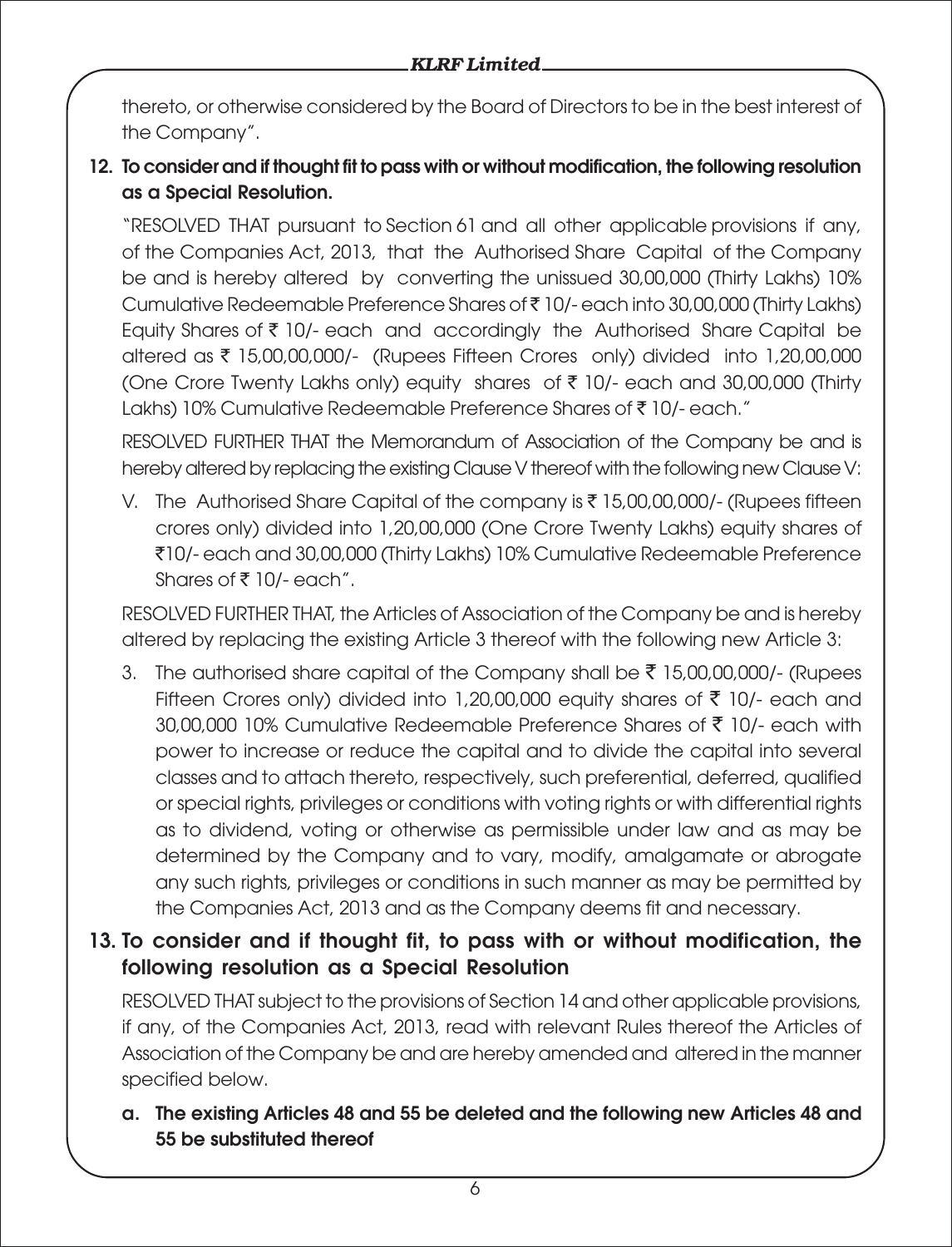thereto, or otherwise considered by the Board of Directors to be in the best interest of the Company".

**12. To consider and if thought fit to pass with or without modification, the following resolution as a Special Resolution.**

"RESOLVED THAT pursuant to Section 61 and all other applicable provisions if any, of the Companies Act, 2013, that the Authorised Share Capital of the Company be and is hereby altered by converting the unissued 30,00,000 (Thirty Lakhs) 10% Cumulative Redeemable Preference Shares of ₹ 10/- each into 30,00,000 (Thirty Lakhs) Equity Shares of ₹ 10/- each and accordingly the Authorised Share Capital be altered as ₹ 15,00,00,000/- (Rupees Fifteen Crores only) divided into 1,20,00,000 (One Crore Twenty Lakhs only) equity shares of ₹ 10/- each and 30,00,000 (Thirty Lakhs) 10% Cumulative Redeemable Preference Shares of ₹ 10/- each."

RESOLVED FURTHER THAT the Memorandum of Association of the Company be and is hereby altered by replacing the existing Clause V thereof with the following new Clause V:

V. The Authorised Share Capital of the company is ₹ 15,00,00,000/- (Rupees fifteen crores only) divided into 1,20,00,000 (One Crore Twenty Lakhs) equity shares of ₹10/- each and 30,00,000 (Thirty Lakhs) 10% Cumulative Redeemable Preference Shares of ₹ 10/- each".

RESOLVED FURTHER THAT, the Articles of Association of the Company be and is hereby altered by replacing the existing Article 3 thereof with the following new Article 3:

3. The authorised share capital of the Company shall be ₹ 15,00,00,000/- (Rupees Fifteen Crores only) divided into 1,20,00,000 equity shares of ₹ 10/- each and 30,00,000 10% Cumulative Redeemable Preference Shares of ₹ 10/- each with power to increase or reduce the capital and to divide the capital into several classes and to attach thereto, respectively, such preferential, deferred, qualified or special rights, privileges or conditions with voting rights or with differential rights as to dividend, voting or otherwise as permissible under law and as may be determined by the Company and to vary, modify, amalgamate or abrogate any such rights, privileges or conditions in such manner as may be permitted by the Companies Act, 2013 and as the Company deems fit and necessary.

**13. To consider and if thought fit, to pass with or without modification, the following resolution as a Special Resolution**

RESOLVED THAT subject to the provisions of Section 14 and other applicable provisions, if any, of the Companies Act, 2013, read with relevant Rules thereof the Articles of Association of the Company be and are hereby amended and altered in the manner specified below.

**a. The existing Articles 48 and 55 be deleted and the following new Articles 48 and 55 be substituted thereof**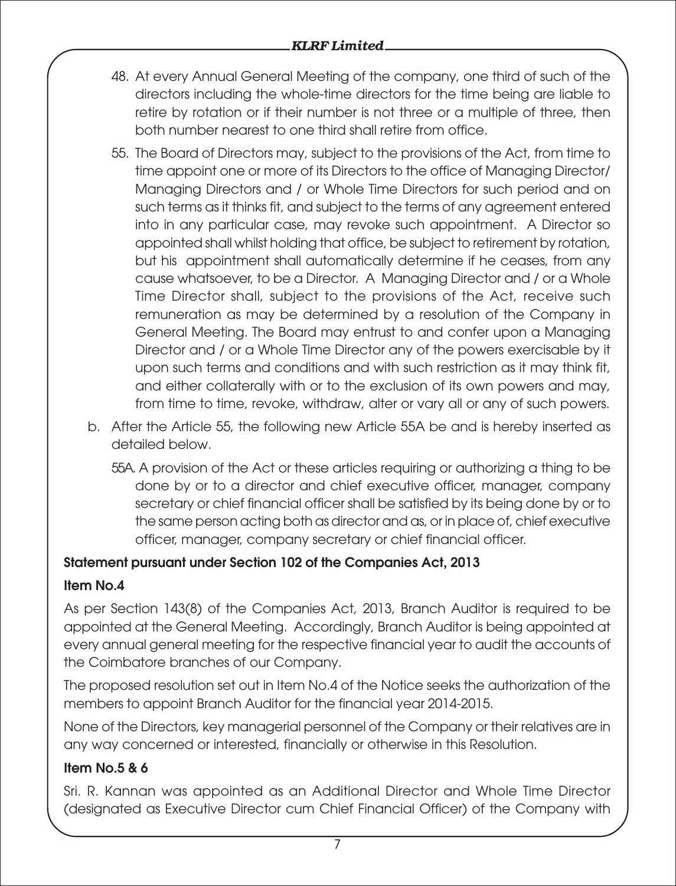48. At every Annual General Meeting of the company, one third of such of the directors including the whole-time directors for the time being are liable to retire by rotation or if their number is not three or a multiple of three, then both number nearest to one third shall retire from office.

55. The Board of Directors may, subject to the provisions of the Act, from time to time appoint one or more of its Directors to the office of Managing Director/ Managing Directors and / or Whole Time Directors for such period and on such terms as it thinks fit, and subject to the terms of any agreement entered into in any particular case, may revoke such appointment. A Director so appointed shall whilst holding that office, be subject to retirement by rotation, but his appointment shall automatically determine if he ceases, from any cause whatsoever, to be a Director. A Managing Director and / or a Whole Time Director shall, subject to the provisions of the Act, receive such remuneration as may be determined by a resolution of the Company in General Meeting. The Board may entrust to and confer upon a Managing Director and / or a Whole Time Director any of the powers exercisable by it upon such terms and conditions and with such restriction as it may think fit, and either collaterally with or to the exclusion of its own powers and may, from time to time, revoke, withdraw, alter or vary all or any of such powers.

b. After the Article 55, the following new Article 55A be and is hereby inserted as detailed below.

55A. A provision of the Act or these articles requiring or authorizing a thing to be done by or to a director and chief executive officer, manager, company secretary or chief financial officer shall be satisfied by its being done by or to the same person acting both as director and as, or in place of, chief executive officer, manager, company secretary or chief financial officer.

**Statement pursuant under Section 102 of the Companies Act, 2013**

**Item No.4**

As per Section 143(8) of the Companies Act, 2013, Branch Auditor is required to be appointed at the General Meeting. Accordingly, Branch Auditor is being appointed at every annual general meeting for the respective financial year to audit the accounts of the Coimbatore branches of our Company.

The proposed resolution set out in Item No.4 of the Notice seeks the authorization of the members to appoint Branch Auditor for the financial year 2014-2015.

None of the Directors, key managerial personnel of the Company or their relatives are in any way concerned or interested, financially or otherwise in this Resolution.

**Item No.5 & 6**

Sri. R. Kannan was appointed as an Additional Director and Whole Time Director (designated as Executive Director cum Chief Financial Officer) of the Company with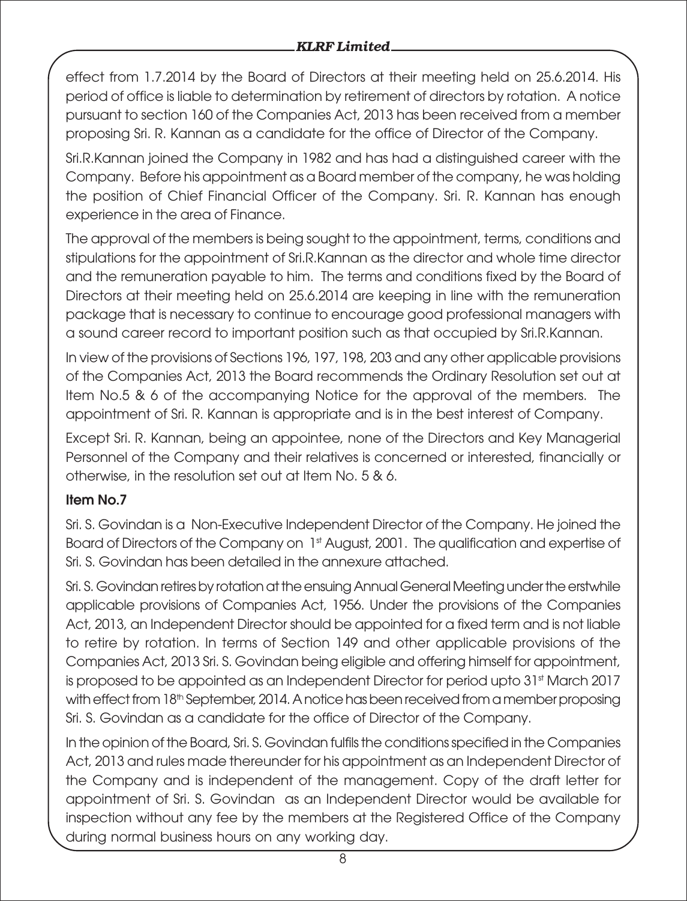effect from 1.7.2014 by the Board of Directors at their meeting held on 25.6.2014. His period of office is liable to determination by retirement of directors by rotation. A notice pursuant to section 160 of the Companies Act, 2013 has been received from a member proposing Sri. R. Kannan as a candidate for the office of Director of the Company.

Sri.R.Kannan joined the Company in 1982 and has had a distinguished career with the Company. Before his appointment as a Board member of the company, he was holding the position of Chief Financial Officer of the Company. Sri. R. Kannan has enough experience in the area of Finance.

The approval of the members is being sought to the appointment, terms, conditions and stipulations for the appointment of Sri.R.Kannan as the director and whole time director and the remuneration payable to him. The terms and conditions fixed by the Board of Directors at their meeting held on 25.6.2014 are keeping in line with the remuneration package that is necessary to continue to encourage good professional managers with a sound career record to important position such as that occupied by Sri.R.Kannan.

In view of the provisions of Sections 196, 197, 198, 203 and any other applicable provisions of the Companies Act, 2013 the Board recommends the Ordinary Resolution set out at Item No.5 & 6 of the accompanying Notice for the approval of the members. The appointment of Sri. R. Kannan is appropriate and is in the best interest of Company.

Except Sri. R. Kannan, being an appointee, none of the Directors and Key Managerial Personnel of the Company and their relatives is concerned or interested, financially or otherwise, in the resolution set out at Item No. 5 & 6.

**Item No.7**

Sri. S. Govindan is a Non-Executive Independent Director of the Company. He joined the Board of Directors of the Company on 1st August, 2001. The qualification and expertise of Sri. S. Govindan has been detailed in the annexure attached.

Sri. S. Govindan retires by rotation at the ensuing Annual General Meeting under the erstwhile applicable provisions of Companies Act, 1956. Under the provisions of the Companies Act, 2013, an Independent Director should be appointed for a fixed term and is not liable to retire by rotation. In terms of Section 149 and other applicable provisions of the Companies Act, 2013 Sri. S. Govindan being eligible and offering himself for appointment, is proposed to be appointed as an Independent Director for period upto 31st March 2017 with effect from 18th September, 2014. A notice has been received from a member proposing Sri. S. Govindan as a candidate for the office of Director of the Company.

In the opinion of the Board, Sri. S. Govindan fulfils the conditions specified in the Companies Act, 2013 and rules made thereunder for his appointment as an Independent Director of the Company and is independent of the management. Copy of the draft letter for appointment of Sri. S. Govindan as an Independent Director would be available for inspection without any fee by the members at the Registered Office of the Company during normal business hours on any working day.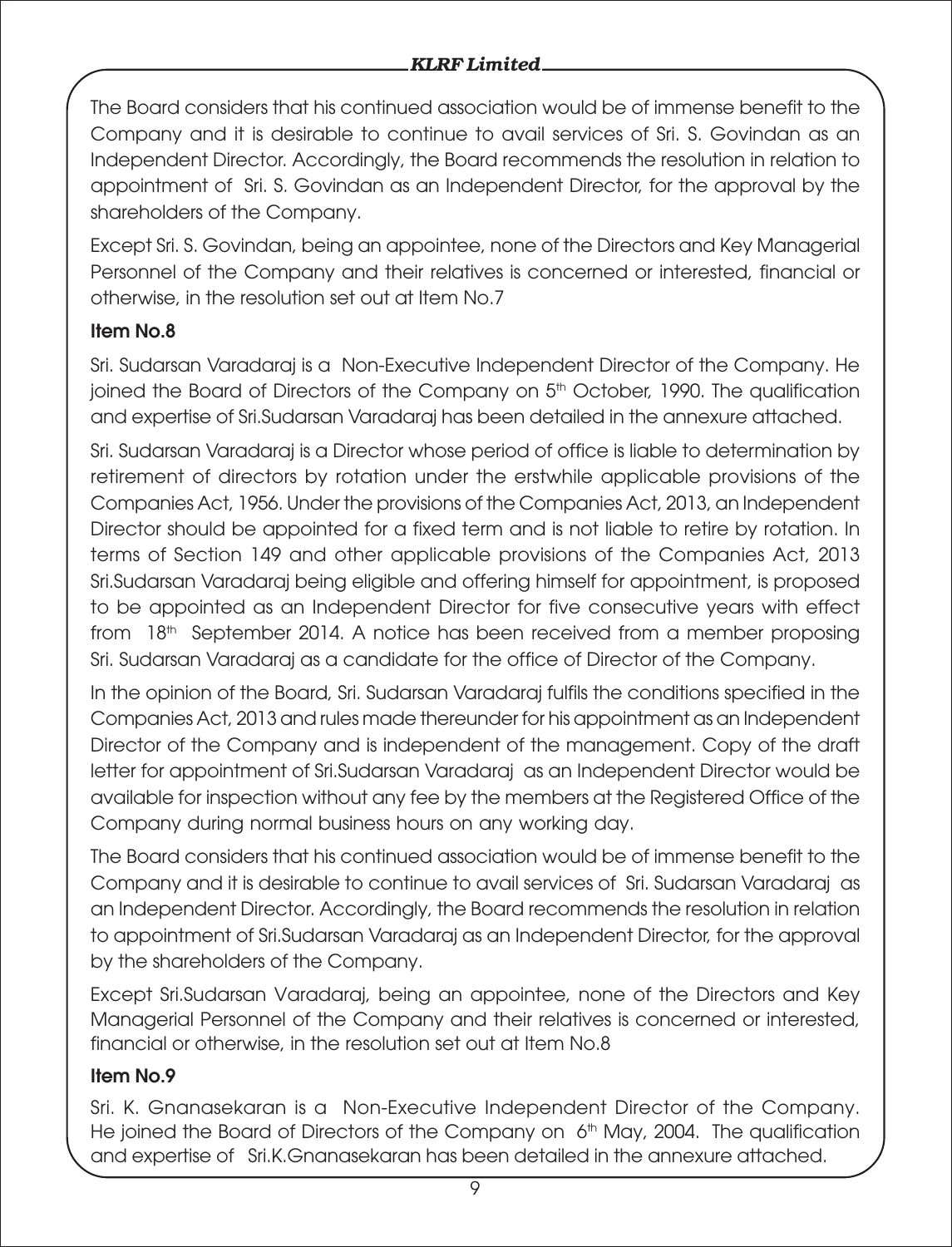The Board considers that his continued association would be of immense benefit to the Company and it is desirable to continue to avail services of Sri. S. Govindan as an Independent Director. Accordingly, the Board recommends the resolution in relation to appointment of Sri. S. Govindan as an Independent Director, for the approval by the shareholders of the Company.

Except Sri. S. Govindan, being an appointee, none of the Directors and Key Managerial Personnel of the Company and their relatives is concerned or interested, financial or otherwise, in the resolution set out at Item No.7

**Item No.8**

Sri. Sudarsan Varadaraj is a Non-Executive Independent Director of the Company. He joined the Board of Directors of the Company on 5th October, 1990. The qualification and expertise of Sri.Sudarsan Varadaraj has been detailed in the annexure attached.

Sri. Sudarsan Varadaraj is a Director whose period of office is liable to determination by retirement of directors by rotation under the erstwhile applicable provisions of the Companies Act, 1956. Under the provisions of the Companies Act, 2013, an Independent Director should be appointed for a fixed term and is not liable to retire by rotation. In terms of Section 149 and other applicable provisions of the Companies Act, 2013 Sri.Sudarsan Varadaraj being eligible and offering himself for appointment, is proposed to be appointed as an Independent Director for five consecutive years with effect from 18th September 2014. A notice has been received from a member proposing Sri. Sudarsan Varadaraj as a candidate for the office of Director of the Company.

In the opinion of the Board, Sri. Sudarsan Varadaraj fulfils the conditions specified in the Companies Act, 2013 and rules made thereunder for his appointment as an Independent Director of the Company and is independent of the management. Copy of the draft letter for appointment of Sri.Sudarsan Varadaraj as an Independent Director would be available for inspection without any fee by the members at the Registered Office of the Company during normal business hours on any working day.

The Board considers that his continued association would be of immense benefit to the Company and it is desirable to continue to avail services of Sri. Sudarsan Varadaraj as an Independent Director. Accordingly, the Board recommends the resolution in relation to appointment of Sri.Sudarsan Varadaraj as an Independent Director, for the approval by the shareholders of the Company.

Except Sri.Sudarsan Varadaraj, being an appointee, none of the Directors and Key Managerial Personnel of the Company and their relatives is concerned or interested, financial or otherwise, in the resolution set out at Item No.8

**Item No.9**

Sri. K. Gnanasekaran is a Non-Executive Independent Director of the Company. He joined the Board of Directors of the Company on 6th May, 2004. The qualification and expertise of Sri.K.Gnanasekaran has been detailed in the annexure attached.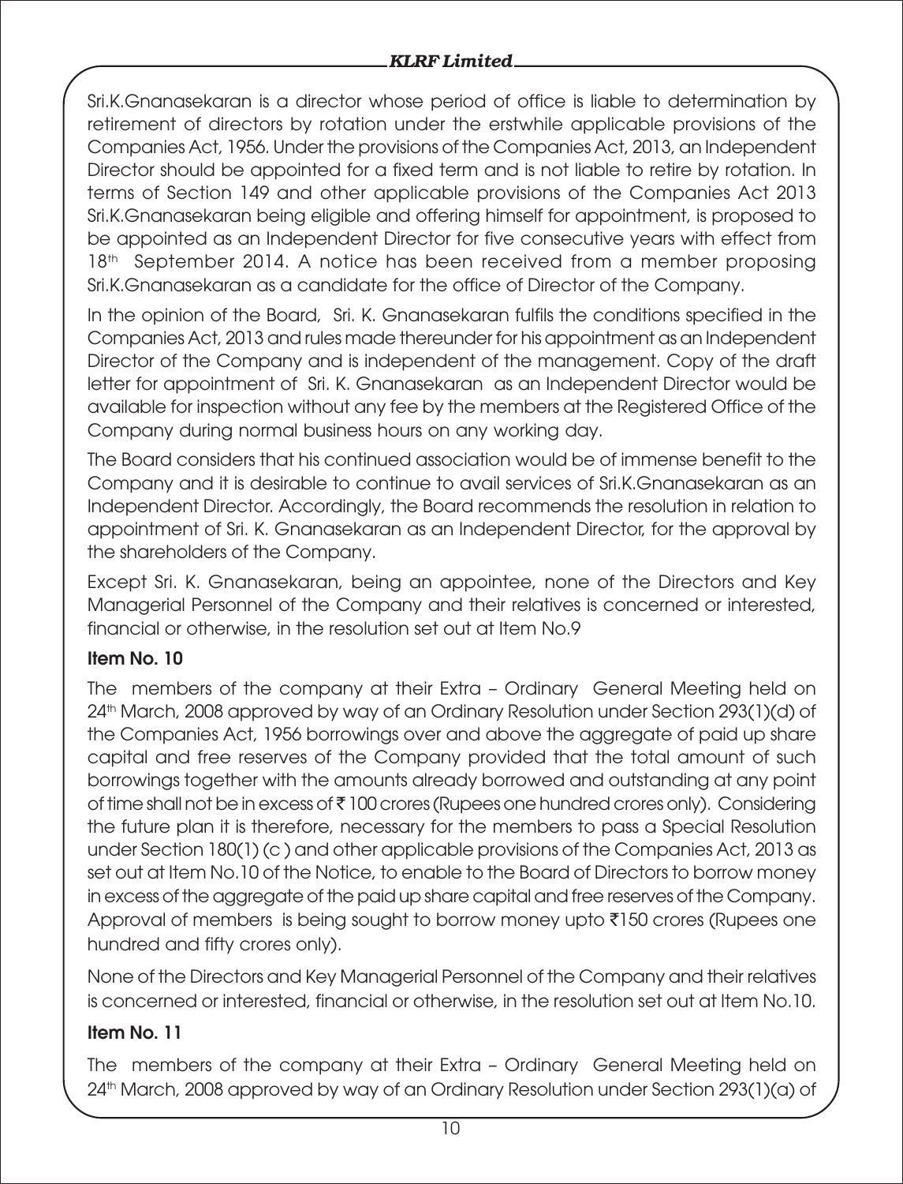Sri.K.Gnanasekaran is a director whose period of office is liable to determination by retirement of directors by rotation under the erstwhile applicable provisions of the Companies Act, 1956. Under the provisions of the Companies Act, 2013, an Independent Director should be appointed for a fixed term and is not liable to retire by rotation. In terms of Section 149 and other applicable provisions of the Companies Act 2013 Sri.K.Gnanasekaran being eligible and offering himself for appointment, is proposed to be appointed as an Independent Director for five consecutive years with effect from 18th September 2014. A notice has been received from a member proposing Sri.K.Gnanasekaran as a candidate for the office of Director of the Company.

In the opinion of the Board, Sri. K. Gnanasekaran fulfils the conditions specified in the Companies Act, 2013 and rules made thereunder for his appointment as an Independent Director of the Company and is independent of the management. Copy of the draft letter for appointment of Sri. K. Gnanasekaran as an Independent Director would be available for inspection without any fee by the members at the Registered Office of the Company during normal business hours on any working day.

The Board considers that his continued association would be of immense benefit to the Company and it is desirable to continue to avail services of Sri.K.Gnanasekaran as an Independent Director. Accordingly, the Board recommends the resolution in relation to appointment of Sri. K. Gnanasekaran as an Independent Director, for the approval by the shareholders of the Company.

Except Sri. K. Gnanasekaran, being an appointee, none of the Directors and Key Managerial Personnel of the Company and their relatives is concerned or interested, financial or otherwise, in the resolution set out at Item No.9

**Item No. 10**

The members of the company at their Extra – Ordinary General Meeting held on 24th March, 2008 approved by way of an Ordinary Resolution under Section 293(1)(d) of the Companies Act, 1956 borrowings over and above the aggregate of paid up share capital and free reserves of the Company provided that the total amount of such borrowings together with the amounts already borrowed and outstanding at any point of time shall not be in excess of ₹ 100 crores (Rupees one hundred crores only). Considering the future plan it is therefore, necessary for the members to pass a Special Resolution under Section 180(1) (c ) and other applicable provisions of the Companies Act, 2013 as set out at Item No.10 of the Notice, to enable to the Board of Directors to borrow money in excess of the aggregate of the paid up share capital and free reserves of the Company. Approval of members is being sought to borrow money upto ₹150 crores (Rupees one hundred and fifty crores only).

None of the Directors and Key Managerial Personnel of the Company and their relatives is concerned or interested, financial or otherwise, in the resolution set out at Item No.10.

**Item No. 11**

The members of the company at their Extra – Ordinary General Meeting held on 24th March, 2008 approved by way of an Ordinary Resolution under Section 293(1)(a) of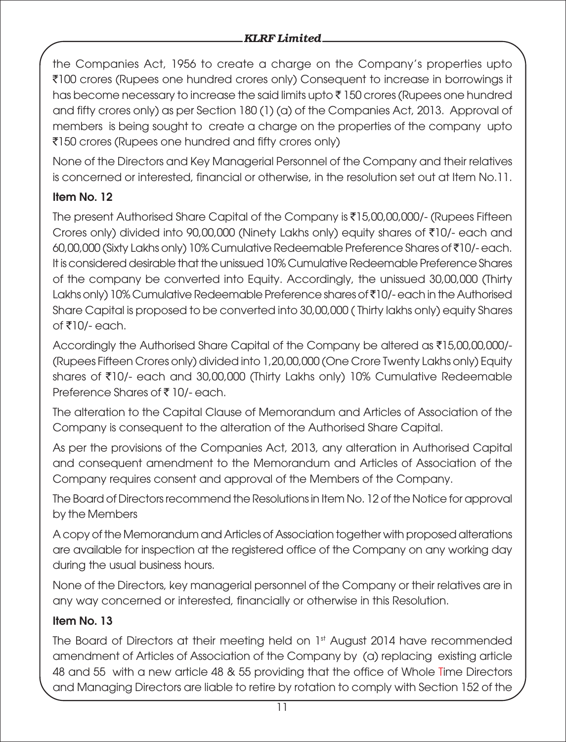the Companies Act, 1956 to create a charge on the Company's properties upto ₹100 crores (Rupees one hundred crores only) Consequent to increase in borrowings it has become necessary to increase the said limits upto ₹ 150 crores (Rupees one hundred and fifty crores only) as per Section 180 (1) (a) of the Companies Act, 2013. Approval of members is being sought to create a charge on the properties of the company upto ₹150 crores (Rupees one hundred and fifty crores only)

None of the Directors and Key Managerial Personnel of the Company and their relatives is concerned or interested, financial or otherwise, in the resolution set out at Item No.11.

### Item No. 12

The present Authorised Share Capital of the Company is ₹15,00,00,000/- (Rupees Fifteen Crores only) divided into 90,00,000 (Ninety Lakhs only) equity shares of ₹10/- each and 60,00,000 (Sixty Lakhs only) 10% Cumulative Redeemable Preference Shares of ₹10/- each. It is considered desirable that the unissued 10% Cumulative Redeemable Preference Shares of the company be converted into Equity. Accordingly, the unissued 30,00,000 (Thirty Lakhs only) 10% Cumulative Redeemable Preference shares of ₹10/- each in the Authorised Share Capital is proposed to be converted into 30,00,000 ( Thirty lakhs only) equity Shares of ₹10/- each.

Accordingly the Authorised Share Capital of the Company be altered as ₹15,00,00,000/- (Rupees Fifteen Crores only) divided into 1,20,00,000 (One Crore Twenty Lakhs only) Equity shares of ₹10/- each and 30,00,000 (Thirty Lakhs only) 10% Cumulative Redeemable Preference Shares of ₹ 10/- each.

The alteration to the Capital Clause of Memorandum and Articles of Association of the Company is consequent to the alteration of the Authorised Share Capital.

As per the provisions of the Companies Act, 2013, any alteration in Authorised Capital and consequent amendment to the Memorandum and Articles of Association of the Company requires consent and approval of the Members of the Company.

The Board of Directors recommend the Resolutions in Item No. 12 of the Notice for approval by the Members

A copy of the Memorandum and Articles of Association together with proposed alterations are available for inspection at the registered office of the Company on any working day during the usual business hours.

None of the Directors, key managerial personnel of the Company or their relatives are in any way concerned or interested, financially or otherwise in this Resolution.

### Item No. 13

The Board of Directors at their meeting held on 1st August 2014 have recommended amendment of Articles of Association of the Company by (a) replacing existing article 48 and 55 with a new article 48 & 55 providing that the office of Whole Time Directors and Managing Directors are liable to retire by rotation to comply with Section 152 of the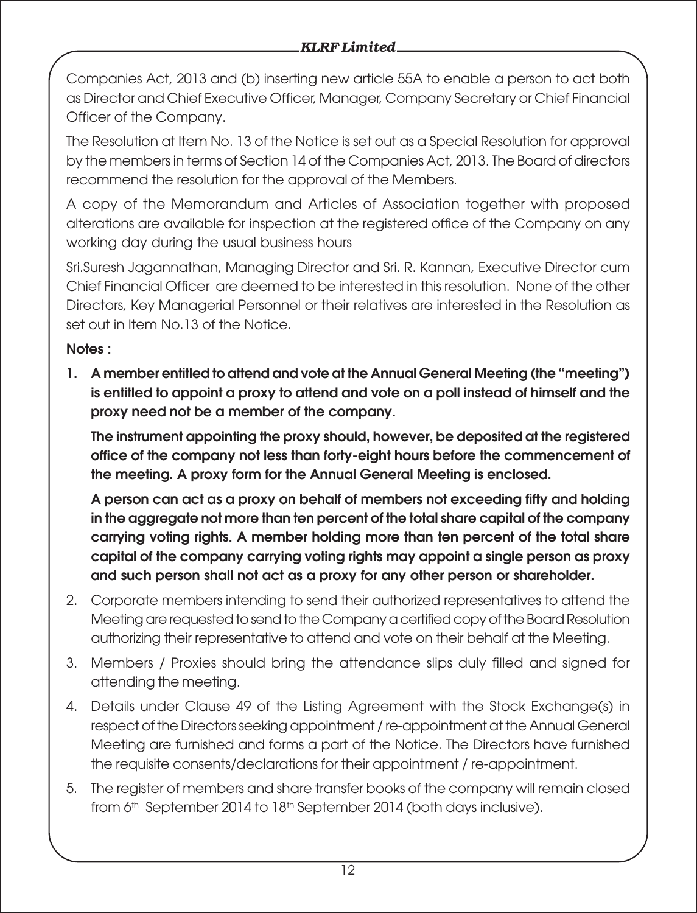Companies Act, 2013 and (b) inserting new article 55A to enable a person to act both as Director and Chief Executive Officer, Manager, Company Secretary or Chief Financial Officer of the Company.

The Resolution at Item No. 13 of the Notice is set out as a Special Resolution for approval by the members in terms of Section 14 of the Companies Act, 2013. The Board of directors recommend the resolution for the approval of the Members.

A copy of the Memorandum and Articles of Association together with proposed alterations are available for inspection at the registered office of the Company on any working day during the usual business hours

Sri.Suresh Jagannathan, Managing Director and Sri. R. Kannan, Executive Director cum Chief Financial Officer are deemed to be interested in this resolution. None of the other Directors, Key Managerial Personnel or their relatives are interested in the Resolution as set out in Item No.13 of the Notice.

**Notes :**

1. **A member entitled to attend and vote at the Annual General Meeting (the "meeting") is entitled to appoint a proxy to attend and vote on a poll instead of himself and the proxy need not be a member of the company.**

   **The instrument appointing the proxy should, however, be deposited at the registered office of the company not less than forty-eight hours before the commencement of the meeting. A proxy form for the Annual General Meeting is enclosed.**

   **A person can act as a proxy on behalf of members not exceeding fifty and holding in the aggregate not more than ten percent of the total share capital of the company carrying voting rights. A member holding more than ten percent of the total share capital of the company carrying voting rights may appoint a single person as proxy and such person shall not act as a proxy for any other person or shareholder.**

2. Corporate members intending to send their authorized representatives to attend the Meeting are requested to send to the Company a certified copy of the Board Resolution authorizing their representative to attend and vote on their behalf at the Meeting.

3. Members / Proxies should bring the attendance slips duly filled and signed for attending the meeting.

4. Details under Clause 49 of the Listing Agreement with the Stock Exchange(s) in respect of the Directors seeking appointment / re-appointment at the Annual General Meeting are furnished and forms a part of the Notice. The Directors have furnished the requisite consents/declarations for their appointment / re-appointment.

5. The register of members and share transfer books of the company will remain closed from 6th September 2014 to 18th September 2014 (both days inclusive).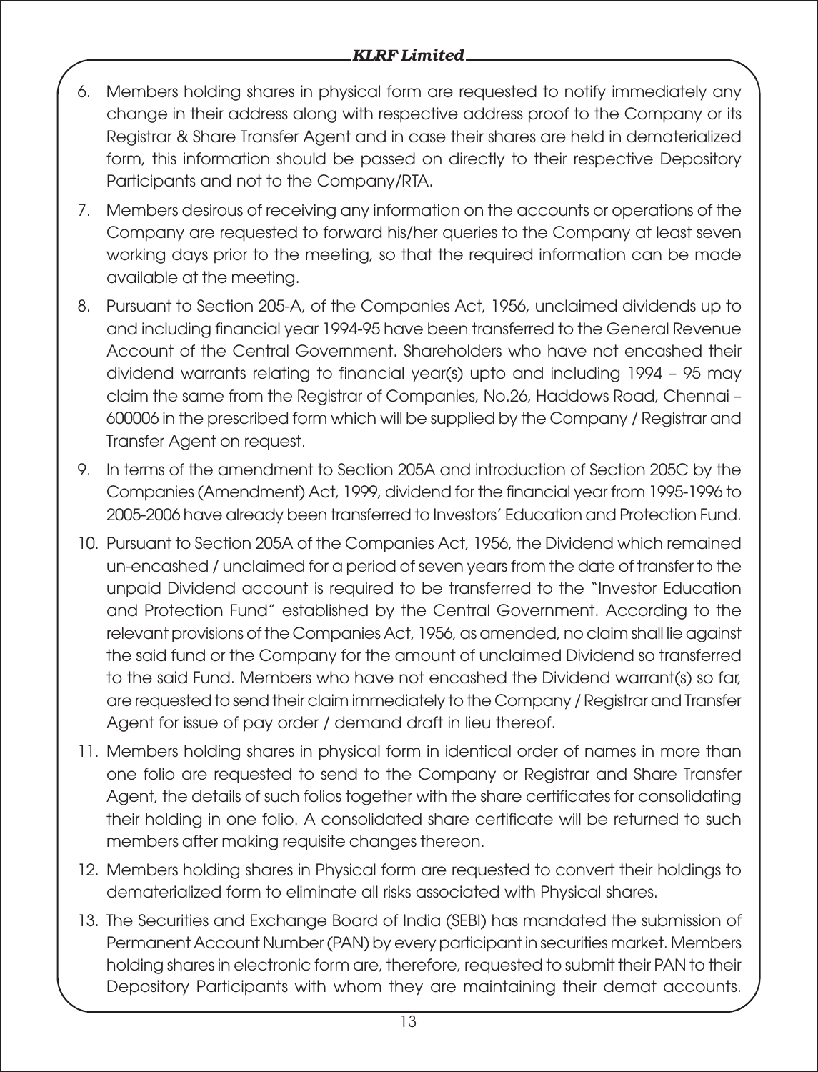6. Members holding shares in physical form are requested to notify immediately any change in their address along with respective address proof to the Company or its Registrar & Share Transfer Agent and in case their shares are held in dematerialized form, this information should be passed on directly to their respective Depository Participants and not to the Company/RTA.

7. Members desirous of receiving any information on the accounts or operations of the Company are requested to forward his/her queries to the Company at least seven working days prior to the meeting, so that the required information can be made available at the meeting.

8. Pursuant to Section 205-A, of the Companies Act, 1956, unclaimed dividends up to and including financial year 1994-95 have been transferred to the General Revenue Account of the Central Government. Shareholders who have not encashed their dividend warrants relating to financial year(s) upto and including 1994 – 95 may claim the same from the Registrar of Companies, No.26, Haddows Road, Chennai – 600006 in the prescribed form which will be supplied by the Company / Registrar and Transfer Agent on request.

9. In terms of the amendment to Section 205A and introduction of Section 205C by the Companies (Amendment) Act, 1999, dividend for the financial year from 1995-1996 to 2005-2006 have already been transferred to Investors' Education and Protection Fund.

10. Pursuant to Section 205A of the Companies Act, 1956, the Dividend which remained un-encashed / unclaimed for a period of seven years from the date of transfer to the unpaid Dividend account is required to be transferred to the "Investor Education and Protection Fund" established by the Central Government. According to the relevant provisions of the Companies Act, 1956, as amended, no claim shall lie against the said fund or the Company for the amount of unclaimed Dividend so transferred to the said Fund. Members who have not encashed the Dividend warrant(s) so far, are requested to send their claim immediately to the Company / Registrar and Transfer Agent for issue of pay order / demand draft in lieu thereof.

11. Members holding shares in physical form in identical order of names in more than one folio are requested to send to the Company or Registrar and Share Transfer Agent, the details of such folios together with the share certificates for consolidating their holding in one folio. A consolidated share certificate will be returned to such members after making requisite changes thereon.

12. Members holding shares in Physical form are requested to convert their holdings to dematerialized form to eliminate all risks associated with Physical shares.

13. The Securities and Exchange Board of India (SEBI) has mandated the submission of Permanent Account Number (PAN) by every participant in securities market. Members holding shares in electronic form are, therefore, requested to submit their PAN to their Depository Participants with whom they are maintaining their demat accounts.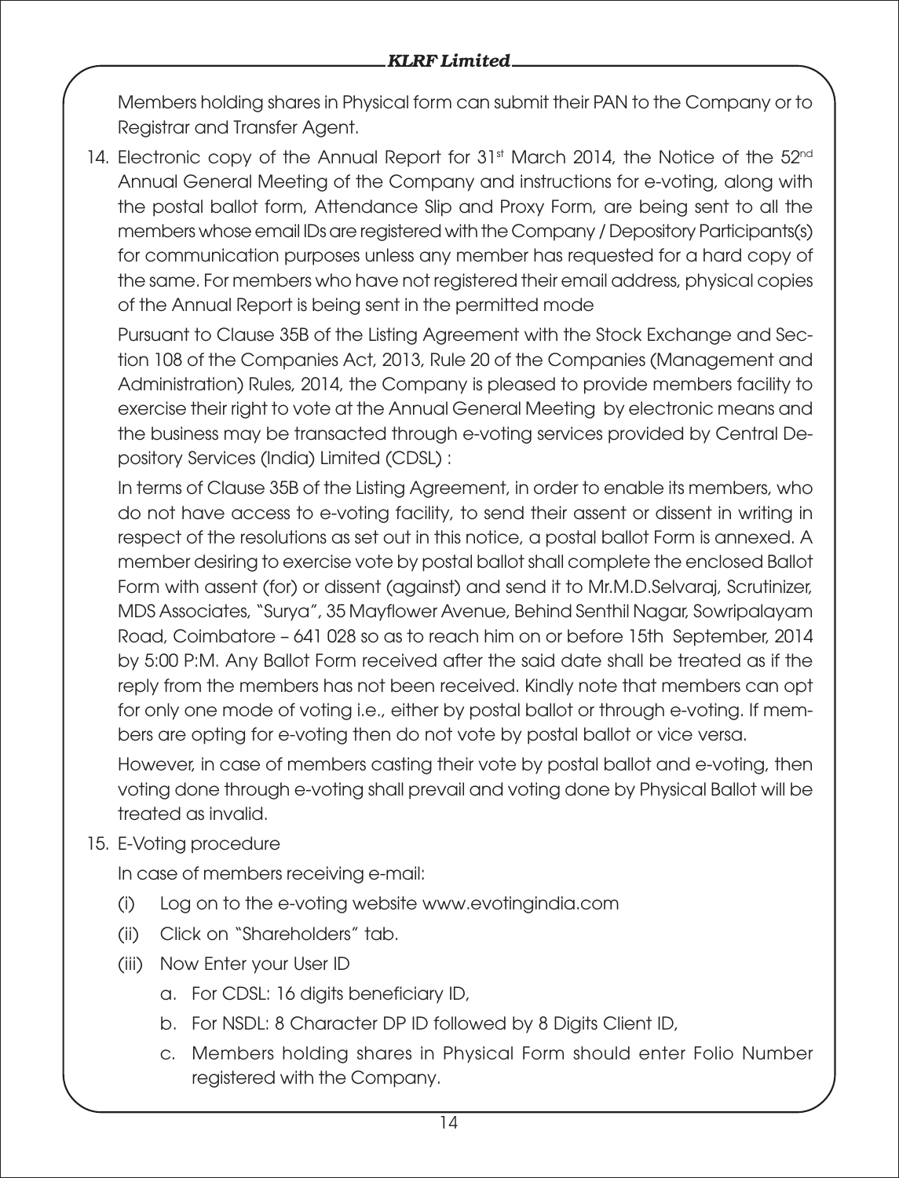Members holding shares in Physical form can submit their PAN to the Company or to Registrar and Transfer Agent.

14. Electronic copy of the Annual Report for 31[st] March 2014, the Notice of the 52[nd] Annual General Meeting of the Company and instructions for e-voting, along with the postal ballot form, Attendance Slip and Proxy Form, are being sent to all the members whose email IDs are registered with the Company / Depository Participants(s) for communication purposes unless any member has requested for a hard copy of the same. For members who have not registered their email address, physical copies of the Annual Report is being sent in the permitted mode

    Pursuant to Clause 35B of the Listing Agreement with the Stock Exchange and Section 108 of the Companies Act, 2013, Rule 20 of the Companies (Management and Administration) Rules, 2014, the Company is pleased to provide members facility to exercise their right to vote at the Annual General Meeting by electronic means and the business may be transacted through e-voting services provided by Central Depository Services (India) Limited (CDSL) :

    In terms of Clause 35B of the Listing Agreement, in order to enable its members, who do not have access to e-voting facility, to send their assent or dissent in writing in respect of the resolutions as set out in this notice, a postal ballot Form is annexed. A member desiring to exercise vote by postal ballot shall complete the enclosed Ballot Form with assent (for) or dissent (against) and send it to Mr.M.D.Selvaraj, Scrutinizer, MDS Associates, "Surya", 35 Mayflower Avenue, Behind Senthil Nagar, Sowripalayam Road, Coimbatore – 641 028 so as to reach him on or before 15th September, 2014 by 5:00 P:M. Any Ballot Form received after the said date shall be treated as if the reply from the members has not been received. Kindly note that members can opt for only one mode of voting i.e., either by postal ballot or through e-voting. If members are opting for e-voting then do not vote by postal ballot or vice versa.

    However, in case of members casting their vote by postal ballot and e-voting, then voting done through e-voting shall prevail and voting done by Physical Ballot will be treated as invalid.

15. E-Voting procedure

    In case of members receiving e-mail:

    (i) Log on to the e-voting website www.evotingindia.com

    (ii) Click on "Shareholders" tab.

    (iii) Now Enter your User ID

    a. For CDSL: 16 digits beneficiary ID,

    b. For NSDL: 8 Character DP ID followed by 8 Digits Client ID,

    c. Members holding shares in Physical Form should enter Folio Number registered with the Company.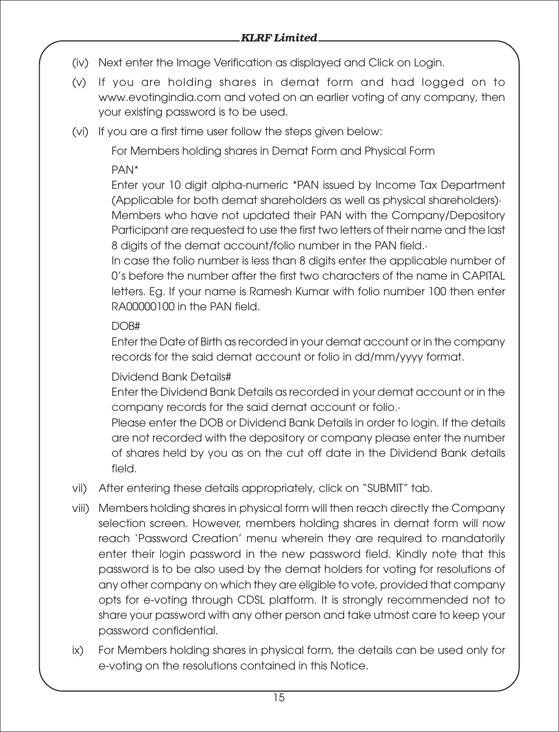(iv) Next enter the Image Verification as displayed and Click on Login.

(v) If you are holding shares in demat form and had logged on to www.evotingindia.com and voted on an earlier voting of any company, then your existing password is to be used.

(vi) If you are a first time user follow the steps given below:

For Members holding shares in Demat Form and Physical Form

PAN*

Enter your 10 digit alpha-numeric *PAN issued by Income Tax Department (Applicable for both demat shareholders as well as physical shareholders)·
Members who have not updated their PAN with the Company/Depository Participant are requested to use the first two letters of their name and the last 8 digits of the demat account/folio number in the PAN field.·
In case the folio number is less than 8 digits enter the applicable number of 0's before the number after the first two characters of the name in CAPITAL letters. Eg. If your name is Ramesh Kumar with folio number 100 then enter RA00000100 in the PAN field.

DOB#

Enter the Date of Birth as recorded in your demat account or in the company records for the said demat account or folio in dd/mm/yyyy format.

Dividend Bank Details#

Enter the Dividend Bank Details as recorded in your demat account or in the company records for the said demat account or folio.·
Please enter the DOB or Dividend Bank Details in order to login. If the details are not recorded with the depository or company please enter the number of shares held by you as on the cut off date in the Dividend Bank details field.

vii) After entering these details appropriately, click on "SUBMIT" tab.

viii) Members holding shares in physical form will then reach directly the Company selection screen. However, members holding shares in demat form will now reach 'Password Creation' menu wherein they are required to mandatorily enter their login password in the new password field. Kindly note that this password is to be also used by the demat holders for voting for resolutions of any other company on which they are eligible to vote, provided that company opts for e-voting through CDSL platform. It is strongly recommended not to share your password with any other person and take utmost care to keep your password confidential.

ix) For Members holding shares in physical form, the details can be used only for e-voting on the resolutions contained in this Notice.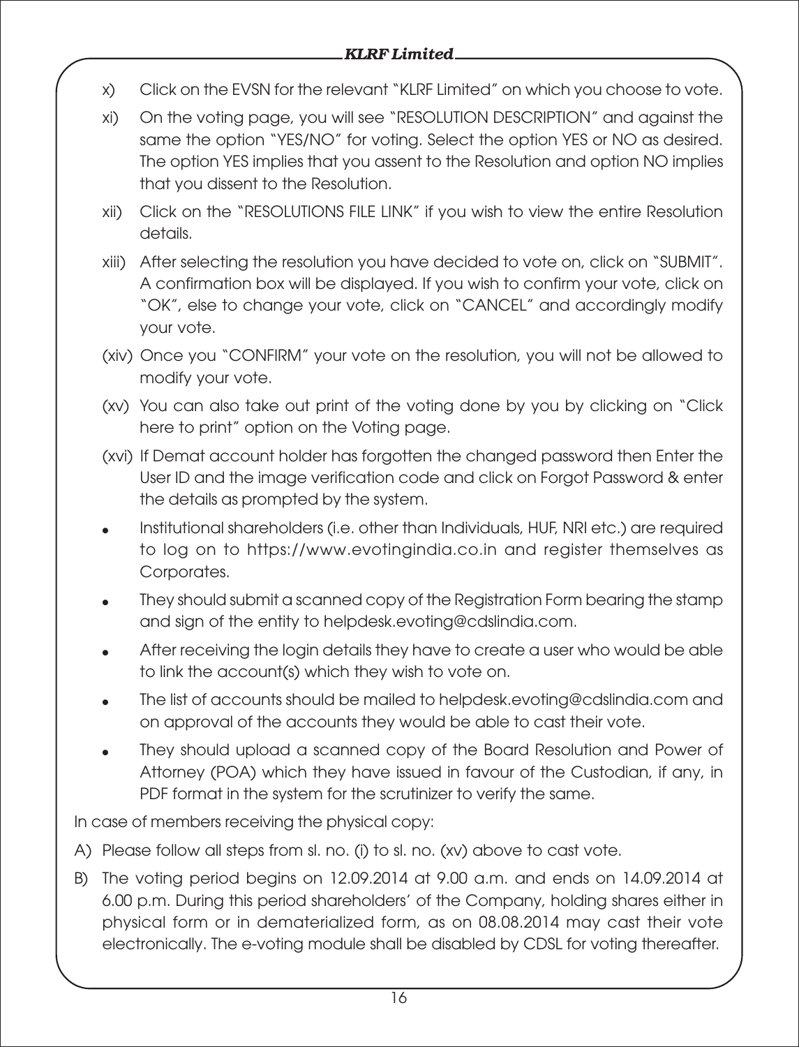x) Click on the EVSN for the relevant "KLRF Limited" on which you choose to vote.

xi) On the voting page, you will see "RESOLUTION DESCRIPTION" and against the same the option "YES/NO" for voting. Select the option YES or NO as desired. The option YES implies that you assent to the Resolution and option NO implies that you dissent to the Resolution.

xii) Click on the "RESOLUTIONS FILE LINK" if you wish to view the entire Resolution details.

xiii) After selecting the resolution you have decided to vote on, click on "SUBMIT". A confirmation box will be displayed. If you wish to confirm your vote, click on "OK", else to change your vote, click on "CANCEL" and accordingly modify your vote.

(xiv) Once you "CONFIRM" your vote on the resolution, you will not be allowed to modify your vote.

(xv) You can also take out print of the voting done by you by clicking on "Click here to print" option on the Voting page.

(xvi) If Demat account holder has forgotten the changed password then Enter the User ID and the image verification code and click on Forgot Password & enter the details as prompted by the system.

- Institutional shareholders (i.e. other than Individuals, HUF, NRI etc.) are required to log on to https://www.evotingindia.co.in and register themselves as Corporates.
- They should submit a scanned copy of the Registration Form bearing the stamp and sign of the entity to helpdesk.evoting@cdslindia.com.
- After receiving the login details they have to create a user who would be able to link the account(s) which they wish to vote on.
- The list of accounts should be mailed to helpdesk.evoting@cdslindia.com and on approval of the accounts they would be able to cast their vote.
- They should upload a scanned copy of the Board Resolution and Power of Attorney (POA) which they have issued in favour of the Custodian, if any, in PDF format in the system for the scrutinizer to verify the same.

In case of members receiving the physical copy:

A) Please follow all steps from sl. no. (i) to sl. no. (xv) above to cast vote.

B) The voting period begins on 12.09.2014 at 9.00 a.m. and ends on 14.09.2014 at 6.00 p.m. During this period shareholders' of the Company, holding shares either in physical form or in dematerialized form, as on 08.08.2014 may cast their vote electronically. The e-voting module shall be disabled by CDSL for voting thereafter.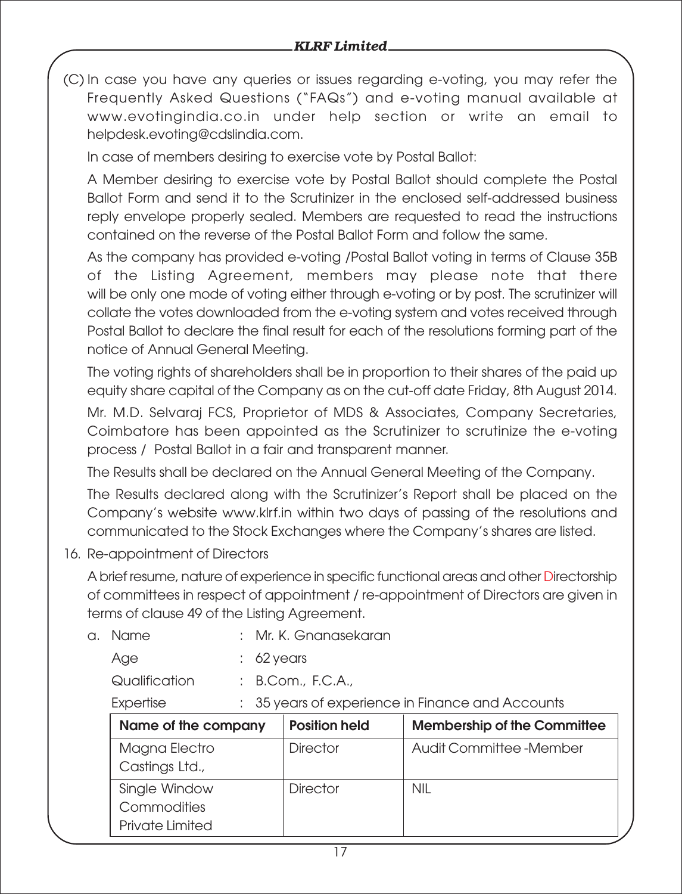(C) In case you have any queries or issues regarding e-voting, you may refer the Frequently Asked Questions ("FAQs") and e-voting manual available at www.evotingindia.co.in under help section or write an email to helpdesk.evoting@cdslindia.com.

In case of members desiring to exercise vote by Postal Ballot:

A Member desiring to exercise vote by Postal Ballot should complete the Postal Ballot Form and send it to the Scrutinizer in the enclosed self-addressed business reply envelope properly sealed. Members are requested to read the instructions contained on the reverse of the Postal Ballot Form and follow the same.

As the company has provided e-voting /Postal Ballot voting in terms of Clause 35B of the Listing Agreement, members may please note that there will be only one mode of voting either through e-voting or by post. The scrutinizer will collate the votes downloaded from the e-voting system and votes received through Postal Ballot to declare the final result for each of the resolutions forming part of the notice of Annual General Meeting.

The voting rights of shareholders shall be in proportion to their shares of the paid up equity share capital of the Company as on the cut-off date Friday, 8th August 2014.

Mr. M.D. Selvaraj FCS, Proprietor of MDS & Associates, Company Secretaries, Coimbatore has been appointed as the Scrutinizer to scrutinize the e-voting process / Postal Ballot in a fair and transparent manner.

The Results shall be declared on the Annual General Meeting of the Company.

The Results declared along with the Scrutinizer's Report shall be placed on the Company's website www.klrf.in within two days of passing of the resolutions and communicated to the Stock Exchanges where the Company's shares are listed.

16. Re-appointment of Directors

A brief resume, nature of experience in specific functional areas and other Directorship of committees in respect of appointment / re-appointment of Directors are given in terms of clause 49 of the Listing Agreement.

a. Name : Mr. K. Gnanasekaran

Age : 62 years

Qualification : B.Com., F.C.A.,

Expertise : 35 years of experience in Finance and Accounts

| Name of the company | Position held | Membership of the Committee |
|---|---|---|
| Magna Electro Castings Ltd., | Director | Audit Committee -Member |
| Single Window Commodities Private Limited | Director | NIL |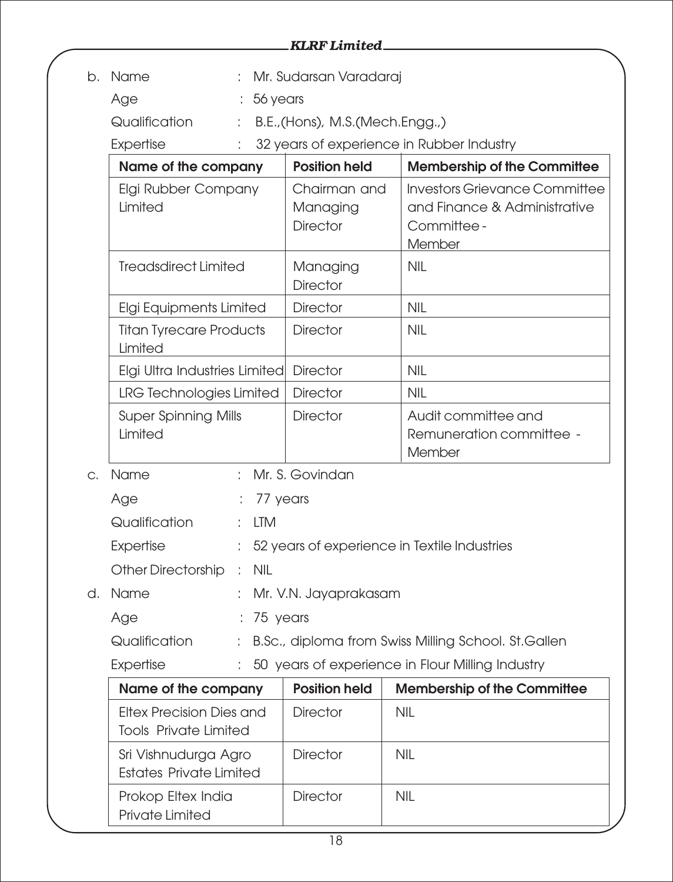b. Name : Mr. Sudarsan Varadaraj

Age : 56 years

Qualification : B.E.,(Hons), M.S.(Mech.Engg.,)

Expertise : 32 years of experience in Rubber Industry

| Name of the company | Position held | Membership of the Committee |
|---|---|---|
| Elgi Rubber Company Limited | Chairman and Managing Director | Investors Grievance Committee and Finance & Administrative Committee - Member |
| Treadsdirect Limited | Managing Director | NIL |
| Elgi Equipments Limited | Director | NIL |
| Titan Tyrecare Products Limited | Director | NIL |
| Elgi Ultra Industries Limited | Director | NIL |
| LRG Technologies Limited | Director | NIL |
| Super Spinning Mills Limited | Director | Audit committee and Remuneration committee - Member |

c. Name : Mr. S. Govindan

Age : 77 years

Qualification : LTM

Expertise : 52 years of experience in Textile Industries

Other Directorship : NIL

d. Name : Mr. V.N. Jayaprakasam

Age : 75 years

Qualification : B.Sc., diploma from Swiss Milling School. St.Gallen

Expertise : 50 years of experience in Flour Milling Industry

| Name of the company | Position held | Membership of the Committee |
|---|---|---|
| Eltex Precision Dies and Tools Private Limited | Director | NIL |
| Sri Vishnudurga Agro Estates Private Limited | Director | NIL |
| Prokop Eltex India Private Limited | Director | NIL |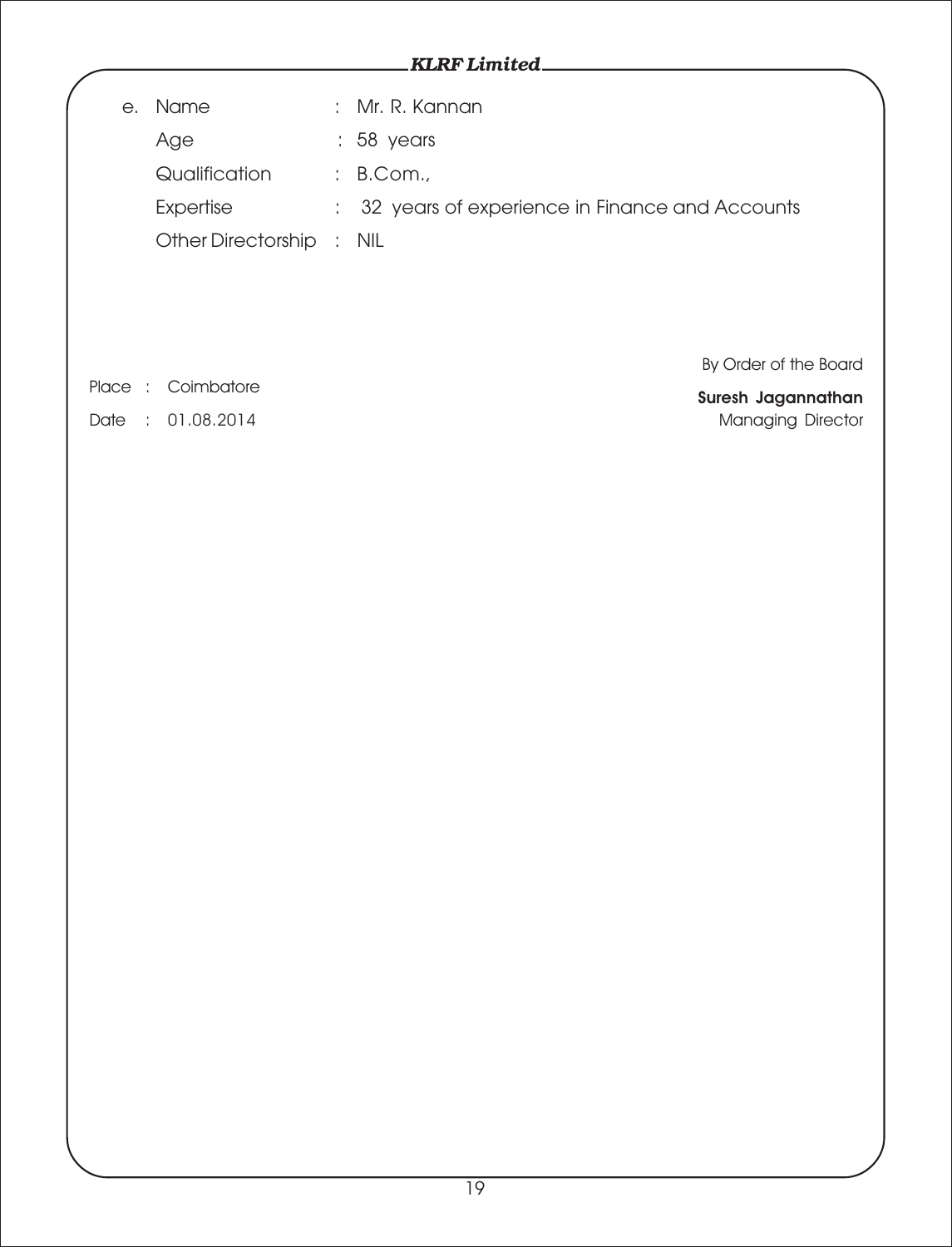e. Name : Mr. R. Kannan

Age : 58 years

Qualification : B.Com.,

Expertise : 32 years of experience in Finance and Accounts

Other Directorship : NIL

By Order of the Board

Place : Coimbatore

Date : 01.08.2014

**Suresh Jagannathan**
Managing Director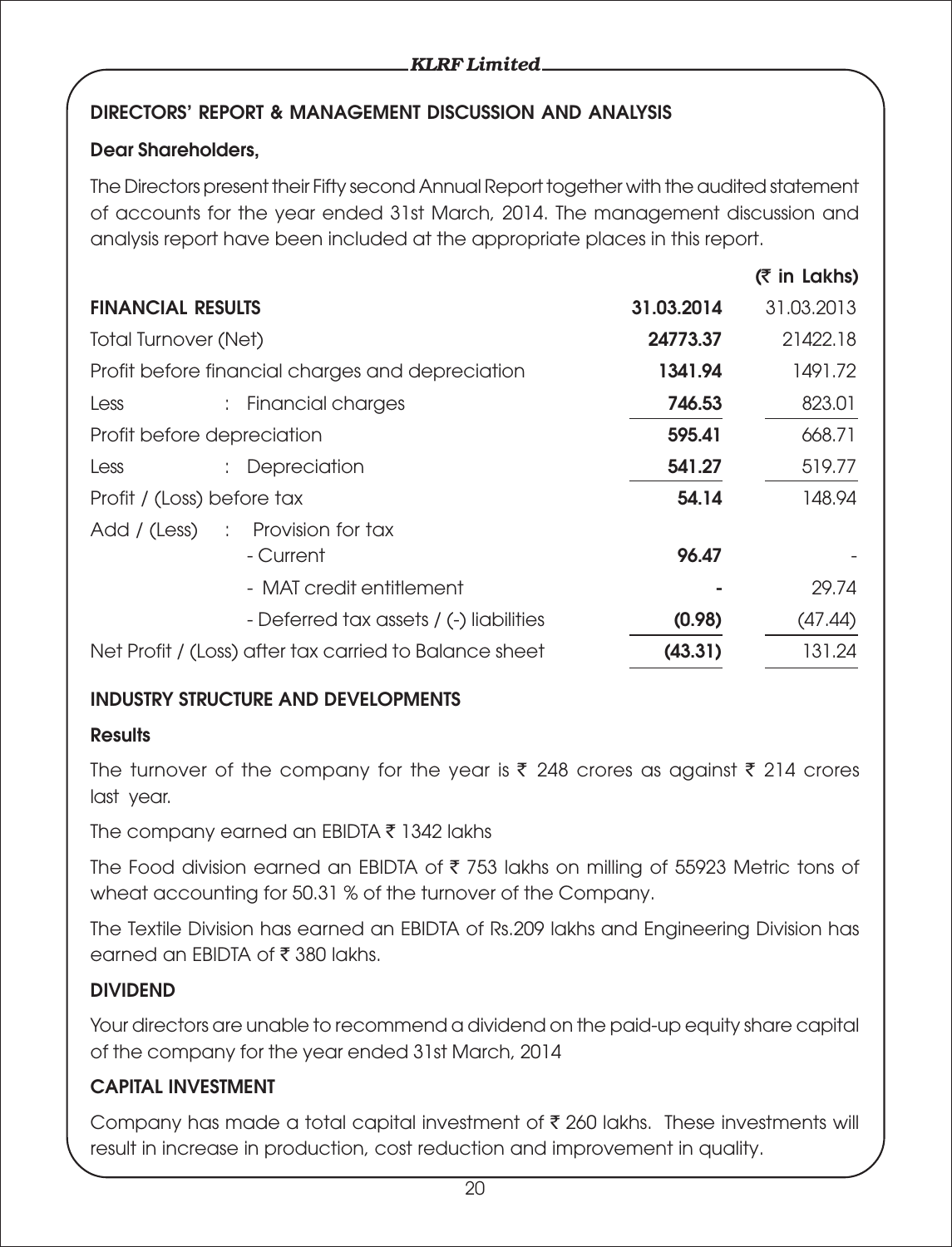## DIRECTORS' REPORT & MANAGEMENT DISCUSSION AND ANALYSIS

**Dear Shareholders,**

The Directors present their Fifty second Annual Report together with the audited statement of accounts for the year ended 31st March, 2014. The management discussion and analysis report have been included at the appropriate places in this report.

(₹ in Lakhs)

| FINANCIAL RESULTS | | **31.03.2014** | 31.03.2013 |
|---|---|---|---|
| Total Turnover (Net) | | **24773.37** | 21422.18 |
| Profit before financial charges and depreciation | | **1341.94** | 1491.72 |
| Less | : Financial charges | **746.53** | 823.01 |
| Profit before depreciation | | **595.41** | 668.71 |
| Less | : Depreciation | **541.27** | 519.77 |
| Profit / (Loss) before tax | | **54.14** | 148.94 |
| Add / (Less) | : Provision for tax - Current | **96.47** | - |
| | - MAT credit entitlement | **-** | 29.74 |
| | - Deferred tax assets / (-) liabilities | **(0.98)** | (47.44) |
| Net Profit / (Loss) after tax carried to Balance sheet | | **(43.31)** | 131.24 |

## INDUSTRY STRUCTURE AND DEVELOPMENTS

**Results**

The turnover of the company for the year is ₹ 248 crores as against ₹ 214 crores last year.

The company earned an EBIDTA ₹ 1342 lakhs

The Food division earned an EBIDTA of ₹ 753 lakhs on milling of 55923 Metric tons of wheat accounting for 50.31 % of the turnover of the Company.

The Textile Division has earned an EBIDTA of Rs.209 lakhs and Engineering Division has earned an EBIDTA of ₹ 380 lakhs.

## DIVIDEND

Your directors are unable to recommend a dividend on the paid-up equity share capital of the company for the year ended 31st March, 2014

## CAPITAL INVESTMENT

Company has made a total capital investment of ₹ 260 lakhs. These investments will result in increase in production, cost reduction and improvement in quality.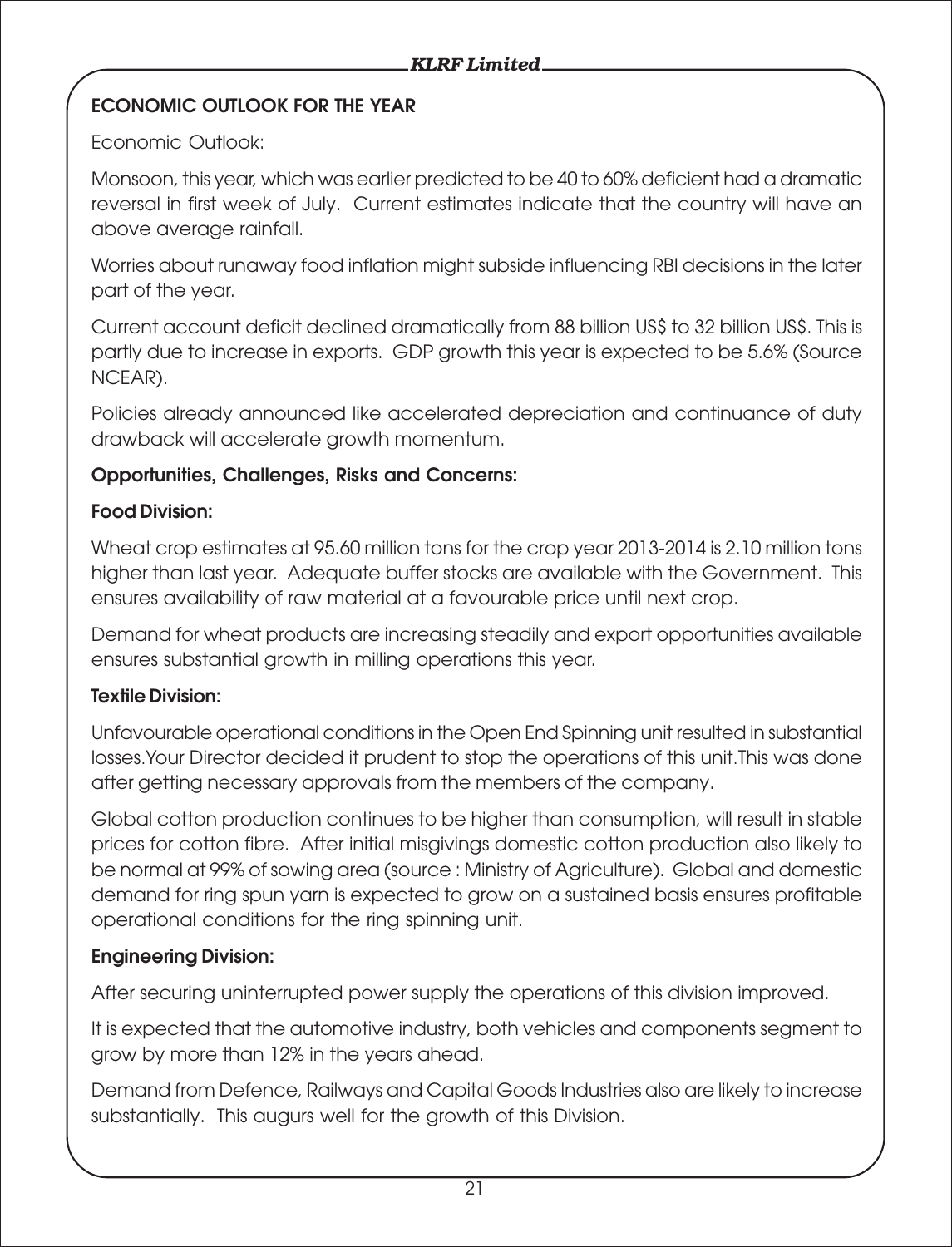## ECONOMIC OUTLOOK FOR THE YEAR

Economic Outlook:

Monsoon, this year, which was earlier predicted to be 40 to 60% deficient had a dramatic reversal in first week of July. Current estimates indicate that the country will have an above average rainfall.

Worries about runaway food inflation might subside influencing RBI decisions in the later part of the year.

Current account deficit declined dramatically from 88 billion US$ to 32 billion US$. This is partly due to increase in exports. GDP growth this year is expected to be 5.6% (Source NCEAR).

Policies already announced like accelerated depreciation and continuance of duty drawback will accelerate growth momentum.

### Opportunities, Challenges, Risks and Concerns:

### Food Division:

Wheat crop estimates at 95.60 million tons for the crop year 2013-2014 is 2.10 million tons higher than last year. Adequate buffer stocks are available with the Government. This ensures availability of raw material at a favourable price until next crop.

Demand for wheat products are increasing steadily and export opportunities available ensures substantial growth in milling operations this year.

### Textile Division:

Unfavourable operational conditions in the Open End Spinning unit resulted in substantial losses.Your Director decided it prudent to stop the operations of this unit.This was done after getting necessary approvals from the members of the company.

Global cotton production continues to be higher than consumption, will result in stable prices for cotton fibre. After initial misgivings domestic cotton production also likely to be normal at 99% of sowing area (source : Ministry of Agriculture). Global and domestic demand for ring spun yarn is expected to grow on a sustained basis ensures profitable operational conditions for the ring spinning unit.

### Engineering Division:

After securing uninterrupted power supply the operations of this division improved.

It is expected that the automotive industry, both vehicles and components segment to grow by more than 12% in the years ahead.

Demand from Defence, Railways and Capital Goods Industries also are likely to increase substantially. This augurs well for the growth of this Division.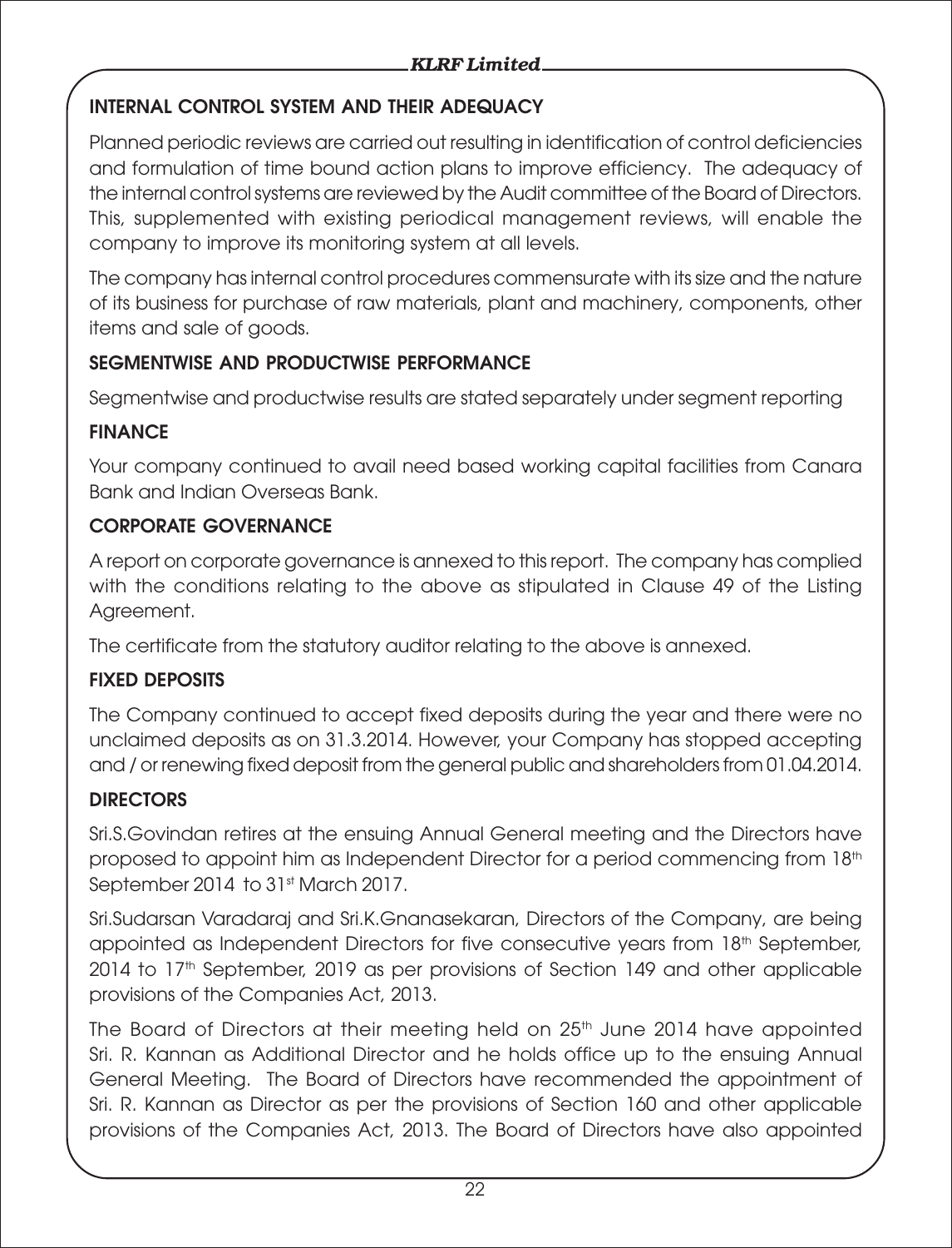## INTERNAL CONTROL SYSTEM AND THEIR ADEQUACY

Planned periodic reviews are carried out resulting in identification of control deficiencies and formulation of time bound action plans to improve efficiency. The adequacy of the internal control systems are reviewed by the Audit committee of the Board of Directors. This, supplemented with existing periodical management reviews, will enable the company to improve its monitoring system at all levels.

The company has internal control procedures commensurate with its size and the nature of its business for purchase of raw materials, plant and machinery, components, other items and sale of goods.

## SEGMENTWISE AND PRODUCTWISE PERFORMANCE

Segmentwise and productwise results are stated separately under segment reporting

## FINANCE

Your company continued to avail need based working capital facilities from Canara Bank and Indian Overseas Bank.

## CORPORATE GOVERNANCE

A report on corporate governance is annexed to this report. The company has complied with the conditions relating to the above as stipulated in Clause 49 of the Listing Agreement.

The certificate from the statutory auditor relating to the above is annexed.

## FIXED DEPOSITS

The Company continued to accept fixed deposits during the year and there were no unclaimed deposits as on 31.3.2014. However, your Company has stopped accepting and / or renewing fixed deposit from the general public and shareholders from 01.04.2014.

## DIRECTORS

Sri.S.Govindan retires at the ensuing Annual General meeting and the Directors have proposed to appoint him as Independent Director for a period commencing from 18th September 2014 to 31st March 2017.

Sri.Sudarsan Varadaraj and Sri.K.Gnanasekaran, Directors of the Company, are being appointed as Independent Directors for five consecutive years from 18th September, 2014 to 17th September, 2019 as per provisions of Section 149 and other applicable provisions of the Companies Act, 2013.

The Board of Directors at their meeting held on 25th June 2014 have appointed Sri. R. Kannan as Additional Director and he holds office up to the ensuing Annual General Meeting. The Board of Directors have recommended the appointment of Sri. R. Kannan as Director as per the provisions of Section 160 and other applicable provisions of the Companies Act, 2013. The Board of Directors have also appointed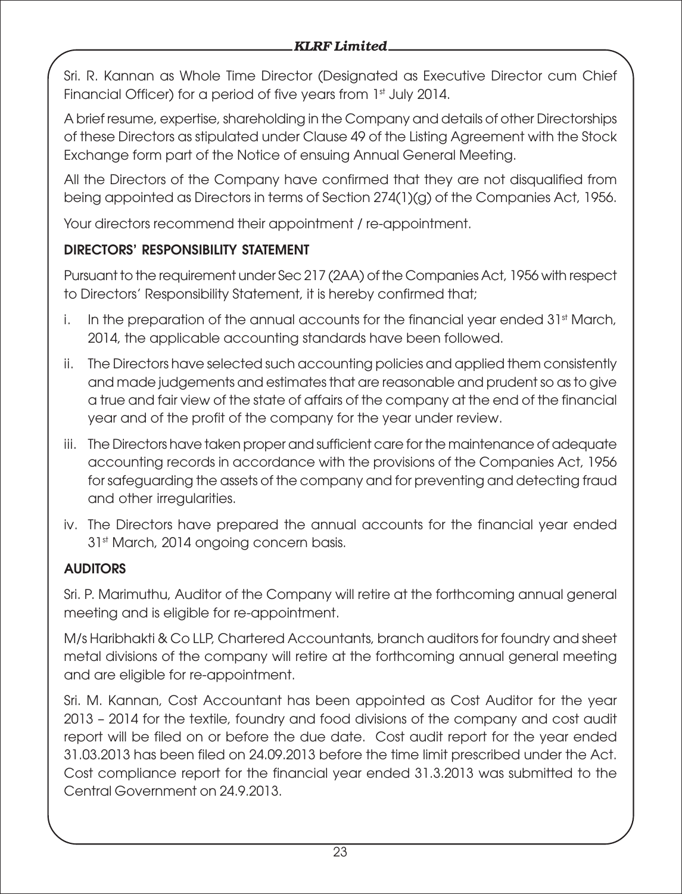Sri. R. Kannan as Whole Time Director (Designated as Executive Director cum Chief Financial Officer) for a period of five years from 1st July 2014.

A brief resume, expertise, shareholding in the Company and details of other Directorships of these Directors as stipulated under Clause 49 of the Listing Agreement with the Stock Exchange form part of the Notice of ensuing Annual General Meeting.

All the Directors of the Company have confirmed that they are not disqualified from being appointed as Directors in terms of Section 274(1)(g) of the Companies Act, 1956.

Your directors recommend their appointment / re-appointment.

## DIRECTORS' RESPONSIBILITY STATEMENT

Pursuant to the requirement under Sec 217 (2AA) of the Companies Act, 1956 with respect to Directors' Responsibility Statement, it is hereby confirmed that;

i. In the preparation of the annual accounts for the financial year ended 31st March, 2014, the applicable accounting standards have been followed.

ii. The Directors have selected such accounting policies and applied them consistently and made judgements and estimates that are reasonable and prudent so as to give a true and fair view of the state of affairs of the company at the end of the financial year and of the profit of the company for the year under review.

iii. The Directors have taken proper and sufficient care for the maintenance of adequate accounting records in accordance with the provisions of the Companies Act, 1956 for safeguarding the assets of the company and for preventing and detecting fraud and other irregularities.

iv. The Directors have prepared the annual accounts for the financial year ended 31st March, 2014 ongoing concern basis.

## AUDITORS

Sri. P. Marimuthu, Auditor of the Company will retire at the forthcoming annual general meeting and is eligible for re-appointment.

M/s Haribhakti & Co LLP, Chartered Accountants, branch auditors for foundry and sheet metal divisions of the company will retire at the forthcoming annual general meeting and are eligible for re-appointment.

Sri. M. Kannan, Cost Accountant has been appointed as Cost Auditor for the year 2013 – 2014 for the textile, foundry and food divisions of the company and cost audit report will be filed on or before the due date. Cost audit report for the year ended 31.03.2013 has been filed on 24.09.2013 before the time limit prescribed under the Act. Cost compliance report for the financial year ended 31.3.2013 was submitted to the Central Government on 24.9.2013.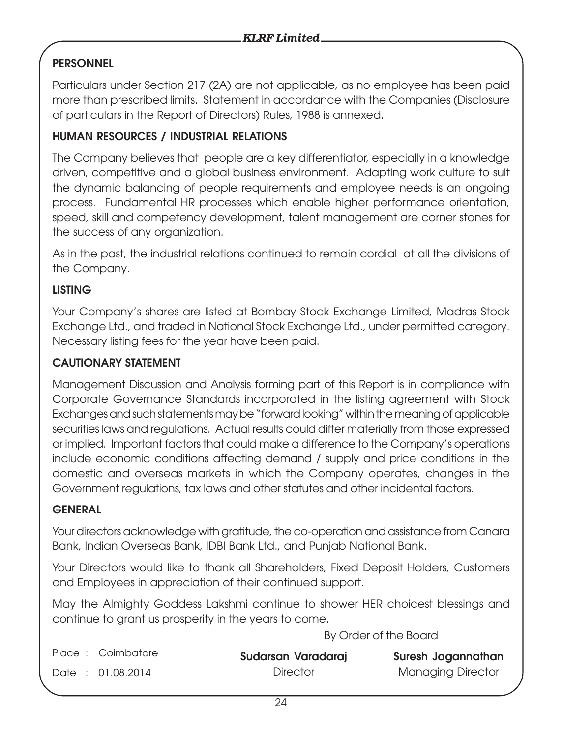## PERSONNEL

Particulars under Section 217 (2A) are not applicable, as no employee has been paid more than prescribed limits. Statement in accordance with the Companies (Disclosure of particulars in the Report of Directors) Rules, 1988 is annexed.

## HUMAN RESOURCES / INDUSTRIAL RELATIONS

The Company believes that people are a key differentiator, especially in a knowledge driven, competitive and a global business environment. Adapting work culture to suit the dynamic balancing of people requirements and employee needs is an ongoing process. Fundamental HR processes which enable higher performance orientation, speed, skill and competency development, talent management are corner stones for the success of any organization.

As in the past, the industrial relations continued to remain cordial at all the divisions of the Company.

## LISTING

Your Company's shares are listed at Bombay Stock Exchange Limited, Madras Stock Exchange Ltd., and traded in National Stock Exchange Ltd., under permitted category. Necessary listing fees for the year have been paid.

## CAUTIONARY STATEMENT

Management Discussion and Analysis forming part of this Report is in compliance with Corporate Governance Standards incorporated in the listing agreement with Stock Exchanges and such statements may be "forward looking" within the meaning of applicable securities laws and regulations. Actual results could differ materially from those expressed or implied. Important factors that could make a difference to the Company's operations include economic conditions affecting demand / supply and price conditions in the domestic and overseas markets in which the Company operates, changes in the Government regulations, tax laws and other statutes and other incidental factors.

## GENERAL

Your directors acknowledge with gratitude, the co-operation and assistance from Canara Bank, Indian Overseas Bank, IDBI Bank Ltd., and Punjab National Bank.

Your Directors would like to thank all Shareholders, Fixed Deposit Holders, Customers and Employees in appreciation of their continued support.

May the Almighty Goddess Lakshmi continue to shower HER choicest blessings and continue to grant us prosperity in the years to come.

By Order of the Board

Place : Coimbatore

Date : 01.08.2014

**Sudarsan Varadaraj**
Director

**Suresh Jagannathan**
Managing Director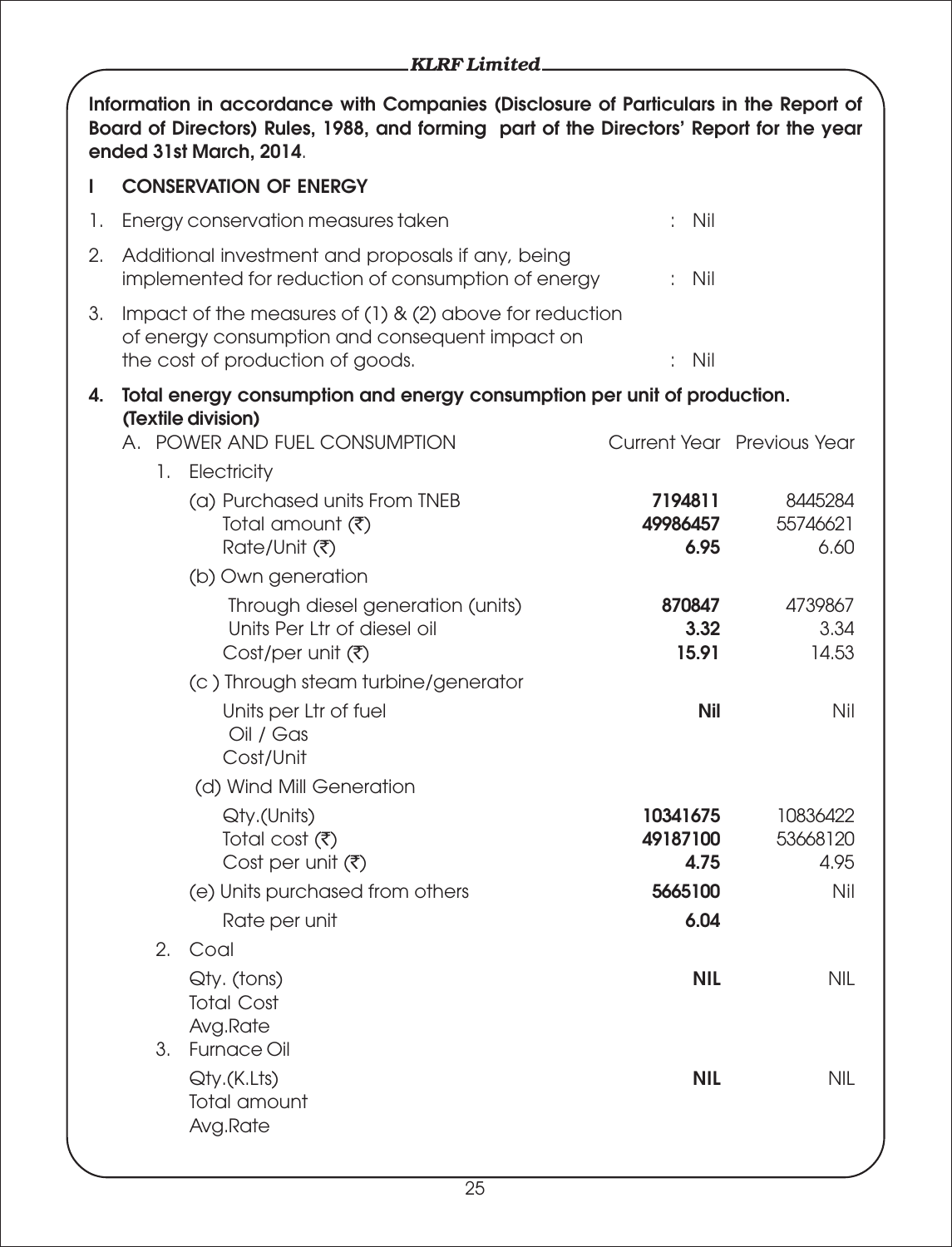**Information in accordance with Companies (Disclosure of Particulars in the Report of Board of Directors) Rules, 1988, and forming part of the Directors' Report for the year ended 31st March, 2014**.

## I CONSERVATION OF ENERGY

1. Energy conservation measures taken : Nil
2. Additional investment and proposals if any, being implemented for reduction of consumption of energy : Nil
3. Impact of the measures of (1) & (2) above for reduction of energy consumption and consequent impact on the cost of production of goods. : Nil

**4. Total energy consumption and energy consumption per unit of production. (Textile division)**

| A. POWER AND FUEL CONSUMPTION | Current Year | Previous Year |
|---|---|---|
| 1. Electricity | | |
| (a) Purchased units From TNEB | **7194811** | 8445284 |
| Total amount (₹) | **49986457** | 55746621 |
| Rate/Unit (₹) | **6.95** | 6.60 |
| (b) Own generation | | |
| Through diesel generation (units) | **870847** | 4739867 |
| Units Per Ltr of diesel oil | **3.32** | 3.34 |
| Cost/per unit (₹) | **15.91** | 14.53 |
| (c ) Through steam turbine/generator | | |
| Units per Ltr of fuel | **Nil** | Nil |
| Oil / Gas | | |
| Cost/Unit | | |
| (d) Wind Mill Generation | | |
| Qty.(Units) | **10341675** | 10836422 |
| Total cost (₹) | **49187100** | 53668120 |
| Cost per unit (₹) | **4.75** | 4.95 |
| (e) Units purchased from others | **5665100** | Nil |
| Rate per unit | **6.04** | |
| 2. Coal | | |
| Qty. (tons) | **NIL** | NIL |
| Total Cost | | |
| Avg.Rate | | |
| 3. Furnace Oil | | |
| Qty.(K.Lts) | **NIL** | NIL |
| Total amount | | |
| Avg.Rate | | |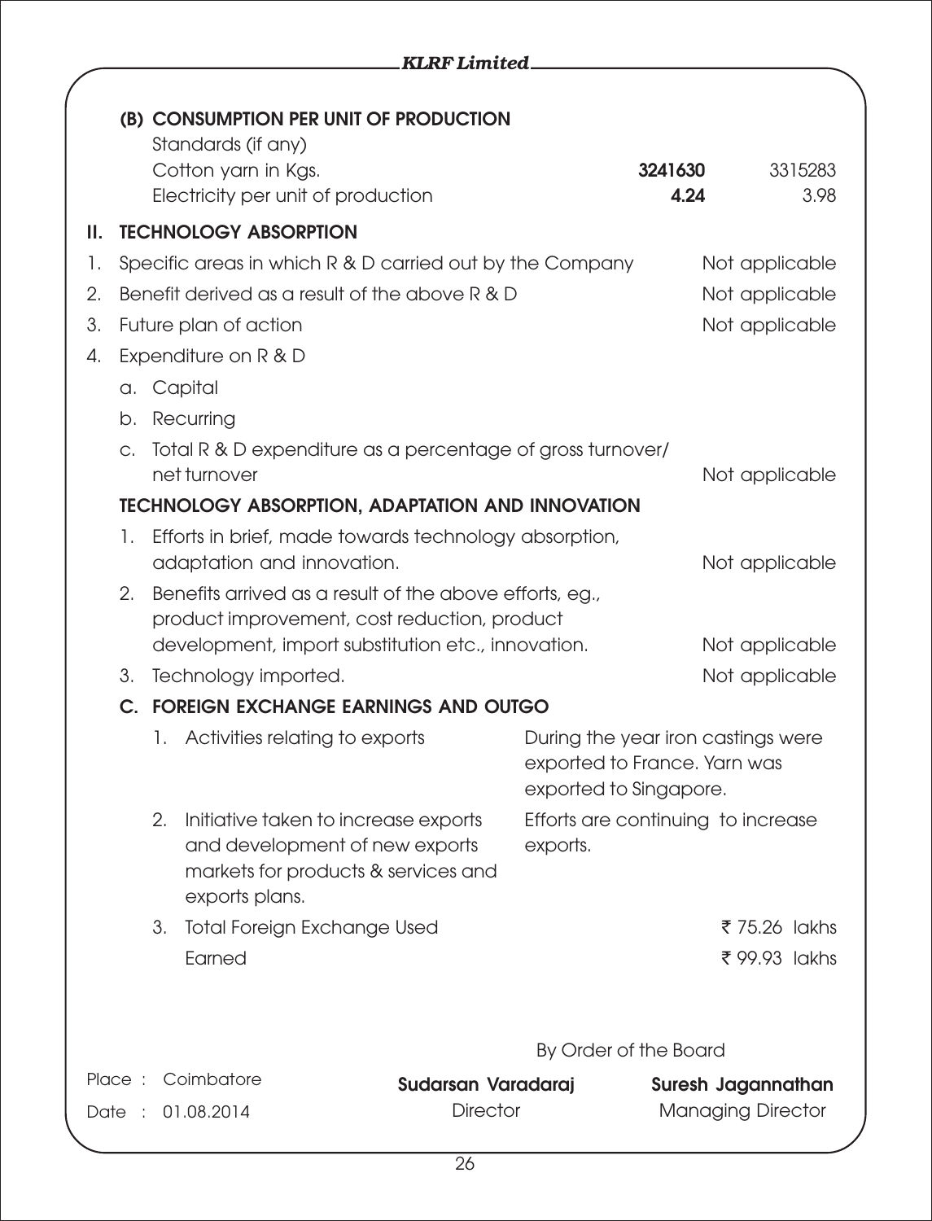**(B) CONSUMPTION PER UNIT OF PRODUCTION**

| Standards (if any) | | |
|---|---|---|
| Cotton yarn in Kgs. | **3241630** | 3315283 |
| Electricity per unit of production | **4.24** | 3.98 |

## II. TECHNOLOGY ABSORPTION

| | | |
|---|---|---|
| 1. | Specific areas in which R & D carried out by the Company | Not applicable |
| 2. | Benefit derived as a result of the above R & D | Not applicable |
| 3. | Future plan of action | Not applicable |
| 4. | Expenditure on R & D | |
| | a. Capital | |
| | b. Recurring | |
| | c. Total R & D expenditure as a percentage of gross turnover/ net turnover | Not applicable |

**TECHNOLOGY ABSORPTION, ADAPTATION AND INNOVATION**

| | | |
|---|---|---|
| 1. | Efforts in brief, made towards technology absorption, adaptation and innovation. | Not applicable |
| 2. | Benefits arrived as a result of the above efforts, eg., product improvement, cost reduction, product development, import substitution etc., innovation. | Not applicable |
| 3. | Technology imported. | Not applicable |

**C. FOREIGN EXCHANGE EARNINGS AND OUTGO**

| | | |
|---|---|---|
| 1. | Activities relating to exports | During the year iron castings were exported to France. Yarn was exported to Singapore. |
| 2. | Initiative taken to increase exports and development of new exports markets for products & services and exports plans. | Efforts are continuing to increase exports. |
| 3. | Total Foreign Exchange Used | ₹ 75.26 lakhs |
| | Earned | ₹ 99.93 lakhs |

By Order of the Board

Place : Coimbatore
Date : 01.08.2014

**Sudarsan Varadaraj**
Director

**Suresh Jagannathan**
Managing Director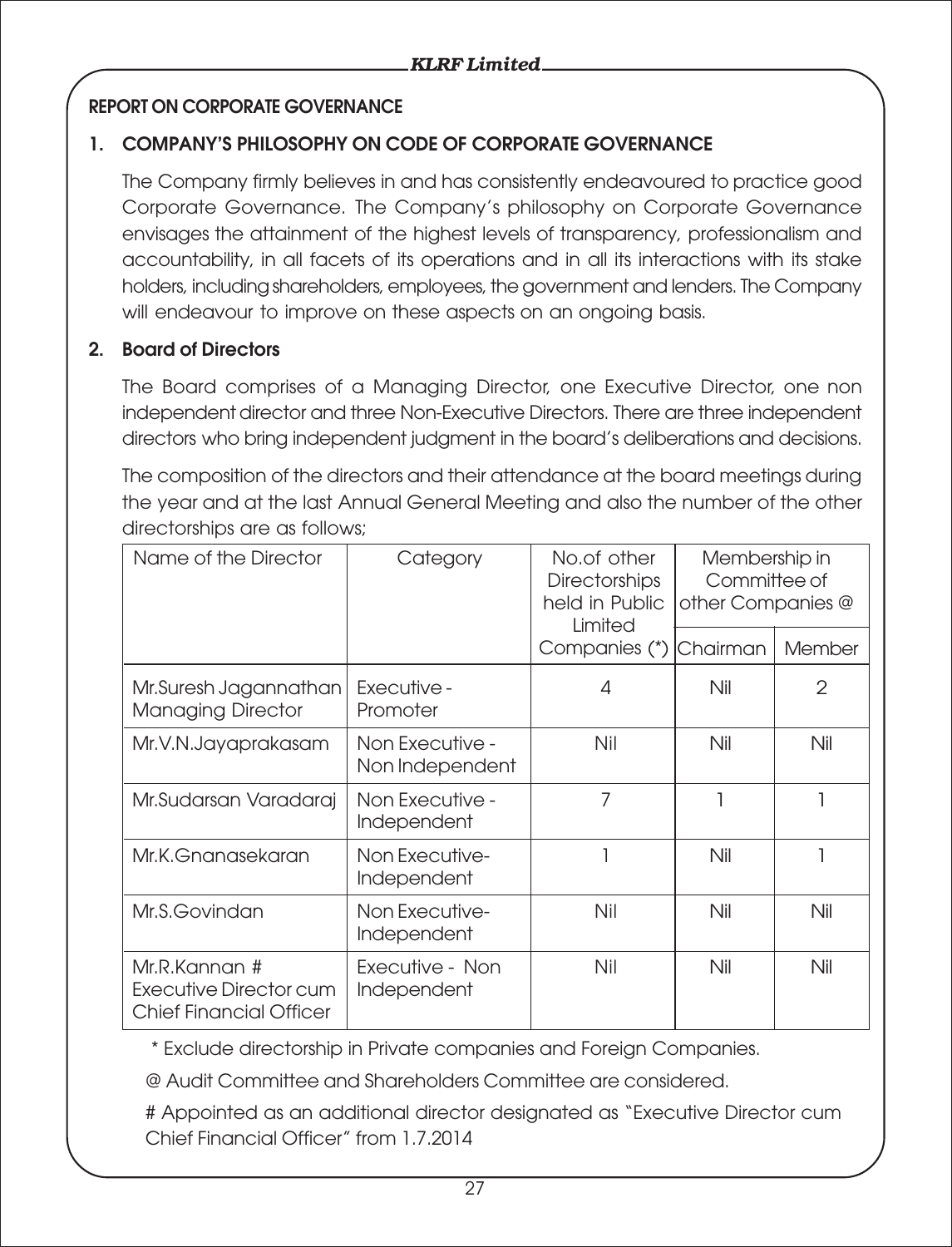## REPORT ON CORPORATE GOVERNANCE

### 1. COMPANY'S PHILOSOPHY ON CODE OF CORPORATE GOVERNANCE

The Company firmly believes in and has consistently endeavoured to practice good Corporate Governance. The Company's philosophy on Corporate Governance envisages the attainment of the highest levels of transparency, professionalism and accountability, in all facets of its operations and in all its interactions with its stake holders, including shareholders, employees, the government and lenders. The Company will endeavour to improve on these aspects on an ongoing basis.

### 2. Board of Directors

The Board comprises of a Managing Director, one Executive Director, one non independent director and three Non-Executive Directors. There are three independent directors who bring independent judgment in the board's deliberations and decisions.

The composition of the directors and their attendance at the board meetings during the year and at the last Annual General Meeting and also the number of the other directorships are as follows;

| Name of the Director | Category | No.of other Directorships held in Public Limited Companies (*) | Membership in Committee of other Companies @ | |
|---|---|---|---|---|
| | | | Chairman | Member |
| Mr.Suresh Jagannathan Managing Director | Executive - Promoter | 4 | Nil | 2 |
| Mr.V.N.Jayaprakasam | Non Executive - Non Independent | Nil | Nil | Nil |
| Mr.Sudarsan Varadaraj | Non Executive - Independent | 7 | 1 | 1 |
| Mr.K.Gnanasekaran | Non Executive- Independent | 1 | Nil | 1 |
| Mr.S.Govindan | Non Executive- Independent | Nil | Nil | Nil |
| Mr.R.Kannan # Executive Director cum Chief Financial Officer | Executive - Non Independent | Nil | Nil | Nil |

\* Exclude directorship in Private companies and Foreign Companies.

@ Audit Committee and Shareholders Committee are considered.

# Appointed as an additional director designated as "Executive Director cum Chief Financial Officer" from 1.7.2014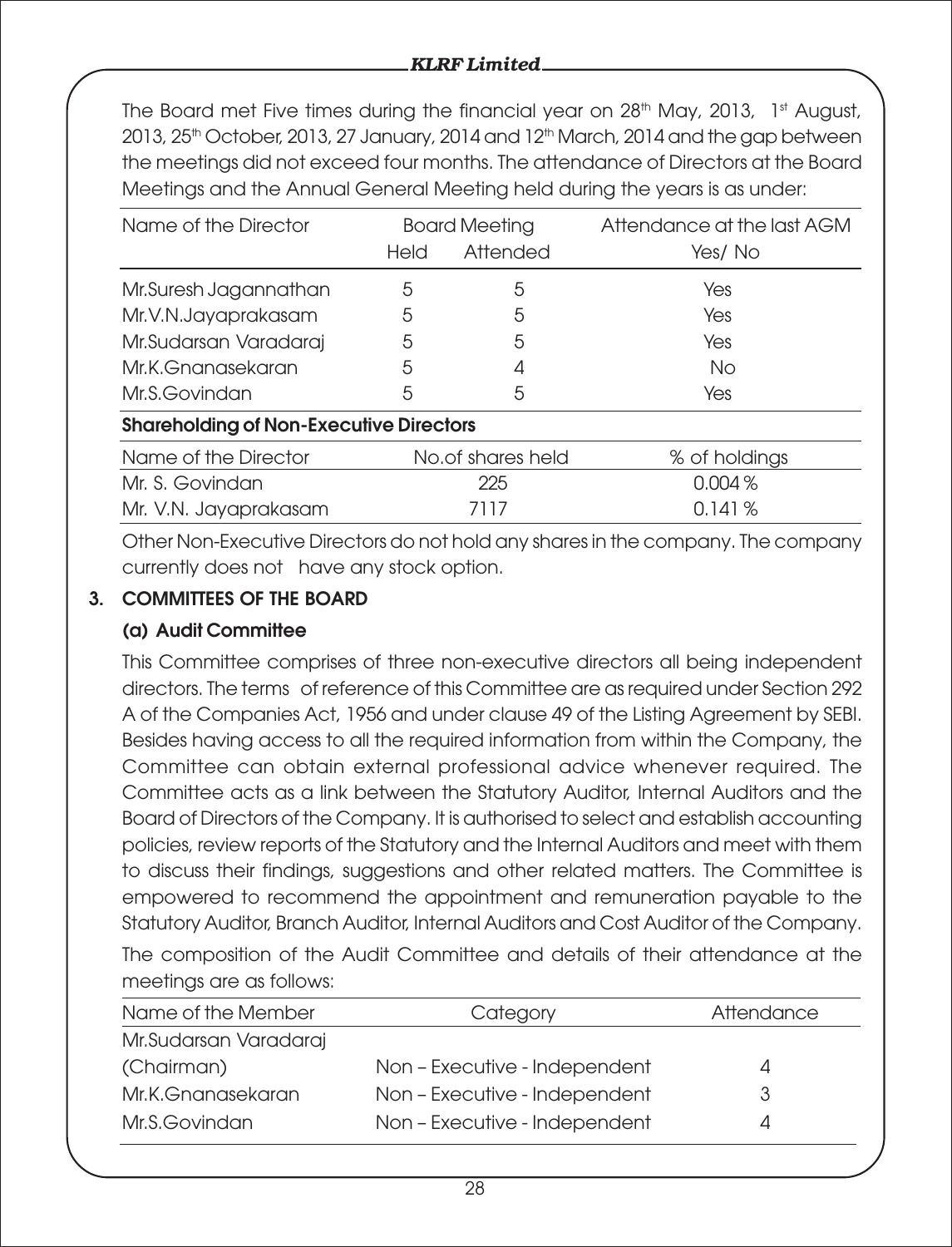The Board met Five times during the financial year on 28th May, 2013, 1st August, 2013, 25th October, 2013, 27 January, 2014 and 12th March, 2014 and the gap between the meetings did not exceed four months. The attendance of Directors at the Board Meetings and the Annual General Meeting held during the years is as under:

| Name of the Director | Board Meeting | | Attendance at the last AGM |
|---|---|---|---|
| | Held | Attended | Yes/ No |
| Mr.Suresh Jagannathan | 5 | 5 | Yes |
| Mr.V.N.Jayaprakasam | 5 | 5 | Yes |
| Mr.Sudarsan Varadaraj | 5 | 5 | Yes |
| Mr.K.Gnanasekaran | 5 | 4 | No |
| Mr.S.Govindan | 5 | 5 | Yes |

**Shareholding of Non-Executive Directors**

| Name of the Director | No.of shares held | % of holdings |
|---|---|---|
| Mr. S. Govindan | 225 | 0.004 % |
| Mr. V.N. Jayaprakasam | 7117 | 0.141 % |

Other Non-Executive Directors do not hold any shares in the company. The company currently does not have any stock option.

## 3. COMMITTEES OF THE BOARD

### (a) Audit Committee

This Committee comprises of three non-executive directors all being independent directors. The terms of reference of this Committee are as required under Section 292 A of the Companies Act, 1956 and under clause 49 of the Listing Agreement by SEBI. Besides having access to all the required information from within the Company, the Committee can obtain external professional advice whenever required. The Committee acts as a link between the Statutory Auditor, Internal Auditors and the Board of Directors of the Company. It is authorised to select and establish accounting policies, review reports of the Statutory and the Internal Auditors and meet with them to discuss their findings, suggestions and other related matters. The Committee is empowered to recommend the appointment and remuneration payable to the Statutory Auditor, Branch Auditor, Internal Auditors and Cost Auditor of the Company.

The composition of the Audit Committee and details of their attendance at the meetings are as follows:

| Name of the Member | Category | Attendance |
|---|---|---|
| Mr.Sudarsan Varadaraj (Chairman) | Non – Executive - Independent | 4 |
| Mr.K.Gnanasekaran | Non – Executive - Independent | 3 |
| Mr.S.Govindan | Non – Executive - Independent | 4 |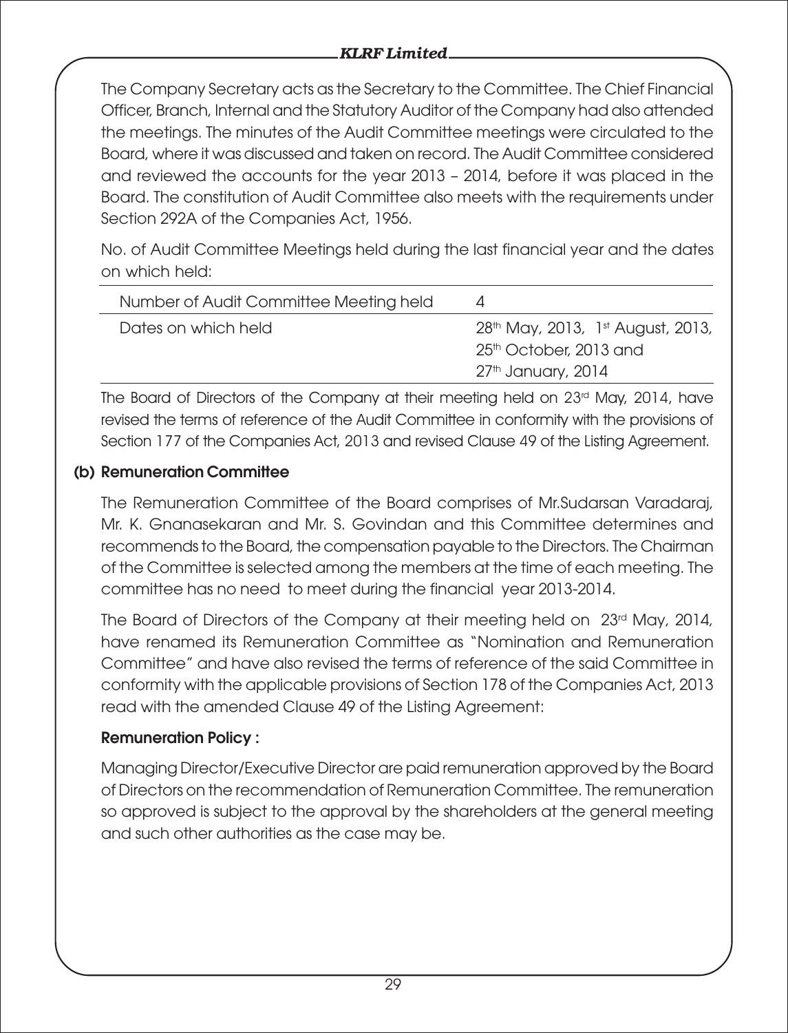The Company Secretary acts as the Secretary to the Committee. The Chief Financial Officer, Branch, Internal and the Statutory Auditor of the Company had also attended the meetings. The minutes of the Audit Committee meetings were circulated to the Board, where it was discussed and taken on record. The Audit Committee considered and reviewed the accounts for the year 2013 – 2014, before it was placed in the Board. The constitution of Audit Committee also meets with the requirements under Section 292A of the Companies Act, 1956.

No. of Audit Committee Meetings held during the last financial year and the dates on which held:

| | |
|---|---|
| Number of Audit Committee Meeting held | 4 |
| Dates on which held | 28th May, 2013, 1st August, 2013, 25th October, 2013 and 27th January, 2014 |

The Board of Directors of the Company at their meeting held on 23rd May, 2014, have revised the terms of reference of the Audit Committee in conformity with the provisions of Section 177 of the Companies Act, 2013 and revised Clause 49 of the Listing Agreement.

**(b) Remuneration Committee**

The Remuneration Committee of the Board comprises of Mr.Sudarsan Varadaraj, Mr. K. Gnanasekaran and Mr. S. Govindan and this Committee determines and recommends to the Board, the compensation payable to the Directors. The Chairman of the Committee is selected among the members at the time of each meeting. The committee has no need to meet during the financial year 2013-2014.

The Board of Directors of the Company at their meeting held on 23rd May, 2014, have renamed its Remuneration Committee as "Nomination and Remuneration Committee" and have also revised the terms of reference of the said Committee in conformity with the applicable provisions of Section 178 of the Companies Act, 2013 read with the amended Clause 49 of the Listing Agreement:

**Remuneration Policy :**

Managing Director/Executive Director are paid remuneration approved by the Board of Directors on the recommendation of Remuneration Committee. The remuneration so approved is subject to the approval by the shareholders at the general meeting and such other authorities as the case may be.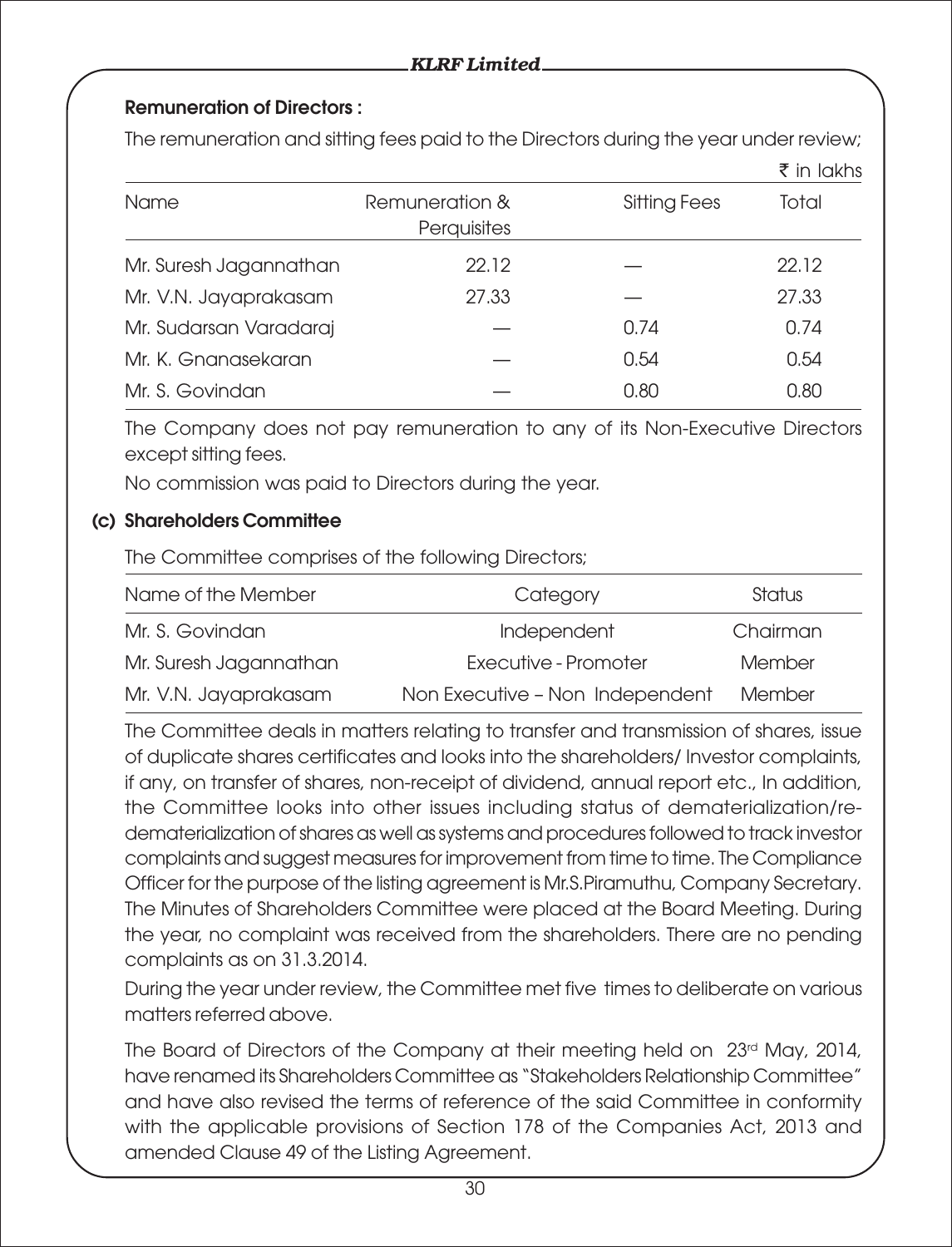**Remuneration of Directors :**

The remuneration and sitting fees paid to the Directors during the year under review;

₹ in lakhs

| Name | Remuneration & Perquisites | Sitting Fees | Total |
|---|---|---|---|
| Mr. Suresh Jagannathan | 22.12 | — | 22.12 |
| Mr. V.N. Jayaprakasam | 27.33 | — | 27.33 |
| Mr. Sudarsan Varadaraj | — | 0.74 | 0.74 |
| Mr. K. Gnanasekaran | — | 0.54 | 0.54 |
| Mr. S. Govindan | — | 0.80 | 0.80 |

The Company does not pay remuneration to any of its Non-Executive Directors except sitting fees.

No commission was paid to Directors during the year.

**(c) Shareholders Committee**

The Committee comprises of the following Directors;

| Name of the Member | Category | Status |
|---|---|---|
| Mr. S. Govindan | Independent | Chairman |
| Mr. Suresh Jagannathan | Executive - Promoter | Member |
| Mr. V.N. Jayaprakasam | Non Executive – Non Independent | Member |

The Committee deals in matters relating to transfer and transmission of shares, issue of duplicate shares certificates and looks into the shareholders/ Investor complaints, if any, on transfer of shares, non-receipt of dividend, annual report etc., In addition, the Committee looks into other issues including status of dematerialization/re-dematerialization of shares as well as systems and procedures followed to track investor complaints and suggest measures for improvement from time to time. The Compliance Officer for the purpose of the listing agreement is Mr.S.Piramuthu, Company Secretary. The Minutes of Shareholders Committee were placed at the Board Meeting. During the year, no complaint was received from the shareholders. There are no pending complaints as on 31.3.2014.

During the year under review, the Committee met five times to deliberate on various matters referred above.

The Board of Directors of the Company at their meeting held on 23rd May, 2014, have renamed its Shareholders Committee as "Stakeholders Relationship Committee" and have also revised the terms of reference of the said Committee in conformity with the applicable provisions of Section 178 of the Companies Act, 2013 and amended Clause 49 of the Listing Agreement.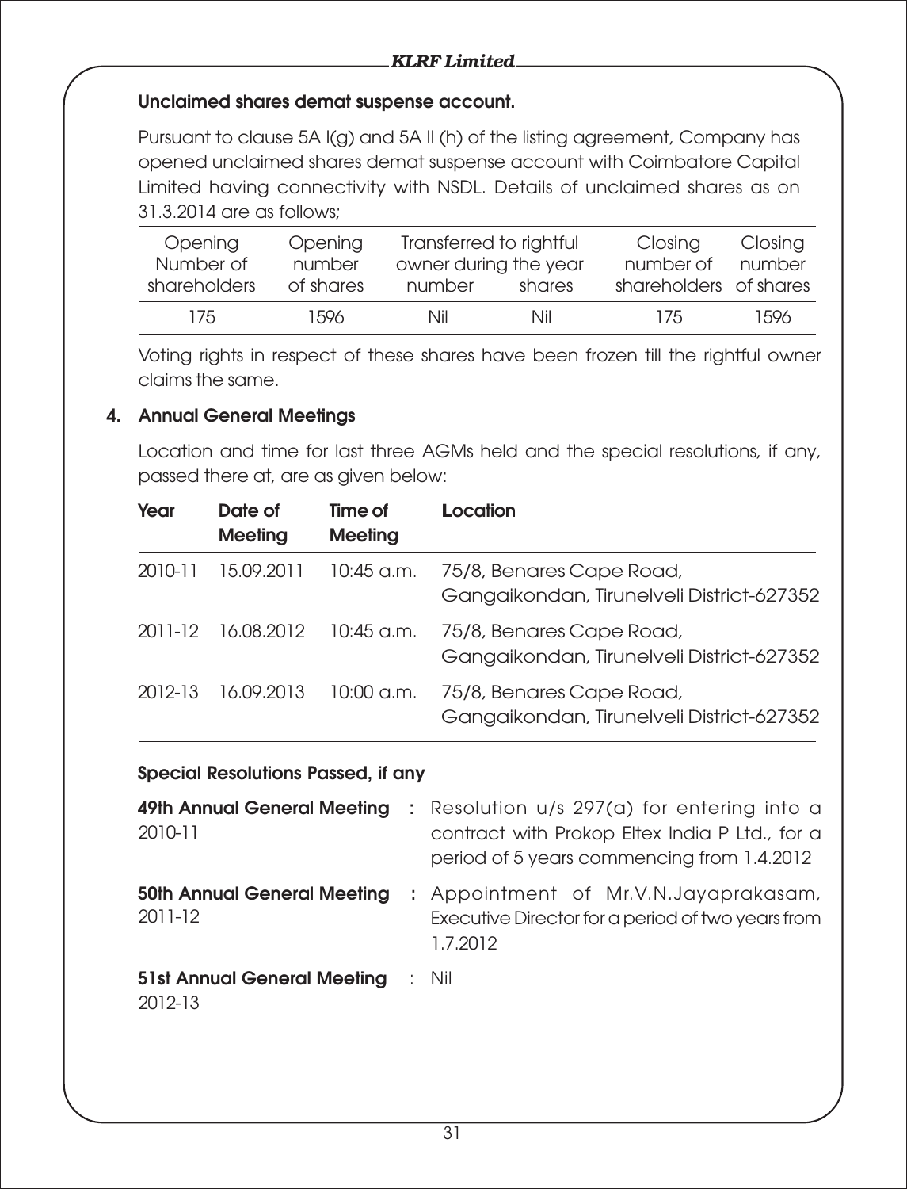### Unclaimed shares demat suspense account.

Pursuant to clause 5A I(g) and 5A II (h) of the listing agreement, Company has opened unclaimed shares demat suspense account with Coimbatore Capital Limited having connectivity with NSDL. Details of unclaimed shares as on 31.3.2014 are as follows;

| Opening Number of shareholders | Opening number of shares | Transferred to rightful owner during the year | | Closing number of shareholders | Closing number of shares |
|---|---|---|---|---|---|
| | | number | shares | | |
| 175 | 1596 | Nil | Nil | 175 | 1596 |

Voting rights in respect of these shares have been frozen till the rightful owner claims the same.

## 4. Annual General Meetings

Location and time for last three AGMs held and the special resolutions, if any, passed there at, are as given below:

| Year | Date of Meeting | Time of Meeting | Location |
|---|---|---|---|
| 2010-11 | 15.09.2011 | 10:45 a.m. | 75/8, Benares Cape Road, Gangaikondan, Tirunelveli District-627352 |
| 2011-12 | 16.08.2012 | 10:45 a.m. | 75/8, Benares Cape Road, Gangaikondan, Tirunelveli District-627352 |
| 2012-13 | 16.09.2013 | 10:00 a.m. | 75/8, Benares Cape Road, Gangaikondan, Tirunelveli District-627352 |

### Special Resolutions Passed, if any

**49th Annual General Meeting** 2010-11 : Resolution u/s 297(a) for entering into a contract with Prokop Eltex India P Ltd., for a period of 5 years commencing from 1.4.2012

**50th Annual General Meeting** 2011-12 : Appointment of Mr.V.N.Jayaprakasam, Executive Director for a period of two years from 1.7.2012

**51st Annual General Meeting** 2012-13 : Nil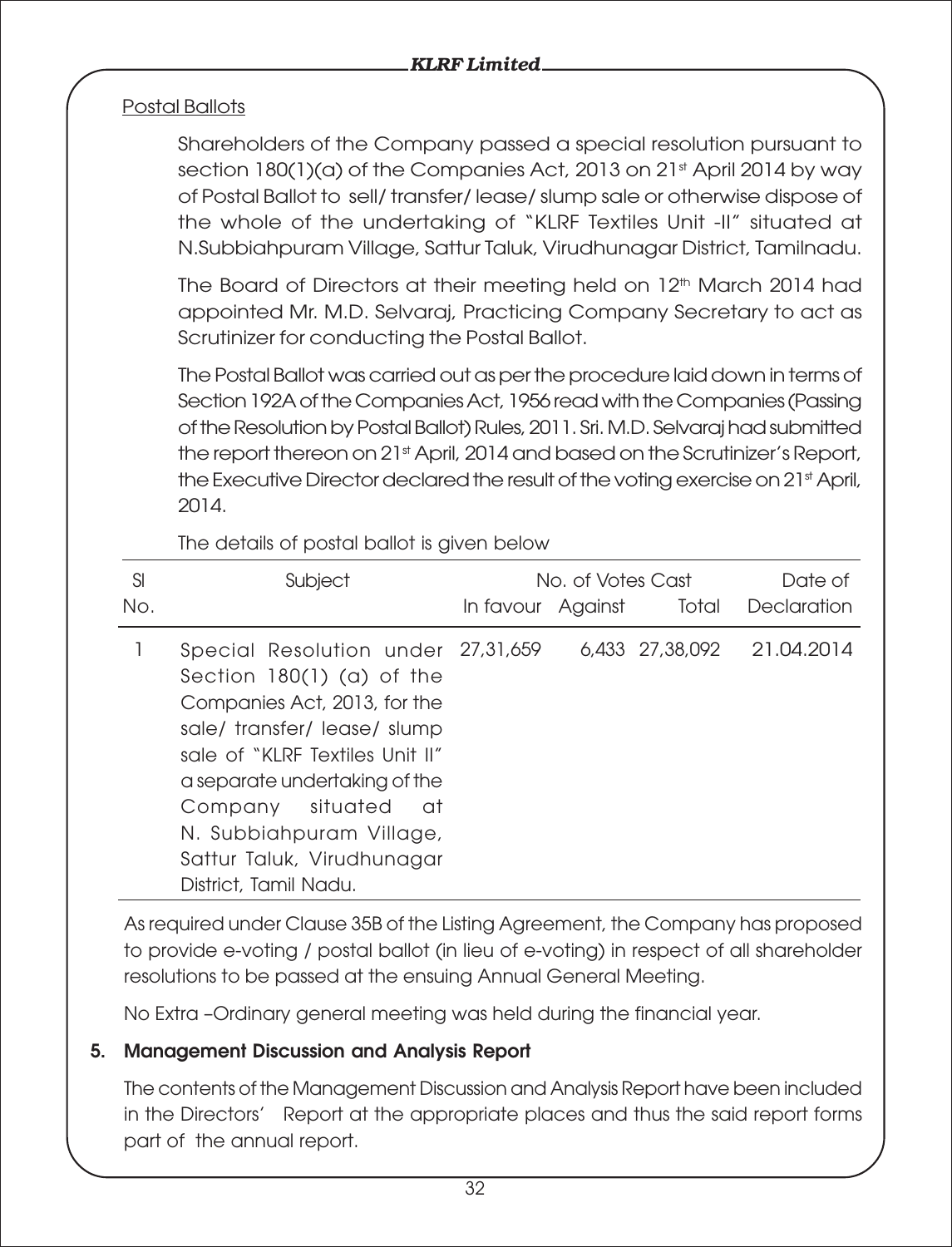Postal Ballots

Shareholders of the Company passed a special resolution pursuant to section 180(1)(a) of the Companies Act, 2013 on 21st April 2014 by way of Postal Ballot to sell/ transfer/ lease/ slump sale or otherwise dispose of the whole of the undertaking of "KLRF Textiles Unit -II" situated at N.Subbiahpuram Village, Sattur Taluk, Virudhunagar District, Tamilnadu.

The Board of Directors at their meeting held on 12th March 2014 had appointed Mr. M.D. Selvaraj, Practicing Company Secretary to act as Scrutinizer for conducting the Postal Ballot.

The Postal Ballot was carried out as per the procedure laid down in terms of Section 192A of the Companies Act, 1956 read with the Companies (Passing of the Resolution by Postal Ballot) Rules, 2011. Sri. M.D. Selvaraj had submitted the report thereon on 21st April, 2014 and based on the Scrutinizer's Report, the Executive Director declared the result of the voting exercise on 21st April, 2014.

The details of postal ballot is given below

| Sl No. | Subject | No. of Votes Cast | | | Date of Declaration |
|---|---|---|---|---|---|
| | | In favour | Against | Total | |
| 1 | Special Resolution under Section 180(1) (a) of the Companies Act, 2013, for the sale/ transfer/ lease/ slump sale of "KLRF Textiles Unit II" a separate undertaking of the Company situated at N. Subbiahpuram Village, Sattur Taluk, Virudhunagar District, Tamil Nadu. | 27,31,659 | 6,433 | 27,38,092 | 21.04.2014 |

As required under Clause 35B of the Listing Agreement, the Company has proposed to provide e-voting / postal ballot (in lieu of e-voting) in respect of all shareholder resolutions to be passed at the ensuing Annual General Meeting.

No Extra –Ordinary general meeting was held during the financial year.

**5. Management Discussion and Analysis Report**

The contents of the Management Discussion and Analysis Report have been included in the Directors' Report at the appropriate places and thus the said report forms part of the annual report.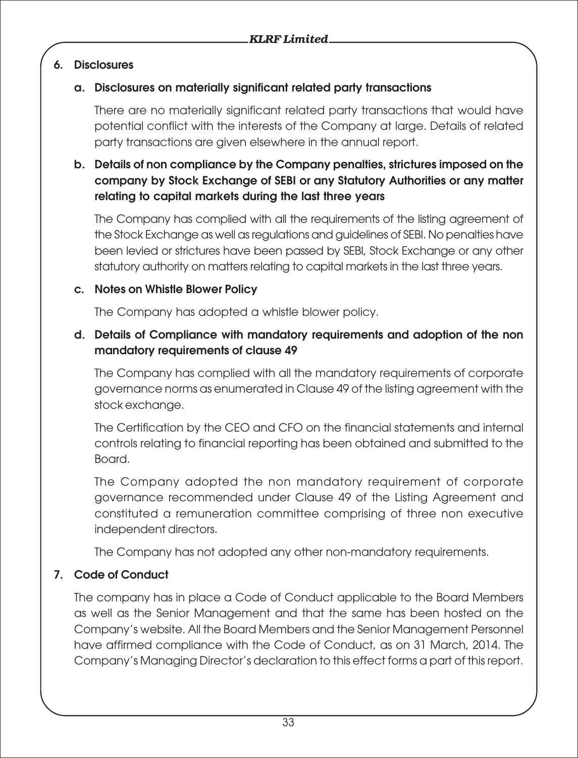## 6. Disclosures

### a. Disclosures on materially significant related party transactions

There are no materially significant related party transactions that would have potential conflict with the interests of the Company at large. Details of related party transactions are given elsewhere in the annual report.

### b. Details of non compliance by the Company penalties, strictures imposed on the company by Stock Exchange of SEBI or any Statutory Authorities or any matter relating to capital markets during the last three years

The Company has complied with all the requirements of the listing agreement of the Stock Exchange as well as regulations and guidelines of SEBI. No penalties have been levied or strictures have been passed by SEBI, Stock Exchange or any other statutory authority on matters relating to capital markets in the last three years.

### c. Notes on Whistle Blower Policy

The Company has adopted a whistle blower policy.

### d. Details of Compliance with mandatory requirements and adoption of the non mandatory requirements of clause 49

The Company has complied with all the mandatory requirements of corporate governance norms as enumerated in Clause 49 of the listing agreement with the stock exchange.

The Certification by the CEO and CFO on the financial statements and internal controls relating to financial reporting has been obtained and submitted to the Board.

The Company adopted the non mandatory requirement of corporate governance recommended under Clause 49 of the Listing Agreement and constituted a remuneration committee comprising of three non executive independent directors.

The Company has not adopted any other non-mandatory requirements.

## 7. Code of Conduct

The company has in place a Code of Conduct applicable to the Board Members as well as the Senior Management and that the same has been hosted on the Company's website. All the Board Members and the Senior Management Personnel have affirmed compliance with the Code of Conduct, as on 31 March, 2014. The Company's Managing Director's declaration to this effect forms a part of this report.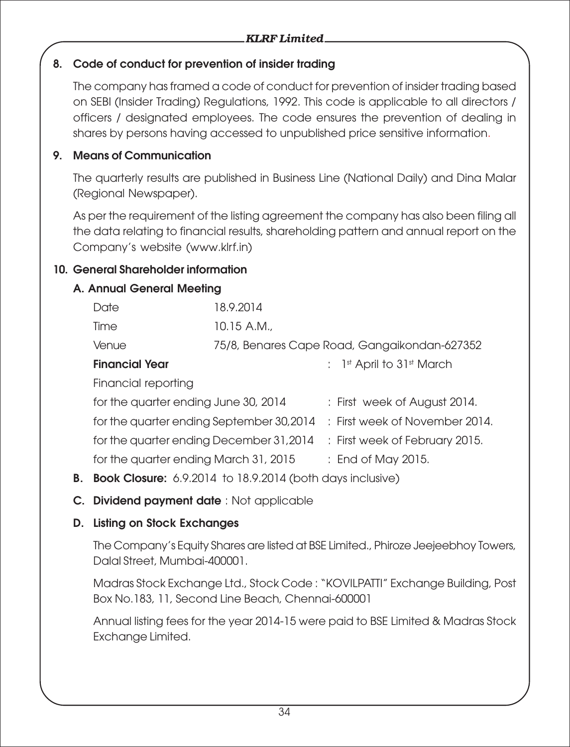## 8. Code of conduct for prevention of insider trading

The company has framed a code of conduct for prevention of insider trading based on SEBI (Insider Trading) Regulations, 1992. This code is applicable to all directors / officers / designated employees. The code ensures the prevention of dealing in shares by persons having accessed to unpublished price sensitive information.

## 9. Means of Communication

The quarterly results are published in Business Line (National Daily) and Dina Malar (Regional Newspaper).

As per the requirement of the listing agreement the company has also been filing all the data relating to financial results, shareholding pattern and annual report on the Company's website (www.klrf.in)

## 10. General Shareholder information

### A. Annual General Meeting

| | |
|---|---|
| Date | 18.9.2014 |
| Time | 10.15 A.M., |
| Venue | 75/8, Benares Cape Road, Gangaikondan-627352 |

**Financial Year** : 1st April to 31st March

Financial reporting

| | |
|---|---|
| for the quarter ending June 30, 2014 | : First week of August 2014. |
| for the quarter ending September 30,2014 | : First week of November 2014. |
| for the quarter ending December 31,2014 | : First week of February 2015. |
| for the quarter ending March 31, 2015 | : End of May 2015. |

**B. Book Closure:** 6.9.2014 to 18.9.2014 (both days inclusive)

**C. Dividend payment date** : Not applicable

### D. Listing on Stock Exchanges

The Company's Equity Shares are listed at BSE Limited., Phiroze Jeejeebhoy Towers, Dalal Street, Mumbai-400001.

Madras Stock Exchange Ltd., Stock Code : "KOVILPATTI" Exchange Building, Post Box No.183, 11, Second Line Beach, Chennai-600001

Annual listing fees for the year 2014-15 were paid to BSE Limited & Madras Stock Exchange Limited.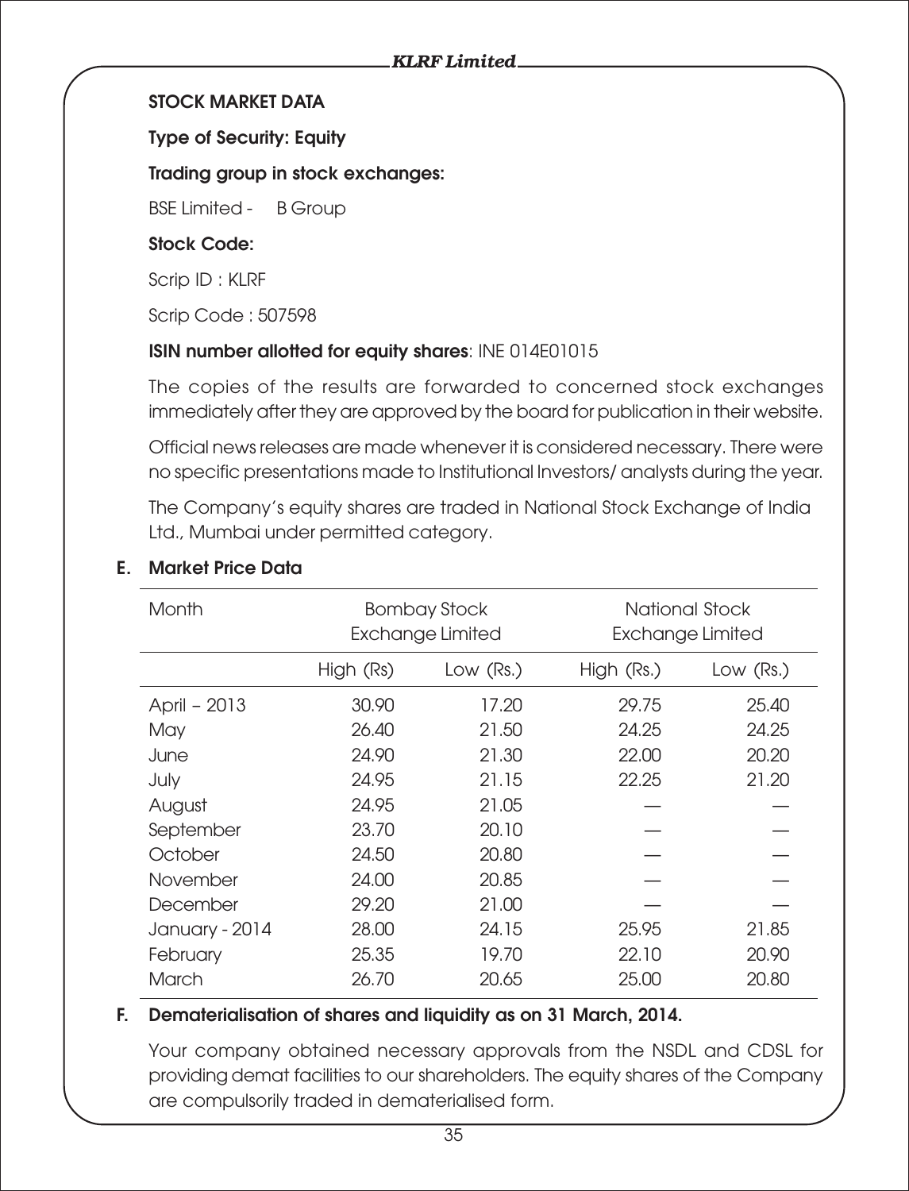**STOCK MARKET DATA**

**Type of Security: Equity**

**Trading group in stock exchanges:**

BSE Limited - B Group

**Stock Code:**

Scrip ID : KLRF

Scrip Code : 507598

**ISIN number allotted for equity shares**: INE 014E01015

The copies of the results are forwarded to concerned stock exchanges immediately after they are approved by the board for publication in their website.

Official news releases are made whenever it is considered necessary. There were no specific presentations made to Institutional Investors/ analysts during the year.

The Company's equity shares are traded in National Stock Exchange of India Ltd., Mumbai under permitted category.

**E. Market Price Data**

| Month | Bombay Stock Exchange Limited | | National Stock Exchange Limited | |
|---|---|---|---|---|
| | High (Rs) | Low (Rs.) | High (Rs.) | Low (Rs.) |
| April – 2013 | 30.90 | 17.20 | 29.75 | 25.40 |
| May | 26.40 | 21.50 | 24.25 | 24.25 |
| June | 24.90 | 21.30 | 22.00 | 20.20 |
| July | 24.95 | 21.15 | 22.25 | 21.20 |
| August | 24.95 | 21.05 | — | — |
| September | 23.70 | 20.10 | — | — |
| October | 24.50 | 20.80 | — | — |
| November | 24.00 | 20.85 | — | — |
| December | 29.20 | 21.00 | — | — |
| January - 2014 | 28.00 | 24.15 | 25.95 | 21.85 |
| February | 25.35 | 19.70 | 22.10 | 20.90 |
| March | 26.70 | 20.65 | 25.00 | 20.80 |

**F. Dematerialisation of shares and liquidity as on 31 March, 2014.**

Your company obtained necessary approvals from the NSDL and CDSL for providing demat facilities to our shareholders. The equity shares of the Company are compulsorily traded in dematerialised form.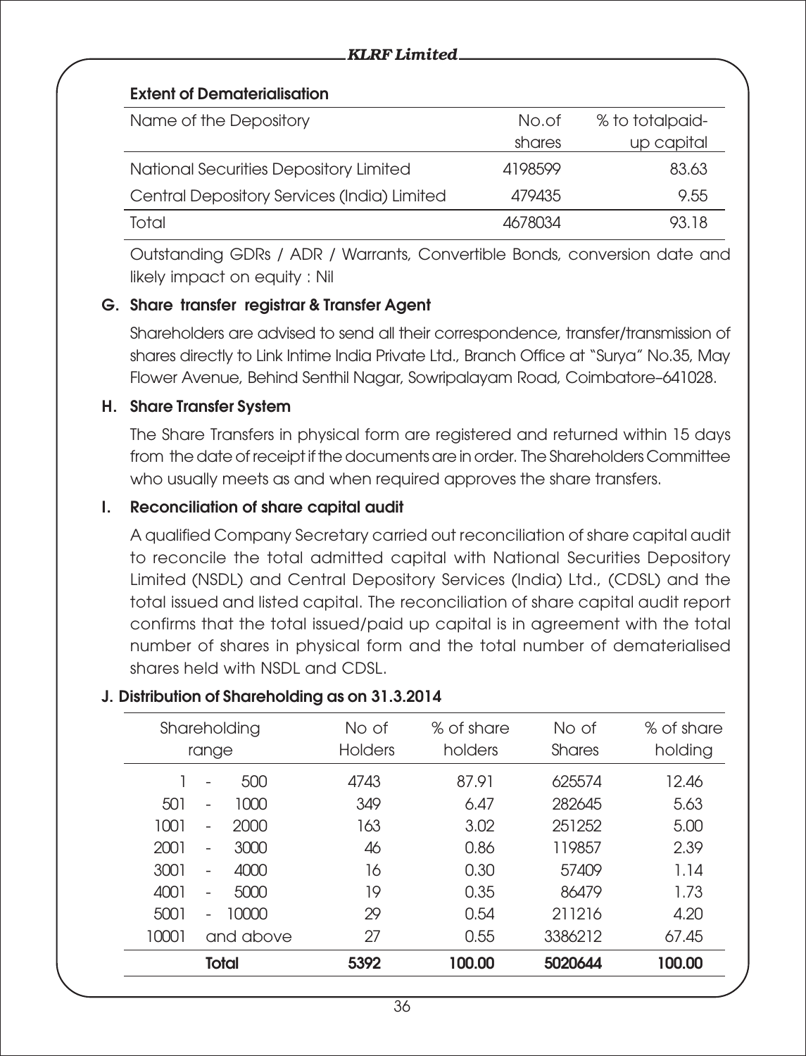### Extent of Dematerialisation

| Name of the Depository | No.of shares | % to totalpaid-up capital |
|---|---|---|
| National Securities Depository Limited | 4198599 | 83.63 |
| Central Depository Services (India) Limited | 479435 | 9.55 |
| Total | 4678034 | 93.18 |

Outstanding GDRs / ADR / Warrants, Convertible Bonds, conversion date and likely impact on equity : Nil

### G. Share transfer registrar & Transfer Agent

Shareholders are advised to send all their correspondence, transfer/transmission of shares directly to Link Intime India Private Ltd., Branch Office at "Surya" No.35, May Flower Avenue, Behind Senthil Nagar, Sowripalayam Road, Coimbatore–641028.

### H. Share Transfer System

The Share Transfers in physical form are registered and returned within 15 days from the date of receipt if the documents are in order. The Shareholders Committee who usually meets as and when required approves the share transfers.

### I. Reconciliation of share capital audit

A qualified Company Secretary carried out reconciliation of share capital audit to reconcile the total admitted capital with National Securities Depository Limited (NSDL) and Central Depository Services (India) Ltd., (CDSL) and the total issued and listed capital. The reconciliation of share capital audit report confirms that the total issued/paid up capital is in agreement with the total number of shares in physical form and the total number of dematerialised shares held with NSDL and CDSL.

### J. Distribution of Shareholding as on 31.3.2014

| Shareholding range | No of Holders | % of share holders | No of Shares | % of share holding |
|---|---|---|---|---|
| 1 - 500 | 4743 | 87.91 | 625574 | 12.46 |
| 501 - 1000 | 349 | 6.47 | 282645 | 5.63 |
| 1001 - 2000 | 163 | 3.02 | 251252 | 5.00 |
| 2001 - 3000 | 46 | 0.86 | 119857 | 2.39 |
| 3001 - 4000 | 16 | 0.30 | 57409 | 1.14 |
| 4001 - 5000 | 19 | 0.35 | 86479 | 1.73 |
| 5001 - 10000 | 29 | 0.54 | 211216 | 4.20 |
| 10001 and above | 27 | 0.55 | 3386212 | 67.45 |
| **Total** | **5392** | **100.00** | **5020644** | **100.00** |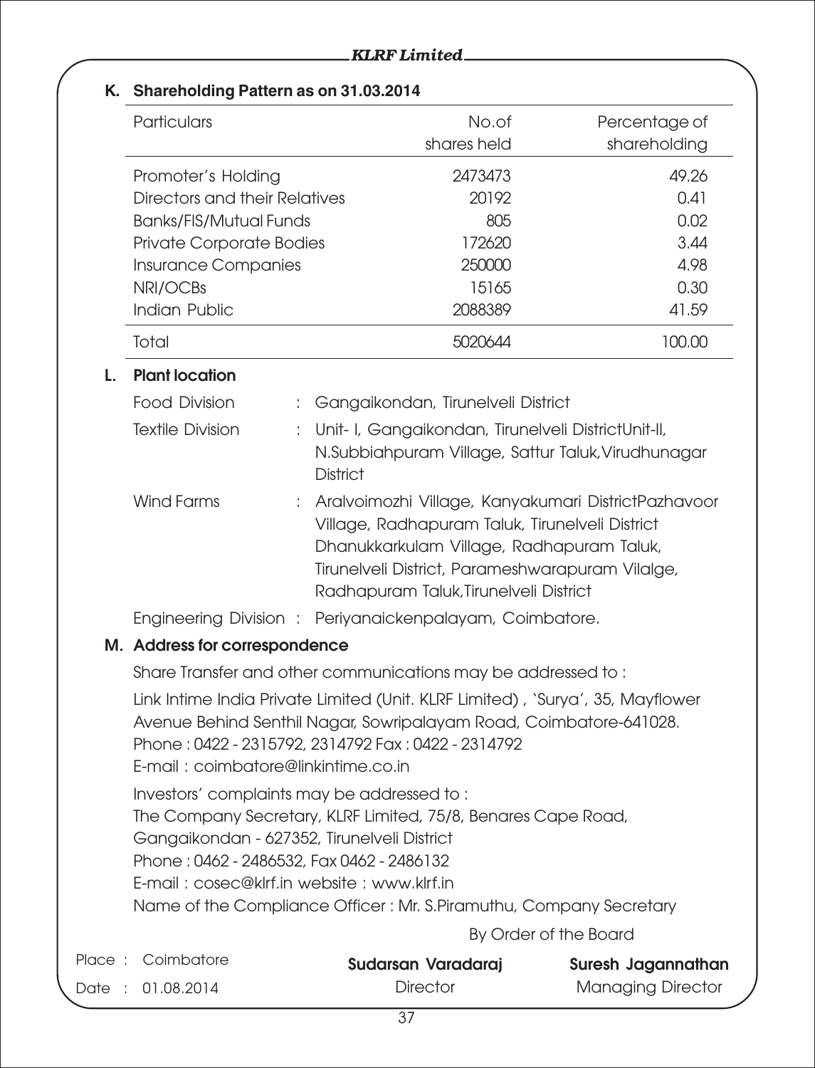**K. Shareholding Pattern as on 31.03.2014**

| Particulars | No.of shares held | Percentage of shareholding |
|---|---|---|
| Promoter's Holding | 2473473 | 49.26 |
| Directors and their Relatives | 20192 | 0.41 |
| Banks/FIS/Mutual Funds | 805 | 0.02 |
| Private Corporate Bodies | 172620 | 3.44 |
| Insurance Companies | 250000 | 4.98 |
| NRI/OCBs | 15165 | 0.30 |
| Indian Public | 2088389 | 41.59 |
| Total | 5020644 | 100.00 |

**L. Plant location**

Food Division : Gangaikondan, Tirunelveli District

Textile Division : Unit- I, Gangaikondan, Tirunelveli DistrictUnit-II, N.Subbiahpuram Village, Sattur Taluk,Virudhunagar District

Wind Farms : Aralvoimozhi Village, Kanyakumari DistrictPazhavoor Village, Radhapuram Taluk, Tirunelveli District Dhanukkarkulam Village, Radhapuram Taluk, Tirunelveli District, Parameshwarapuram Vilalge, Radhapuram Taluk,Tirunelveli District

Engineering Division : Periyanaickenpalayam, Coimbatore.

**M. Address for correspondence**

Share Transfer and other communications may be addressed to :

Link Intime India Private Limited (Unit. KLRF Limited) , 'Surya', 35, Mayflower Avenue Behind Senthil Nagar, Sowripalayam Road, Coimbatore-641028.
Phone : 0422 - 2315792, 2314792 Fax : 0422 - 2314792
E-mail : coimbatore@linkintime.co.in

Investors' complaints may be addressed to :
The Company Secretary, KLRF Limited, 75/8, Benares Cape Road,
Gangaikondan - 627352, Tirunelveli District
Phone : 0462 - 2486532, Fax 0462 - 2486132
E-mail : cosec@klrf.in website : www.klrf.in
Name of the Compliance Officer : Mr. S.Piramuthu, Company Secretary

By Order of the Board

Place : Coimbatore
Date : 01.08.2014

**Sudarsan Varadaraj**
Director

**Suresh Jagannathan**
Managing Director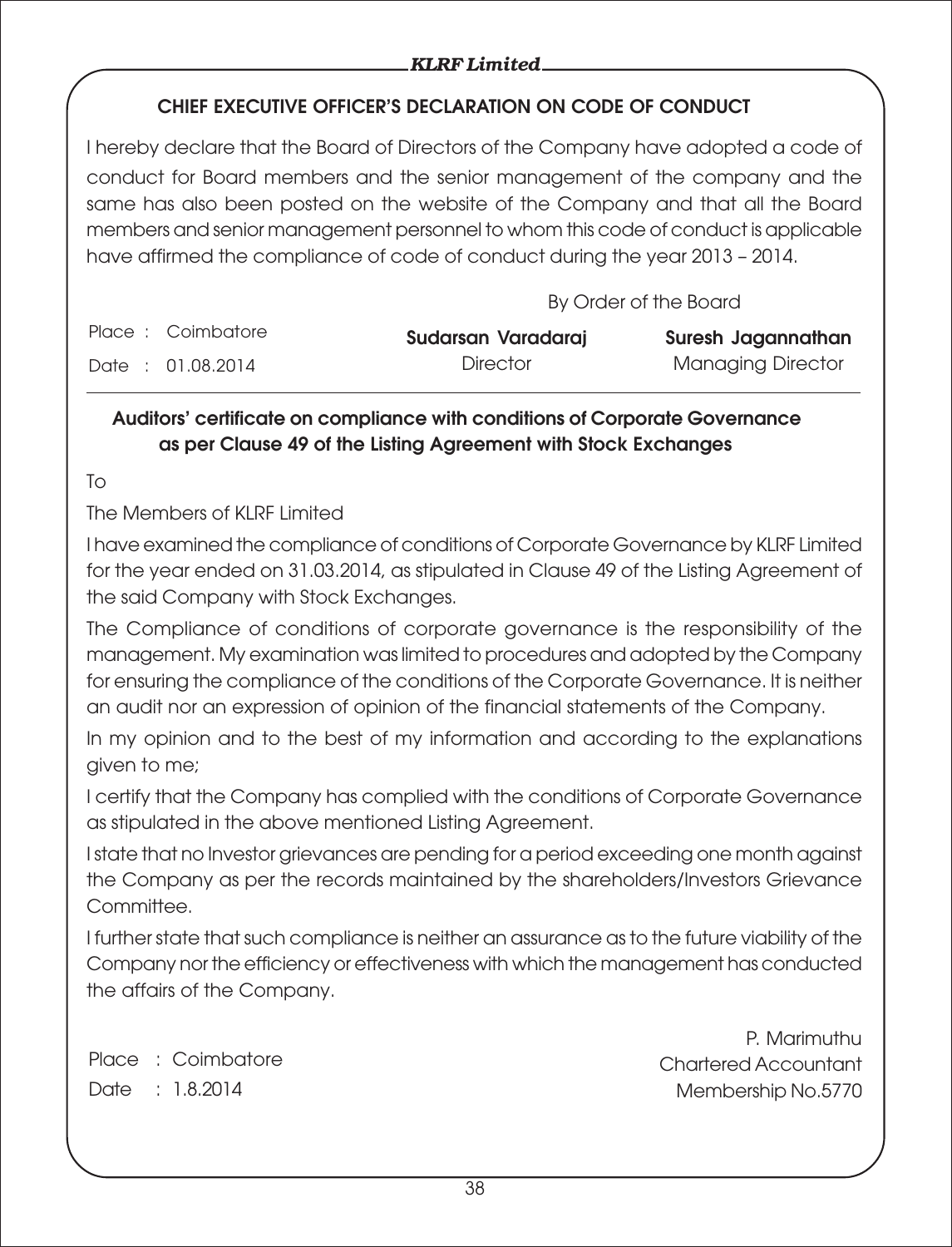## CHIEF EXECUTIVE OFFICER'S DECLARATION ON CODE OF CONDUCT

I hereby declare that the Board of Directors of the Company have adopted a code of conduct for Board members and the senior management of the company and the same has also been posted on the website of the Company and that all the Board members and senior management personnel to whom this code of conduct is applicable have affirmed the compliance of code of conduct during the year 2013 – 2014.

By Order of the Board

Place : Coimbatore
Date : 01.08.2014

**Sudarsan Varadaraj**
Director

**Suresh Jagannathan**
Managing Director

## Auditors' certificate on compliance with conditions of Corporate Governance as per Clause 49 of the Listing Agreement with Stock Exchanges

To

The Members of KLRF Limited

I have examined the compliance of conditions of Corporate Governance by KLRF Limited for the year ended on 31.03.2014, as stipulated in Clause 49 of the Listing Agreement of the said Company with Stock Exchanges.

The Compliance of conditions of corporate governance is the responsibility of the management. My examination was limited to procedures and adopted by the Company for ensuring the compliance of the conditions of the Corporate Governance. It is neither an audit nor an expression of opinion of the financial statements of the Company.

In my opinion and to the best of my information and according to the explanations given to me;

I certify that the Company has complied with the conditions of Corporate Governance as stipulated in the above mentioned Listing Agreement.

I state that no Investor grievances are pending for a period exceeding one month against the Company as per the records maintained by the shareholders/Investors Grievance Committee.

I further state that such compliance is neither an assurance as to the future viability of the Company nor the efficiency or effectiveness with which the management has conducted the affairs of the Company.

Place : Coimbatore
Date : 1.8.2014

P. Marimuthu
Chartered Accountant
Membership No.5770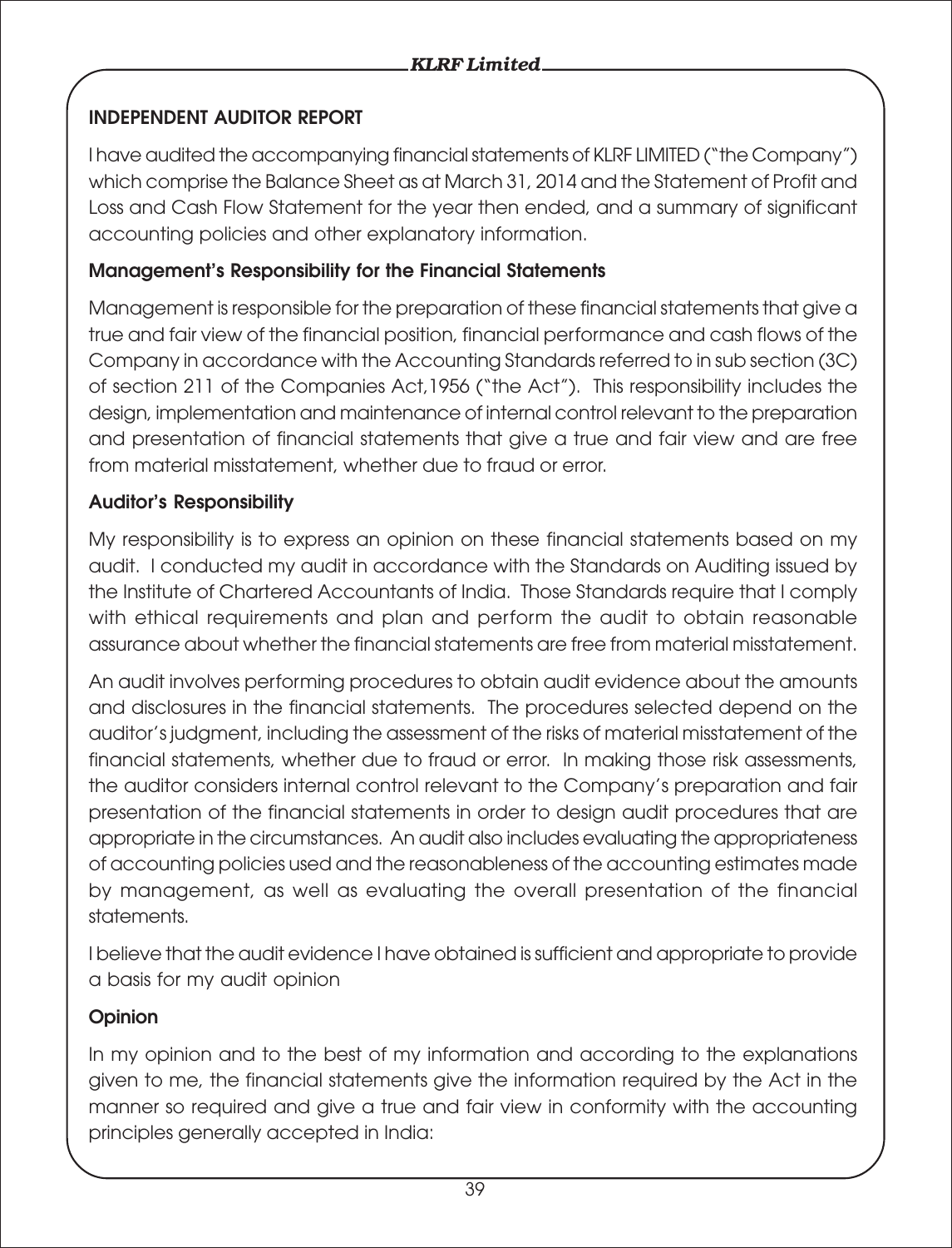## INDEPENDENT AUDITOR REPORT

I have audited the accompanying financial statements of KLRF LIMITED ("the Company") which comprise the Balance Sheet as at March 31, 2014 and the Statement of Profit and Loss and Cash Flow Statement for the year then ended, and a summary of significant accounting policies and other explanatory information.

### Management's Responsibility for the Financial Statements

Management is responsible for the preparation of these financial statements that give a true and fair view of the financial position, financial performance and cash flows of the Company in accordance with the Accounting Standards referred to in sub section (3C) of section 211 of the Companies Act,1956 ("the Act"). This responsibility includes the design, implementation and maintenance of internal control relevant to the preparation and presentation of financial statements that give a true and fair view and are free from material misstatement, whether due to fraud or error.

### Auditor's Responsibility

My responsibility is to express an opinion on these financial statements based on my audit. I conducted my audit in accordance with the Standards on Auditing issued by the Institute of Chartered Accountants of India. Those Standards require that I comply with ethical requirements and plan and perform the audit to obtain reasonable assurance about whether the financial statements are free from material misstatement.

An audit involves performing procedures to obtain audit evidence about the amounts and disclosures in the financial statements. The procedures selected depend on the auditor's judgment, including the assessment of the risks of material misstatement of the financial statements, whether due to fraud or error. In making those risk assessments, the auditor considers internal control relevant to the Company's preparation and fair presentation of the financial statements in order to design audit procedures that are appropriate in the circumstances. An audit also includes evaluating the appropriateness of accounting policies used and the reasonableness of the accounting estimates made by management, as well as evaluating the overall presentation of the financial statements.

I believe that the audit evidence I have obtained is sufficient and appropriate to provide a basis for my audit opinion

### Opinion

In my opinion and to the best of my information and according to the explanations given to me, the financial statements give the information required by the Act in the manner so required and give a true and fair view in conformity with the accounting principles generally accepted in India: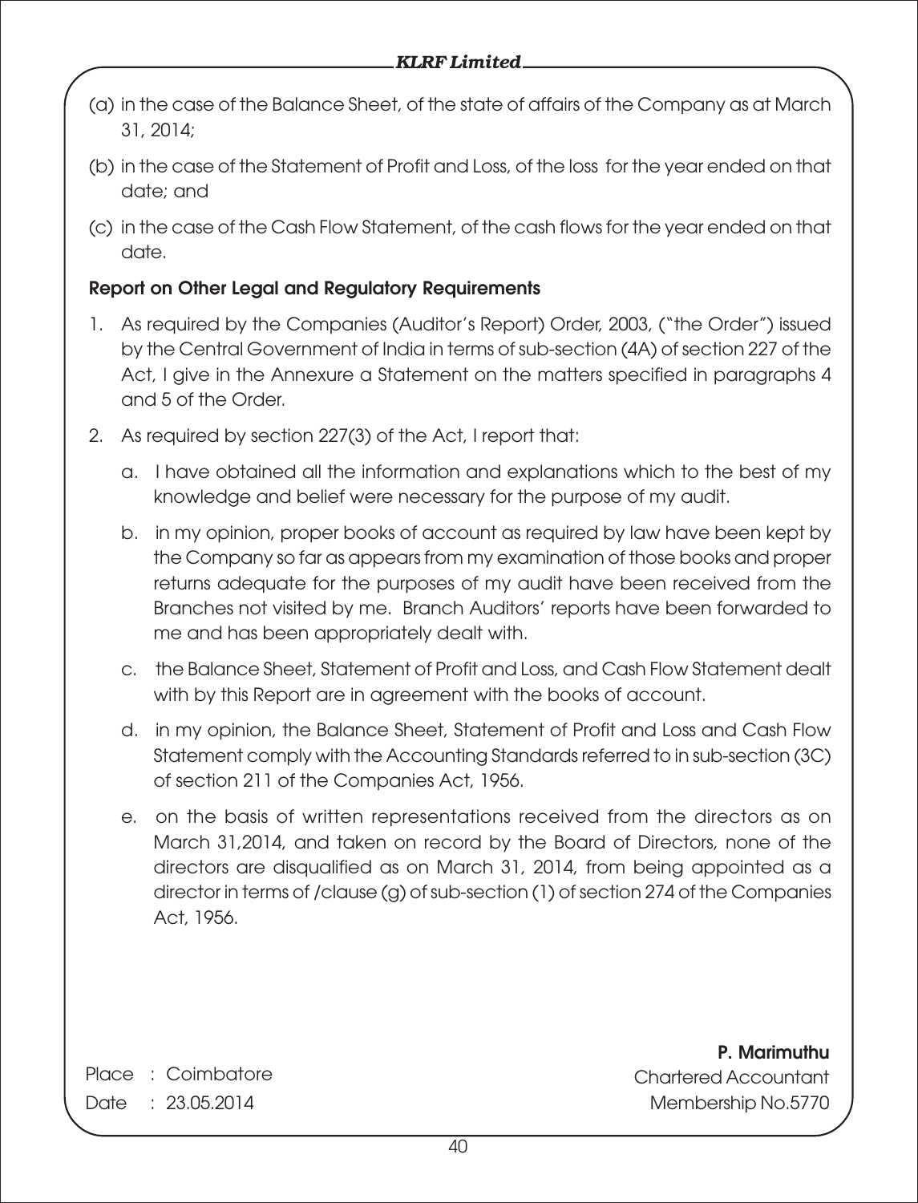(a) in the case of the Balance Sheet, of the state of affairs of the Company as at March 31, 2014;

(b) in the case of the Statement of Profit and Loss, of the loss for the year ended on that date; and

(c) in the case of the Cash Flow Statement, of the cash flows for the year ended on that date.

**Report on Other Legal and Regulatory Requirements**

1. As required by the Companies (Auditor's Report) Order, 2003, ("the Order") issued by the Central Government of India in terms of sub-section (4A) of section 227 of the Act, I give in the Annexure a Statement on the matters specified in paragraphs 4 and 5 of the Order.

2. As required by section 227(3) of the Act, I report that:

   a. I have obtained all the information and explanations which to the best of my knowledge and belief were necessary for the purpose of my audit.

   b. in my opinion, proper books of account as required by law have been kept by the Company so far as appears from my examination of those books and proper returns adequate for the purposes of my audit have been received from the Branches not visited by me. Branch Auditors' reports have been forwarded to me and has been appropriately dealt with.

   c. the Balance Sheet, Statement of Profit and Loss, and Cash Flow Statement dealt with by this Report are in agreement with the books of account.

   d. in my opinion, the Balance Sheet, Statement of Profit and Loss and Cash Flow Statement comply with the Accounting Standards referred to in sub-section (3C) of section 211 of the Companies Act, 1956.

   e. on the basis of written representations received from the directors as on March 31,2014, and taken on record by the Board of Directors, none of the directors are disqualified as on March 31, 2014, from being appointed as a director in terms of /clause (g) of sub-section (1) of section 274 of the Companies Act, 1956.

Place : Coimbatore
Date : 23.05.2014

**P. Marimuthu**
Chartered Accountant
Membership No.5770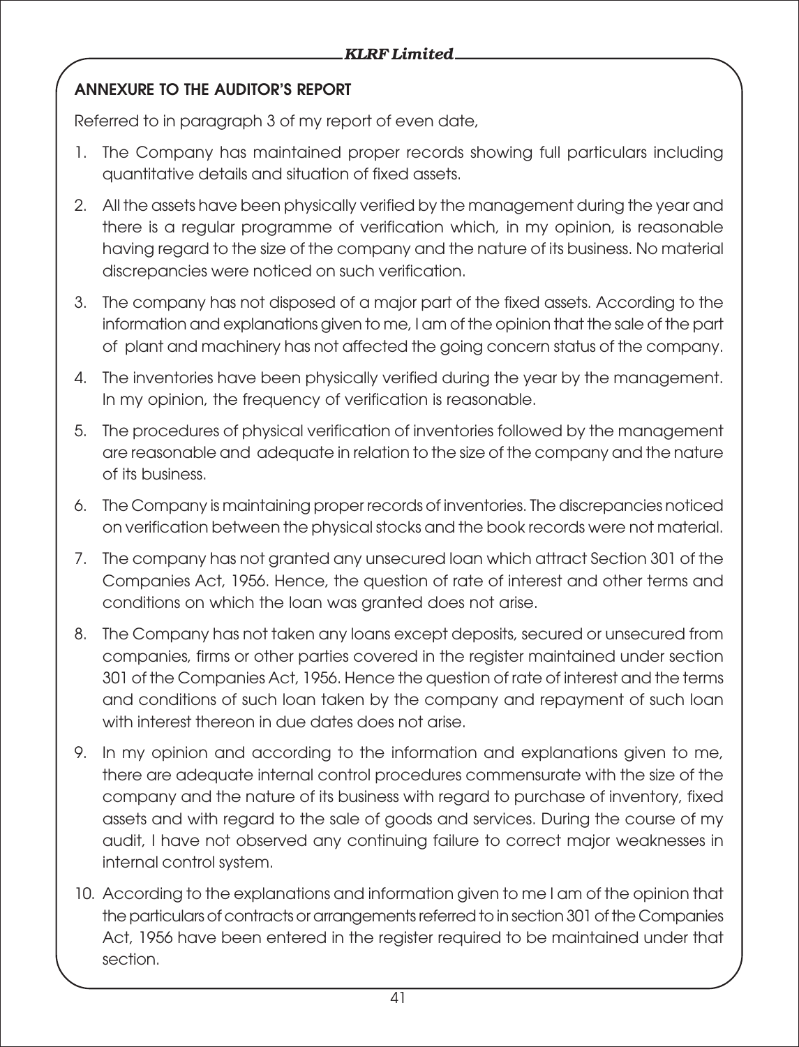## ANNEXURE TO THE AUDITOR'S REPORT

Referred to in paragraph 3 of my report of even date,

1. The Company has maintained proper records showing full particulars including quantitative details and situation of fixed assets.
2. All the assets have been physically verified by the management during the year and there is a regular programme of verification which, in my opinion, is reasonable having regard to the size of the company and the nature of its business. No material discrepancies were noticed on such verification.
3. The company has not disposed of a major part of the fixed assets. According to the information and explanations given to me, I am of the opinion that the sale of the part of plant and machinery has not affected the going concern status of the company.
4. The inventories have been physically verified during the year by the management. In my opinion, the frequency of verification is reasonable.
5. The procedures of physical verification of inventories followed by the management are reasonable and adequate in relation to the size of the company and the nature of its business.
6. The Company is maintaining proper records of inventories. The discrepancies noticed on verification between the physical stocks and the book records were not material.
7. The company has not granted any unsecured loan which attract Section 301 of the Companies Act, 1956. Hence, the question of rate of interest and other terms and conditions on which the loan was granted does not arise.
8. The Company has not taken any loans except deposits, secured or unsecured from companies, firms or other parties covered in the register maintained under section 301 of the Companies Act, 1956. Hence the question of rate of interest and the terms and conditions of such loan taken by the company and repayment of such loan with interest thereon in due dates does not arise.
9. In my opinion and according to the information and explanations given to me, there are adequate internal control procedures commensurate with the size of the company and the nature of its business with regard to purchase of inventory, fixed assets and with regard to the sale of goods and services. During the course of my audit, I have not observed any continuing failure to correct major weaknesses in internal control system.
10. According to the explanations and information given to me I am of the opinion that the particulars of contracts or arrangements referred to in section 301 of the Companies Act, 1956 have been entered in the register required to be maintained under that section.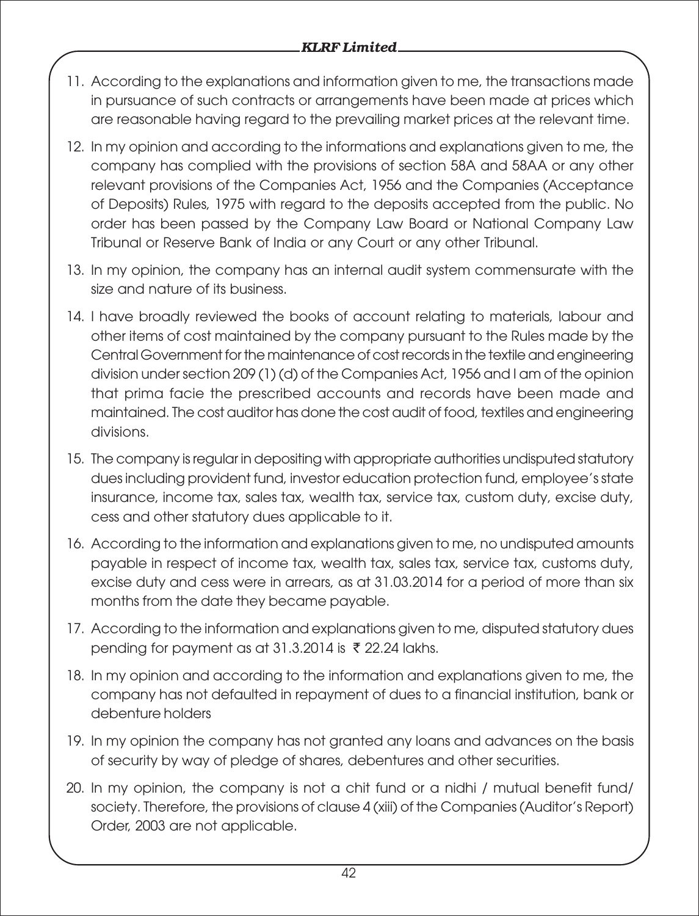11. According to the explanations and information given to me, the transactions made in pursuance of such contracts or arrangements have been made at prices which are reasonable having regard to the prevailing market prices at the relevant time.

12. In my opinion and according to the informations and explanations given to me, the company has complied with the provisions of section 58A and 58AA or any other relevant provisions of the Companies Act, 1956 and the Companies (Acceptance of Deposits) Rules, 1975 with regard to the deposits accepted from the public. No order has been passed by the Company Law Board or National Company Law Tribunal or Reserve Bank of India or any Court or any other Tribunal.

13. In my opinion, the company has an internal audit system commensurate with the size and nature of its business.

14. I have broadly reviewed the books of account relating to materials, labour and other items of cost maintained by the company pursuant to the Rules made by the Central Government for the maintenance of cost records in the textile and engineering division under section 209 (1) (d) of the Companies Act, 1956 and I am of the opinion that prima facie the prescribed accounts and records have been made and maintained. The cost auditor has done the cost audit of food, textiles and engineering divisions.

15. The company is regular in depositing with appropriate authorities undisputed statutory dues including provident fund, investor education protection fund, employee's state insurance, income tax, sales tax, wealth tax, service tax, custom duty, excise duty, cess and other statutory dues applicable to it.

16. According to the information and explanations given to me, no undisputed amounts payable in respect of income tax, wealth tax, sales tax, service tax, customs duty, excise duty and cess were in arrears, as at 31.03.2014 for a period of more than six months from the date they became payable.

17. According to the information and explanations given to me, disputed statutory dues pending for payment as at 31.3.2014 is ₹ 22.24 lakhs.

18. In my opinion and according to the information and explanations given to me, the company has not defaulted in repayment of dues to a financial institution, bank or debenture holders

19. In my opinion the company has not granted any loans and advances on the basis of security by way of pledge of shares, debentures and other securities.

20. In my opinion, the company is not a chit fund or a nidhi / mutual benefit fund/ society. Therefore, the provisions of clause 4 (xiii) of the Companies (Auditor's Report) Order, 2003 are not applicable.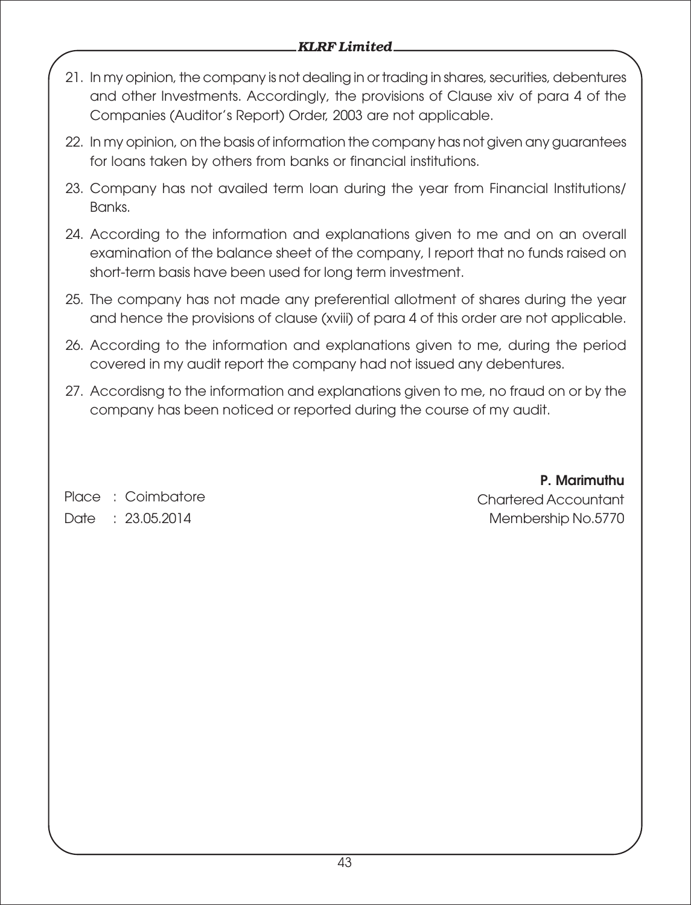21. In my opinion, the company is not dealing in or trading in shares, securities, debentures and other Investments. Accordingly, the provisions of Clause xiv of para 4 of the Companies (Auditor's Report) Order, 2003 are not applicable.

22. In my opinion, on the basis of information the company has not given any guarantees for loans taken by others from banks or financial institutions.

23. Company has not availed term loan during the year from Financial Institutions/ Banks.

24. According to the information and explanations given to me and on an overall examination of the balance sheet of the company, I report that no funds raised on short-term basis have been used for long term investment.

25. The company has not made any preferential allotment of shares during the year and hence the provisions of clause (xviii) of para 4 of this order are not applicable.

26. According to the information and explanations given to me, during the period covered in my audit report the company had not issued any debentures.

27. Accordisng to the information and explanations given to me, no fraud on or by the company has been noticed or reported during the course of my audit.

Place : Coimbatore
Date : 23.05.2014

**P. Marimuthu**
Chartered Accountant
Membership No.5770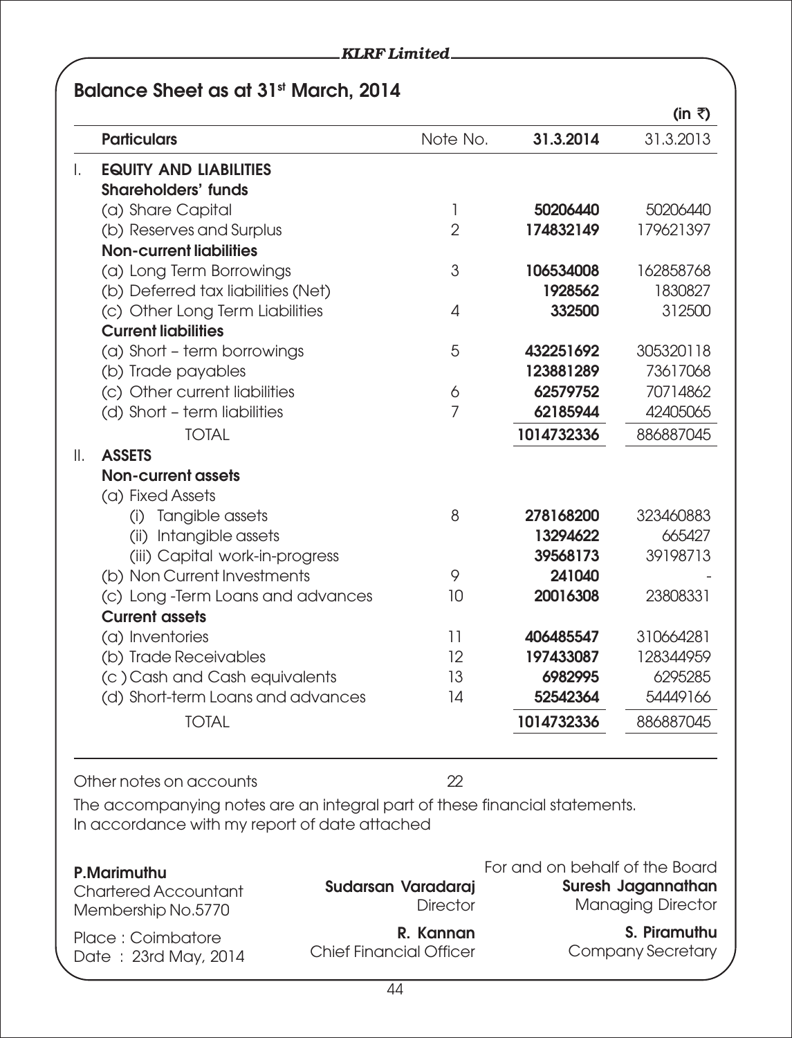## Balance Sheet as at 31st March, 2014

(in ₹)

| | Particulars | Note No. | 31.3.2014 | 31.3.2013 |
|---|---|---|---|---|
| I. | **EQUITY AND LIABILITIES** | | | |
| | **Shareholders' funds** | | | |
| | (a) Share Capital | 1 | **50206440** | 50206440 |
| | (b) Reserves and Surplus | 2 | **174832149** | 179621397 |
| | **Non-current liabilities** | | | |
| | (a) Long Term Borrowings | 3 | **106534008** | 162858768 |
| | (b) Deferred tax liabilities (Net) | | **1928562** | 1830827 |
| | (c) Other Long Term Liabilities | 4 | **332500** | 312500 |
| | **Current liabilities** | | | |
| | (a) Short – term borrowings | 5 | **432251692** | 305320118 |
| | (b) Trade payables | | **123881289** | 73617068 |
| | (c) Other current liabilities | 6 | **62579752** | 70714862 |
| | (d) Short – term liabilities | 7 | **62185944** | 42405065 |
| | TOTAL | | **1014732336** | 886887045 |
| II. | **ASSETS** | | | |
| | **Non-current assets** | | | |
| | (a) Fixed Assets | | | |
| | (i) Tangible assets | 8 | **278168200** | 323460883 |
| | (ii) Intangible assets | | **13294622** | 665427 |
| | (iii) Capital work-in-progress | | **39568173** | 39198713 |
| | (b) Non Current Investments | 9 | **241040** | - |
| | (c) Long -Term Loans and advances | 10 | **20016308** | 23808331 |
| | **Current assets** | | | |
| | (a) Inventories | 11 | **406485547** | 310664281 |
| | (b) Trade Receivables | 12 | **197433087** | 128344959 |
| | (c ) Cash and Cash equivalents | 13 | **6982995** | 6295285 |
| | (d) Short-term Loans and advances | 14 | **52542364** | 54449166 |
| | TOTAL | | **1014732336** | 886887045 |

Other notes on accounts 22

The accompanying notes are an integral part of these financial statements.
In accordance with my report of date attached

**P.Marimuthu**
Chartered Accountant
Membership No.5770

Place : Coimbatore
Date : 23rd May, 2014

For and on behalf of the Board

**Sudarsan Varadaraj**
Director

**Suresh Jagannathan**
Managing Director

**R. Kannan**
Chief Financial Officer

**S. Piramuthu**
Company Secretary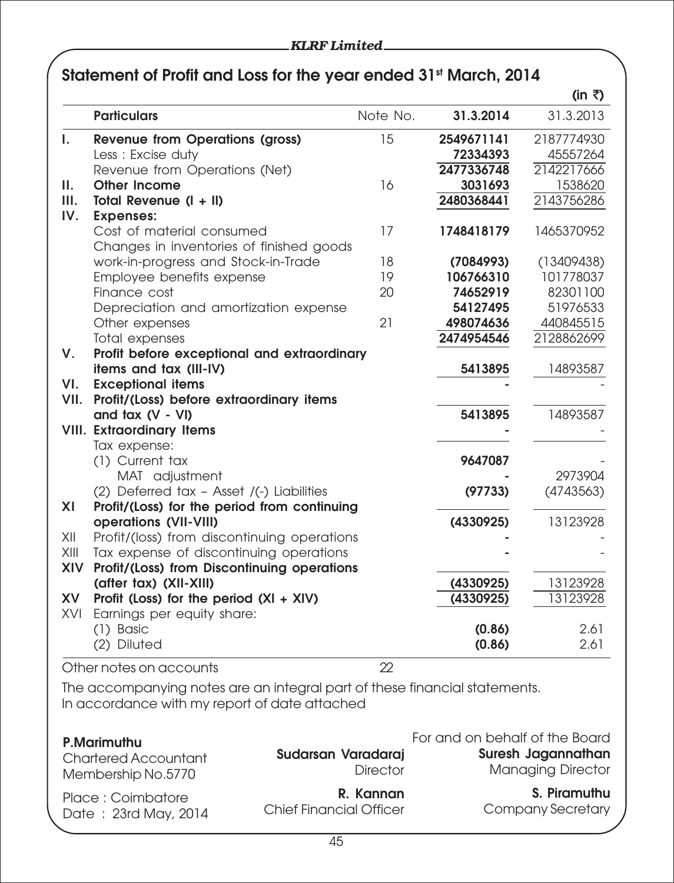## Statement of Profit and Loss for the year ended 31st March, 2014

(in ₹)

| | Particulars | Note No. | 31.3.2014 | 31.3.2013 |
|---|---|---|---|---|
| I. | **Revenue from Operations (gross)** | 15 | **2549671141** | 2187774930 |
| | Less : Excise duty | | **72334393** | 45557264 |
| | Revenue from Operations (Net) | | **2477336748** | 2142217666 |
| II. | **Other Income** | 16 | **3031693** | 1538620 |
| III. | **Total Revenue (I + II)** | | **2480368441** | 2143756286 |
| IV. | **Expenses:** | | | |
| | Cost of material consumed | 17 | **1748418179** | 1465370952 |
| | Changes in inventories of finished goods work-in-progress and Stock-in-Trade | 18 | **(7084993)** | (13409438) |
| | Employee benefits expense | 19 | **106766310** | 101778037 |
| | Finance cost | 20 | **74652919** | 82301100 |
| | Depreciation and amortization expense | | **54127495** | 51976533 |
| | Other expenses | 21 | **498074636** | 440845515 |
| | Total expenses | | **2474954546** | 2128862699 |
| V. | **Profit before exceptional and extraordinary items and tax (III-IV)** | | **5413895** | 14893587 |
| VI. | **Exceptional items** | | **-** | - |
| VII. | **Profit/(Loss) before extraordinary items and tax (V - VI)** | | **5413895** | 14893587 |
| VIII. | **Extraordinary Items** | | **-** | - |
| | Tax expense: | | | |
| | (1) Current tax | | **9647087** | - |
| | MAT adjustment | | **-** | 2973904 |
| | (2) Deferred tax – Asset /(-) Liabilities | | **(97733)** | (4743563) |
| XI | **Profit/(Loss) for the period from continuing operations (VII-VIII)** | | **(4330925)** | 13123928 |
| XII | Profit/(loss) from discontinuing operations | | **-** | - |
| XIII | Tax expense of discontinuing operations | | **-** | - |
| XIV | **Profit/(Loss) from Discontinuing operations (after tax) (XII-XIII)** | | **(4330925)** | 13123928 |
| XV | **Profit (Loss) for the period (XI + XIV)** | | **(4330925)** | 13123928 |
| XVI | Earnings per equity share: | | | |
| | (1) Basic | | **(0.86)** | 2.61 |
| | (2) Diluted | | **(0.86)** | 2.61 |

Other notes on accounts 22

The accompanying notes are an integral part of these financial statements.
In accordance with my report of date attached

For and on behalf of the Board

**P.Marimuthu**
Chartered Accountant
Membership No.5770

**Sudarsan Varadaraj**
Director

**Suresh Jagannathan**
Managing Director

Place : Coimbatore
Date : 23rd May, 2014

**R. Kannan**
Chief Financial Officer

**S. Piramuthu**
Company Secretary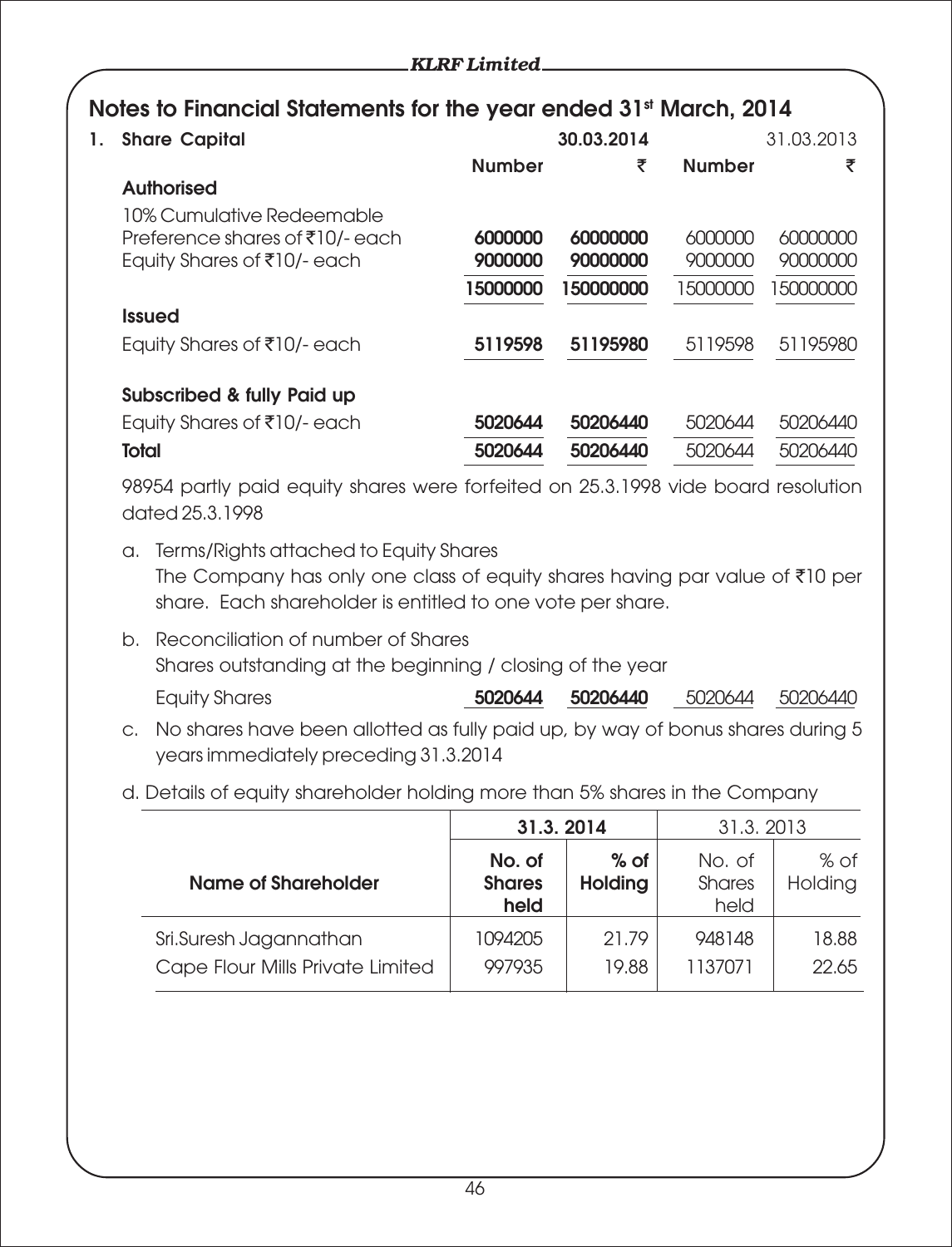# Notes to Financial Statements for the year ended 31st March, 2014

## 1. Share Capital

| | 30.03.2014 | | 31.03.2013 | |
|---|---|---|---|---|
| | **Number** | **₹** | **Number** | **₹** |
| **Authorised** | | | | |
| 10% Cumulative Redeemable Preference shares of ₹10/- each | **6000000** | **60000000** | 6000000 | 60000000 |
| Equity Shares of ₹10/- each | **9000000** | **90000000** | 9000000 | 90000000 |
| | **15000000** | **150000000** | 15000000 | 150000000 |
| **Issued** | | | | |
| Equity Shares of ₹10/- each | **5119598** | **51195980** | 5119598 | 51195980 |
| **Subscribed & fully Paid up** | | | | |
| Equity Shares of ₹10/- each | **5020644** | **50206440** | 5020644 | 50206440 |
| **Total** | **5020644** | **50206440** | 5020644 | 50206440 |

98954 partly paid equity shares were forfeited on 25.3.1998 vide board resolution dated 25.3.1998

a. Terms/Rights attached to Equity Shares
   The Company has only one class of equity shares having par value of ₹10 per share. Each shareholder is entitled to one vote per share.

b. Reconciliation of number of Shares
   Shares outstanding at the beginning / closing of the year

| | | | | |
|---|---|---|---|---|
| Equity Shares | **5020644** | **50206440** | 5020644 | 50206440 |

c. No shares have been allotted as fully paid up, by way of bonus shares during 5 years immediately preceding 31.3.2014

d. Details of equity shareholder holding more than 5% shares in the Company

| Name of Shareholder | 31.3. 2014 | | 31.3. 2013 | |
|---|---|---|---|---|
| | **No. of Shares held** | **% of Holding** | No. of Shares held | % of Holding |
| Sri.Suresh Jagannathan | 1094205 | 21.79 | 948148 | 18.88 |
| Cape Flour Mills Private Limited | 997935 | 19.88 | 1137071 | 22.65 |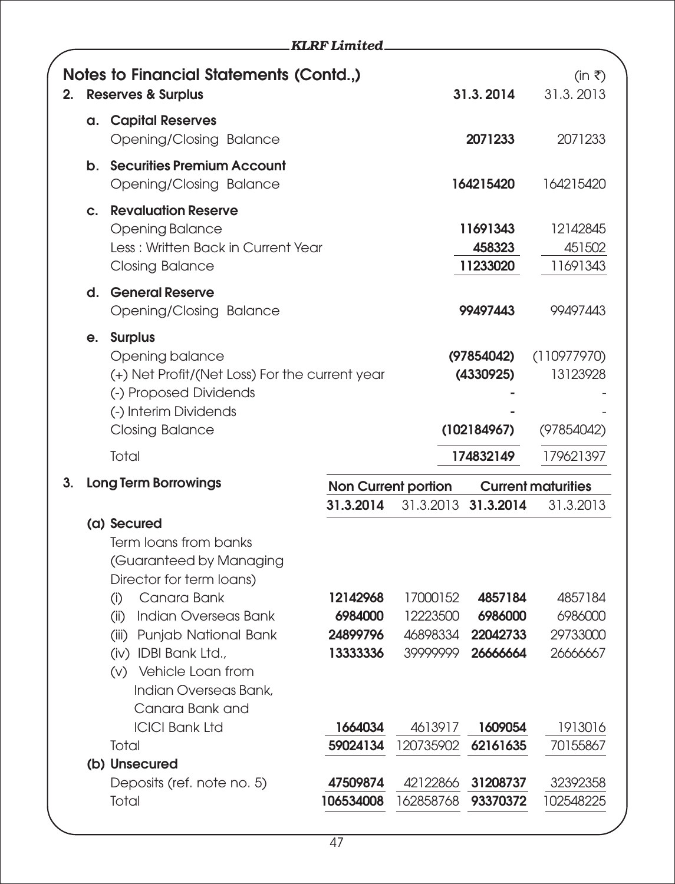## Notes to Financial Statements (Contd.,)

(in ₹)

| 2. Reserves & Surplus | 31.3. 2014 | 31.3. 2013 |
|---|---|---|
| **a. Capital Reserves** | | |
| Opening/Closing Balance | **2071233** | 2071233 |
| **b. Securities Premium Account** | | |
| Opening/Closing Balance | **164215420** | 164215420 |
| **c. Revaluation Reserve** | | |
| Opening Balance | **11691343** | 12142845 |
| Less : Written Back in Current Year | **458323** | 451502 |
| Closing Balance | **11233020** | 11691343 |
| **d. General Reserve** | | |
| Opening/Closing Balance | **99497443** | 99497443 |
| **e. Surplus** | | |
| Opening balance | **(97854042)** | (110977970) |
| (+) Net Profit/(Net Loss) For the current year | **(4330925)** | 13123928 |
| (-) Proposed Dividends | **-** | - |
| (-) Interim Dividends | **-** | - |
| Closing Balance | **(102184967)** | (97854042) |
| Total | **174832149** | 179621397 |

| 3. Long Term Borrowings | Non Current portion | | Current maturities | |
|---|---|---|---|---|
| | **31.3.2014** | 31.3.2013 | **31.3.2014** | 31.3.2013 |
| **(a) Secured** | | | | |
| Term loans from banks (Guaranteed by Managing Director for term loans) | | | | |
| (i) Canara Bank | **12142968** | 17000152 | **4857184** | 4857184 |
| (ii) Indian Overseas Bank | **6984000** | 12223500 | **6986000** | 6986000 |
| (iii) Punjab National Bank | **24899796** | 46898334 | **22042733** | 29733000 |
| (iv) IDBI Bank Ltd., | **13333336** | 39999999 | **26666664** | 26666667 |
| (v) Vehicle Loan from Indian Overseas Bank, Canara Bank and ICICI Bank Ltd | **1664034** | 4613917 | **1609054** | 1913016 |
| Total | **59024134** | 120735902 | **62161635** | 70155867 |
| **(b) Unsecured** | | | | |
| Deposits (ref. note no. 5) | **47509874** | 42122866 | **31208737** | 32392358 |
| Total | **106534008** | 162858768 | **93370372** | 102548225 |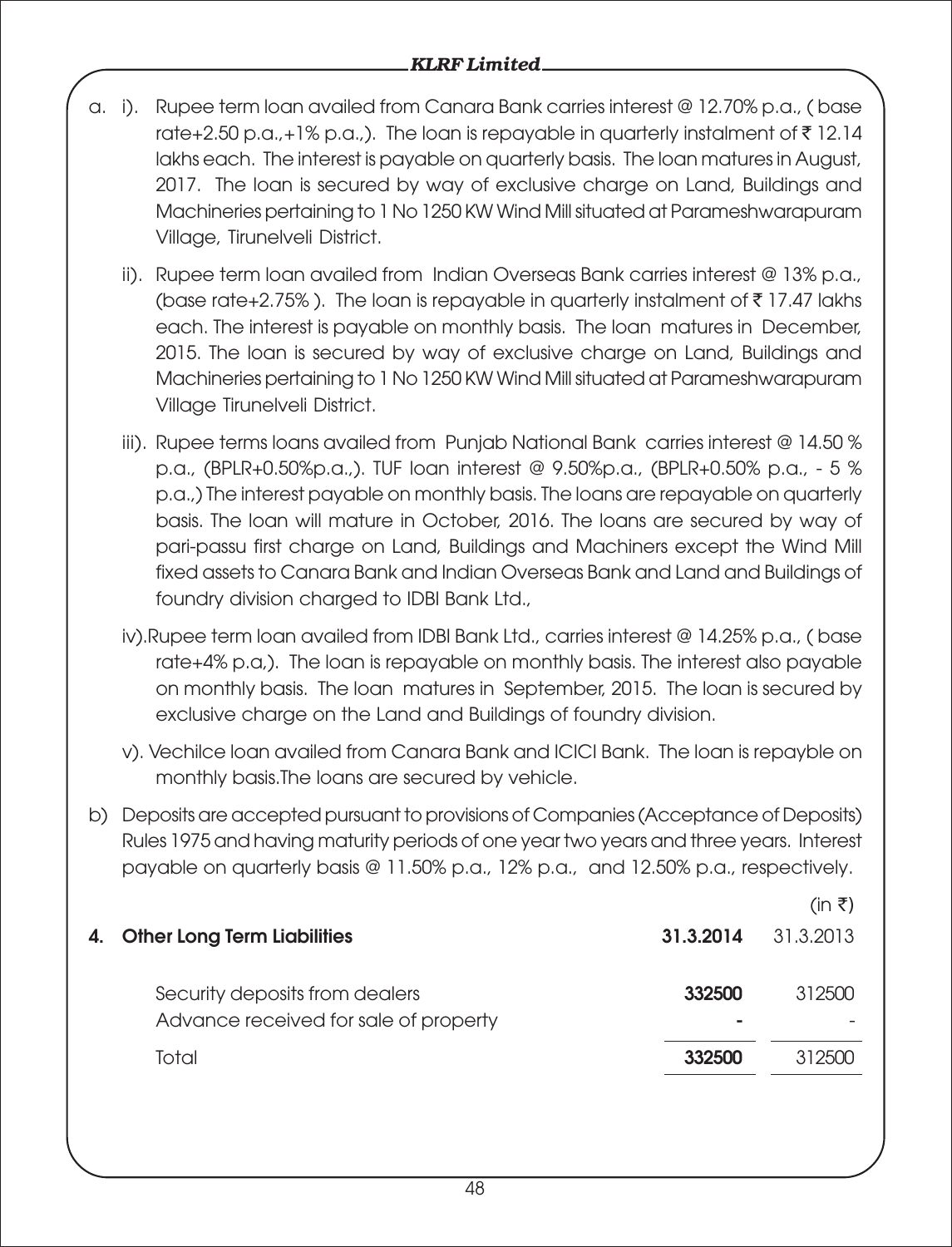a. i). Rupee term loan availed from Canara Bank carries interest @ 12.70% p.a., ( base rate+2.50 p.a.,+1% p.a.,). The loan is repayable in quarterly instalment of ₹ 12.14 lakhs each. The interest is payable on quarterly basis. The loan matures in August, 2017. The loan is secured by way of exclusive charge on Land, Buildings and Machineries pertaining to 1 No 1250 KW Wind Mill situated at Parameshwarapuram Village, Tirunelveli District.

ii). Rupee term loan availed from Indian Overseas Bank carries interest @ 13% p.a., (base rate+2.75% ). The loan is repayable in quarterly instalment of ₹ 17.47 lakhs each. The interest is payable on monthly basis. The loan matures in December, 2015. The loan is secured by way of exclusive charge on Land, Buildings and Machineries pertaining to 1 No 1250 KW Wind Mill situated at Parameshwarapuram Village Tirunelveli District.

iii). Rupee terms loans availed from Punjab National Bank carries interest @ 14.50 % p.a., (BPLR+0.50%p.a.,). TUF loan interest @ 9.50%p.a., (BPLR+0.50% p.a., - 5 % p.a.,) The interest payable on monthly basis. The loans are repayable on quarterly basis. The loan will mature in October, 2016. The loans are secured by way of pari-passu first charge on Land, Buildings and Machiners except the Wind Mill fixed assets to Canara Bank and Indian Overseas Bank and Land and Buildings of foundry division charged to IDBI Bank Ltd.,

iv).Rupee term loan availed from IDBI Bank Ltd., carries interest @ 14.25% p.a., ( base rate+4% p.a,). The loan is repayable on monthly basis. The interest also payable on monthly basis. The loan matures in September, 2015. The loan is secured by exclusive charge on the Land and Buildings of foundry division.

v). Vechilce loan availed from Canara Bank and ICICI Bank. The loan is repayble on monthly basis.The loans are secured by vehicle.

b) Deposits are accepted pursuant to provisions of Companies (Acceptance of Deposits) Rules 1975 and having maturity periods of one year two years and three years. Interest payable on quarterly basis @ 11.50% p.a., 12% p.a., and 12.50% p.a., respectively.

(in ₹)

| 4. Other Long Term Liabilities | 31.3.2014 | 31.3.2013 |
|---|---|---|
| Security deposits from dealers | **332500** | 312500 |
| Advance received for sale of property | **-** | - |
| Total | **332500** | 312500 |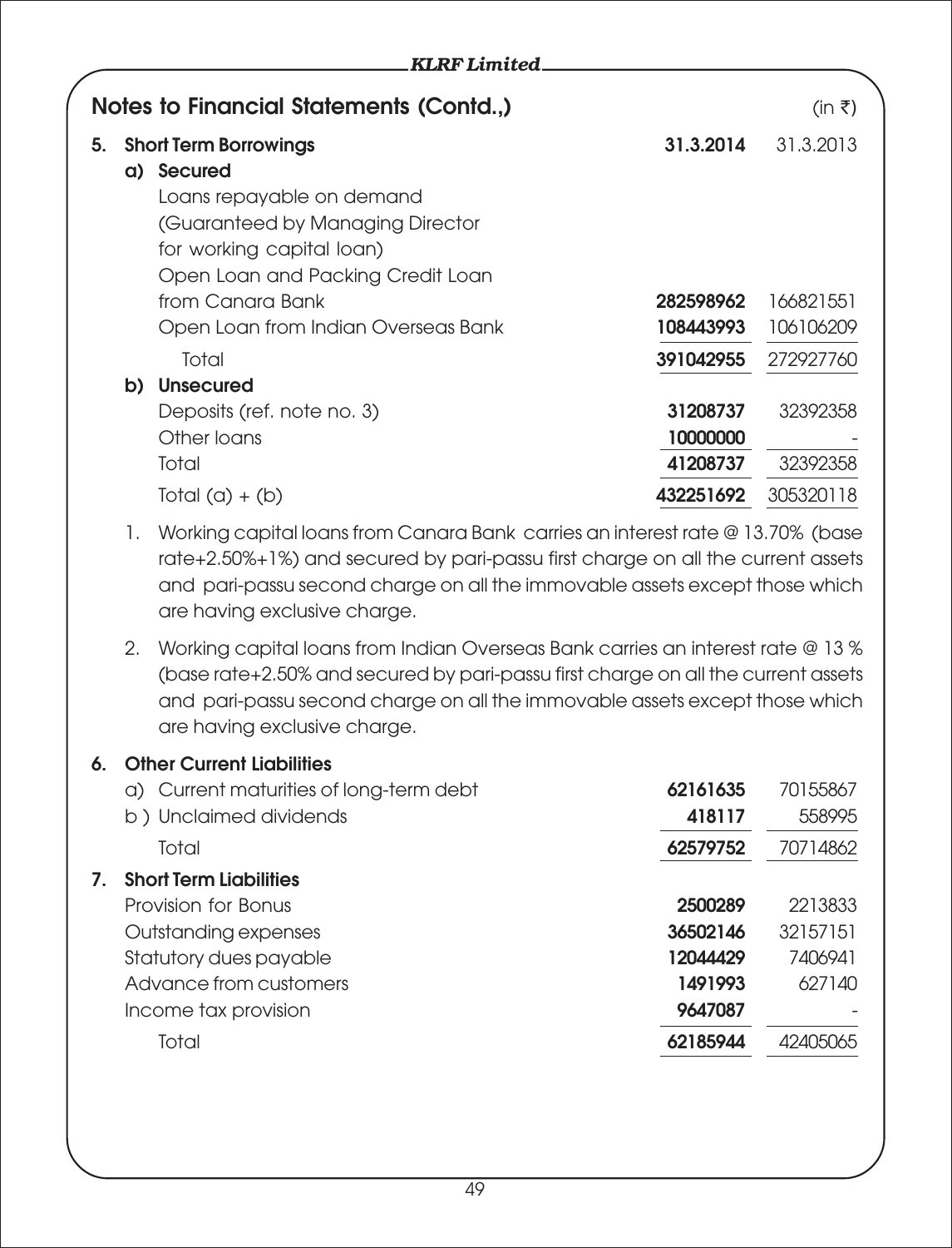## Notes to Financial Statements (Contd.,)

(in ₹)

| | 31.3.2014 | 31.3.2013 |
|---|---|---|
| **5. Short Term Borrowings** | | |
| **a) Secured** | | |
| Loans repayable on demand (Guaranteed by Managing Director for working capital loan) | | |
| Open Loan and Packing Credit Loan from Canara Bank | **282598962** | 166821551 |
| Open Loan from Indian Overseas Bank | **108443993** | 106106209 |
| Total | **391042955** | 272927760 |
| **b) Unsecured** | | |
| Deposits (ref. note no. 3) | **31208737** | 32392358 |
| Other loans | **10000000** | - |
| Total | **41208737** | 32392358 |
| Total (a) + (b) | **432251692** | 305320118 |

1. Working capital loans from Canara Bank carries an interest rate @ 13.70% (base rate+2.50%+1%) and secured by pari-passu first charge on all the current assets and pari-passu second charge on all the immovable assets except those which are having exclusive charge.

2. Working capital loans from Indian Overseas Bank carries an interest rate @ 13 % (base rate+2.50% and secured by pari-passu first charge on all the current assets and pari-passu second charge on all the immovable assets except those which are having exclusive charge.

| | 31.3.2014 | 31.3.2013 |
|---|---|---|
| **6. Other Current Liabilities** | | |
| a) Current maturities of long-term debt | **62161635** | 70155867 |
| b ) Unclaimed dividends | **418117** | 558995 |
| Total | **62579752** | 70714862 |
| **7. Short Term Liabilities** | | |
| Provision for Bonus | **2500289** | 2213833 |
| Outstanding expenses | **36502146** | 32157151 |
| Statutory dues payable | **12044429** | 7406941 |
| Advance from customers | **1491993** | 627140 |
| Income tax provision | **9647087** | - |
| Total | **62185944** | 42405065 |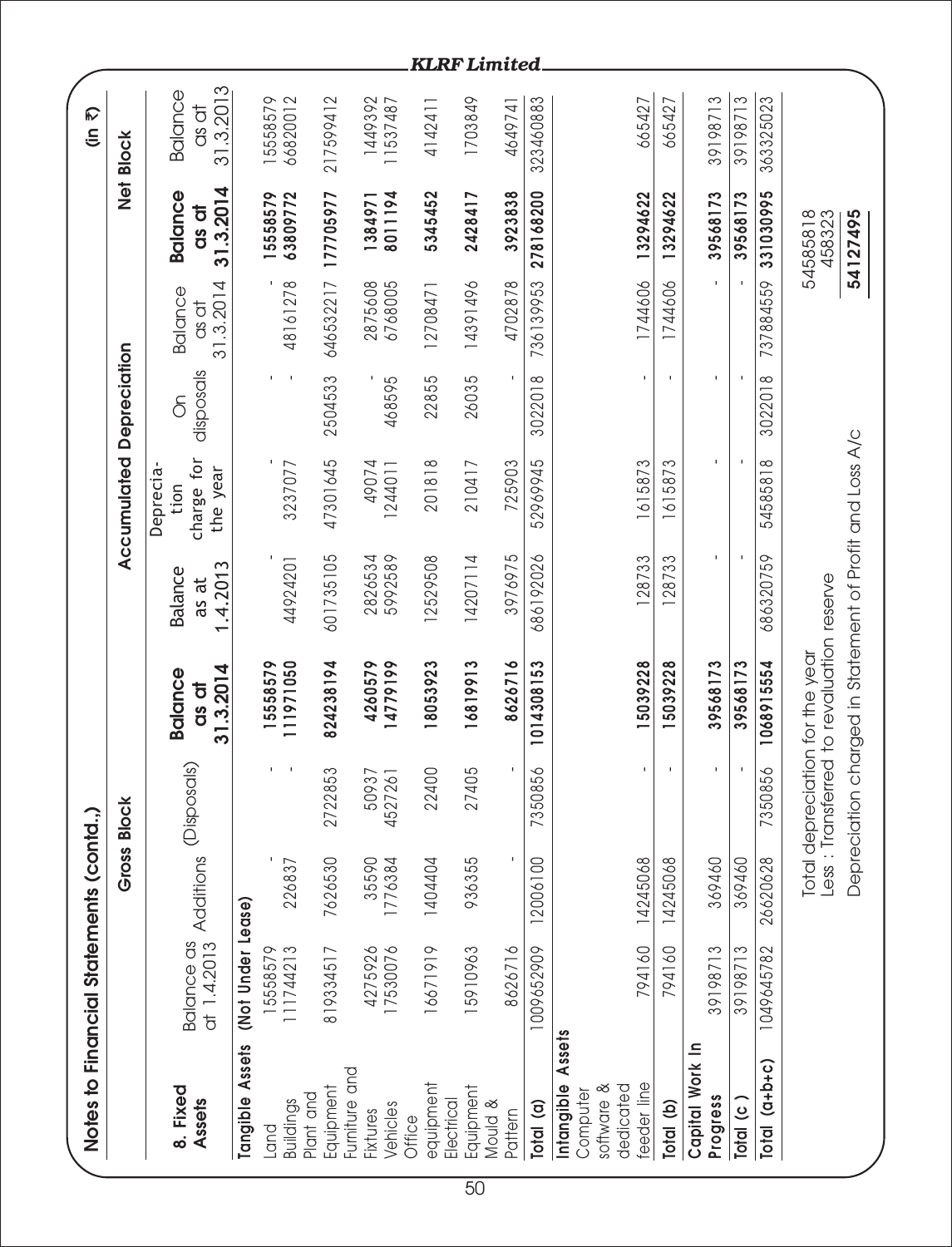## Notes to Financial Statements (contd.,)

(in ₹)

| 8. Fixed Assets | Gross Block | | | | Accumulated Depreciation | | | | Net Block | |
|---|---|---|---|---|---|---|---|---|---|---|
| | Balance as at 1.4.2013 | Additions | (Disposals) | **Balance as at 31.3.2014** | Balance as at 1.4.2013 | Depreciation charge for the year | On disposals | Balance as at 31.3.2014 | **Balance as at 31.3.2014** | Balance as at 31.3.2013 |
| **Tangible Assets (Not Under Lease)** | | | | | | | | | | |
| Land | 15558579 | - | - | **15558579** | | - | - | - | **15558579** | 15558579 |
| Buildings | 111744213 | 226837 | - | **111971050** | 44924201 | 3237077 | - | 48161278 | **63809772** | 66820012 |
| Plant and Equipment | 819334517 | 7626530 | 2722853 | **824238194** | 601735105 | 47301645 | 2504533 | 646532217 | **177705977** | 217599412 |
| Furniture and Fixtures | 4275926 | 35590 | 50937 | **4260579** | 2826534 | 49074 | - | 2875608 | **1384971** | 1449392 |
| Vehicles | 17530076 | 1776384 | 4527261 | **14779199** | 5992589 | 1244011 | 468595 | 6768005 | **8011194** | 11537487 |
| Office equipment | 16671919 | 1404404 | 22400 | **18053923** | 12529508 | 201818 | 22855 | 12708471 | **5345452** | 4142411 |
| Electrical Equipment | 15910963 | 936355 | 27405 | **16819913** | 14207114 | 210417 | 26035 | 14391496 | **2428417** | 1703849 |
| Mould & Pattern | 8626716 | - | - | **8626716** | 3976975 | 725903 | - | 4702878 | **3923838** | 4649741 |
| **Total (a)** | 1009652909 | 12006100 | 7350856 | **1014308153** | 686192026 | 52969945 | 3022018 | 736139953 | **278168200** | 323460883 |
| **Intangible Assets** | | | | | | | | | | |
| Computer software & dedicated feeder line | 794160 | 14245068 | - | **15039228** | 128733 | 1615873 | - | 1744606 | **13294622** | 665427 |
| **Total (b)** | 794160 | 14245068 | - | **15039228** | 128733 | 1615873 | - | 1744606 | **13294622** | 665427 |
| **Capital Work In Progress** | 39198713 | 369460 | - | **39568173** | - | - | - | - | **39568173** | 39198713 |
| **Total (c )** | 39198713 | 369460 | - | **39568173** | - | - | - | - | **39568173** | 39198713 |
| **Total (a+b+c)** | 1049645782 | 26620628 | 7350856 | **1068915554** | 686320759 | 54585818 | 3022018 | 737884559 | **331030995** | 363325023 |

| | |
|---|---|
| Total depreciation for the year | 54585818 |
| Less : Transferred to revaluation reserve | 458323 |
| Depreciation charged in Statement of Profit and Loss A/c | **54127495** |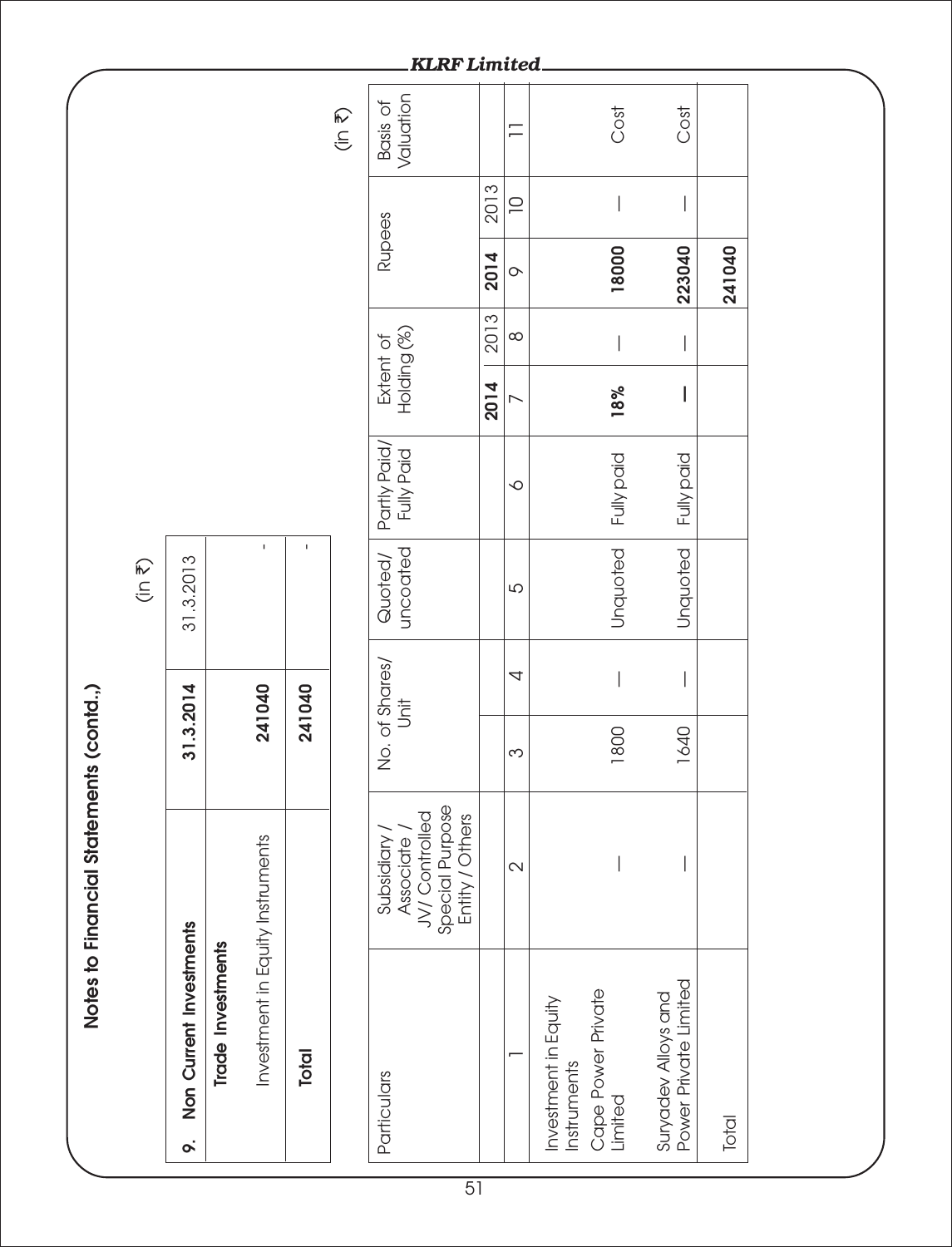## Notes to Financial Statements (contd.)

(in ₹)

| 9. Non Current Investments | 31.3.2014 | 31.3.2013 |
|---|---|---|
| **Trade Investments** | | |
| Investment in Equity Instruments | 241040 | - |
| **Total** | 241040 | - |

(in ₹)

| Particulars | Subsidiary / Associate / JV/ Controlled Special Purpose Entity / Others | No. of Shares/ Unit | | Quoted/ uncoated | Partly Paid/ Fully Paid | Extent of Holding (%) | | Rupees | | Basis of Valuation |
|---|---|---|---|---|---|---|---|---|---|---|
| | | | | | | **2014** | 2013 | **2014** | 2013 | |
| 1 | 2 | 3 | 4 | 5 | 6 | 7 | 8 | 9 | 10 | 11 |
| Investment in Equity Instruments Cape Power Private Limited | — | 1800 | — | Unquoted | Fully paid | **18%** | — | **18000** | — | Cost |
| Suryadev Alloys and Power Private Limited | — | 1640 | — | Unquoted | Fully paid | **—** | — | **223040** | — | Cost |
| Total | | | | | | | | **241040** | | |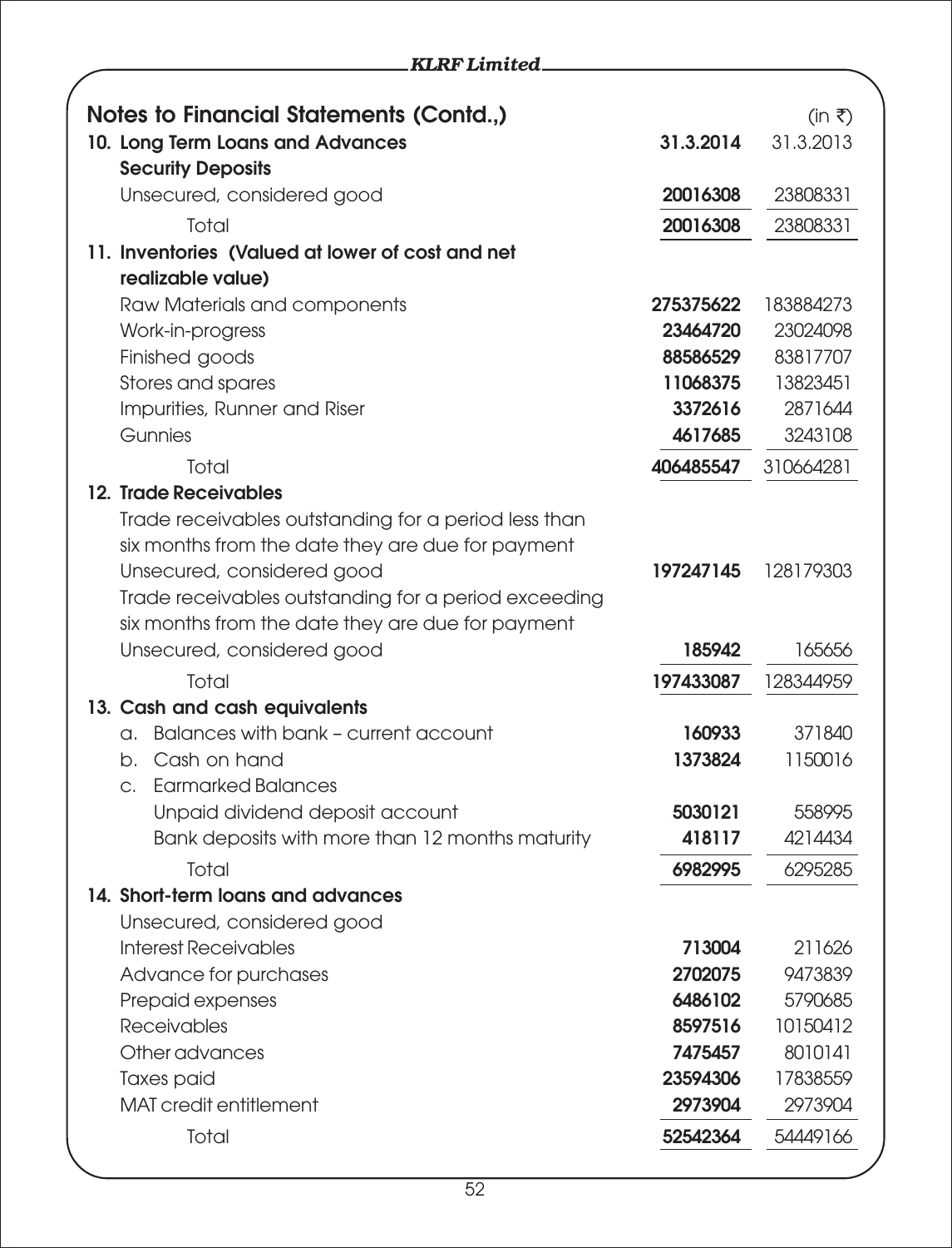## Notes to Financial Statements (Contd.,)

(in ₹)

| | 31.3.2014 | 31.3.2013 |
|---|---|---|
| **10. Long Term Loans and Advances** | | |
| **Security Deposits** | | |
| Unsecured, considered good | **20016308** | 23808331 |
| Total | **20016308** | 23808331 |
| **11. Inventories (Valued at lower of cost and net realizable value)** | | |
| Raw Materials and components | **275375622** | 183884273 |
| Work-in-progress | **23464720** | 23024098 |
| Finished goods | **88586529** | 83817707 |
| Stores and spares | **11068375** | 13823451 |
| Impurities, Runner and Riser | **3372616** | 2871644 |
| Gunnies | **4617685** | 3243108 |
| Total | **406485547** | 310664281 |
| **12. Trade Receivables** | | |
| Trade receivables outstanding for a period less than six months from the date they are due for payment | | |
| Unsecured, considered good | **197247145** | 128179303 |
| Trade receivables outstanding for a period exceeding six months from the date they are due for payment | | |
| Unsecured, considered good | **185942** | 165656 |
| Total | **197433087** | 128344959 |
| **13. Cash and cash equivalents** | | |
| a. Balances with bank – current account | **160933** | 371840 |
| b. Cash on hand | **1373824** | 1150016 |
| c. Earmarked Balances | | |
| Unpaid dividend deposit account | **5030121** | 558995 |
| Bank deposits with more than 12 months maturity | **418117** | 4214434 |
| Total | **6982995** | 6295285 |
| **14. Short-term loans and advances** | | |
| Unsecured, considered good | | |
| Interest Receivables | **713004** | 211626 |
| Advance for purchases | **2702075** | 9473839 |
| Prepaid expenses | **6486102** | 5790685 |
| Receivables | **8597516** | 10150412 |
| Other advances | **7475457** | 8010141 |
| Taxes paid | **23594306** | 17838559 |
| MAT credit entitlement | **2973904** | 2973904 |
| Total | **52542364** | 54449166 |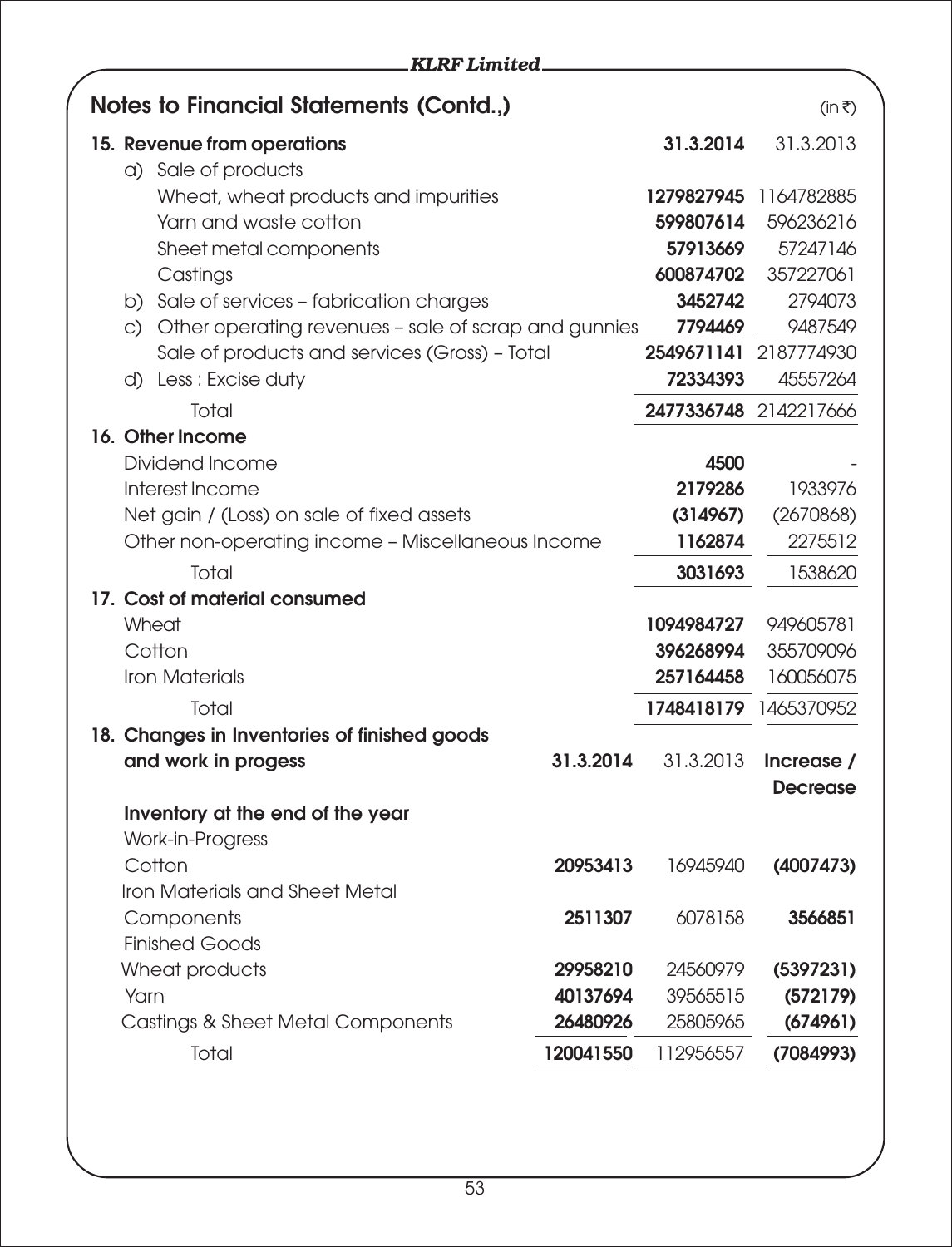## Notes to Financial Statements (Contd.,)

(in ₹)

| | 31.3.2014 | 31.3.2013 |
|---|---|---|
| **15. Revenue from operations** | | |
| a) Sale of products | | |
| Wheat, wheat products and impurities | **1279827945** | 1164782885 |
| Yarn and waste cotton | **599807614** | 596236216 |
| Sheet metal components | **57913669** | 57247146 |
| Castings | **600874702** | 357227061 |
| b) Sale of services – fabrication charges | **3452742** | 2794073 |
| c) Other operating revenues – sale of scrap and gunnies | **7794469** | 9487549 |
| Sale of products and services (Gross) – Total | **2549671141** | 2187774930 |
| d) Less : Excise duty | **72334393** | 45557264 |
| Total | **2477336748** | 2142217666 |
| **16. Other Income** | | |
| Dividend Income | **4500** | - |
| Interest Income | **2179286** | 1933976 |
| Net gain / (Loss) on sale of fixed assets | **(314967)** | (2670868) |
| Other non-operating income – Miscellaneous Income | **1162874** | 2275512 |
| Total | **3031693** | 1538620 |
| **17. Cost of material consumed** | | |
| Wheat | **1094984727** | 949605781 |
| Cotton | **396268994** | 355709096 |
| Iron Materials | **257164458** | 160056075 |
| Total | **1748418179** | 1465370952 |

| **18. Changes in Inventories of finished goods and work in progess** | **31.3.2014** | 31.3.2013 | **Increase / Decrease** |
|---|---|---|---|
| **Inventory at the end of the year** | | | |
| Work-in-Progress | | | |
| Cotton | **20953413** | 16945940 | **(4007473)** |
| Iron Materials and Sheet Metal Components | **2511307** | 6078158 | **3566851** |
| Finished Goods | | | |
| Wheat products | **29958210** | 24560979 | **(5397231)** |
| Yarn | **40137694** | 39565515 | **(572179)** |
| Castings & Sheet Metal Components | **26480926** | 25805965 | **(674961)** |
| Total | **120041550** | 112956557 | **(7084993)** |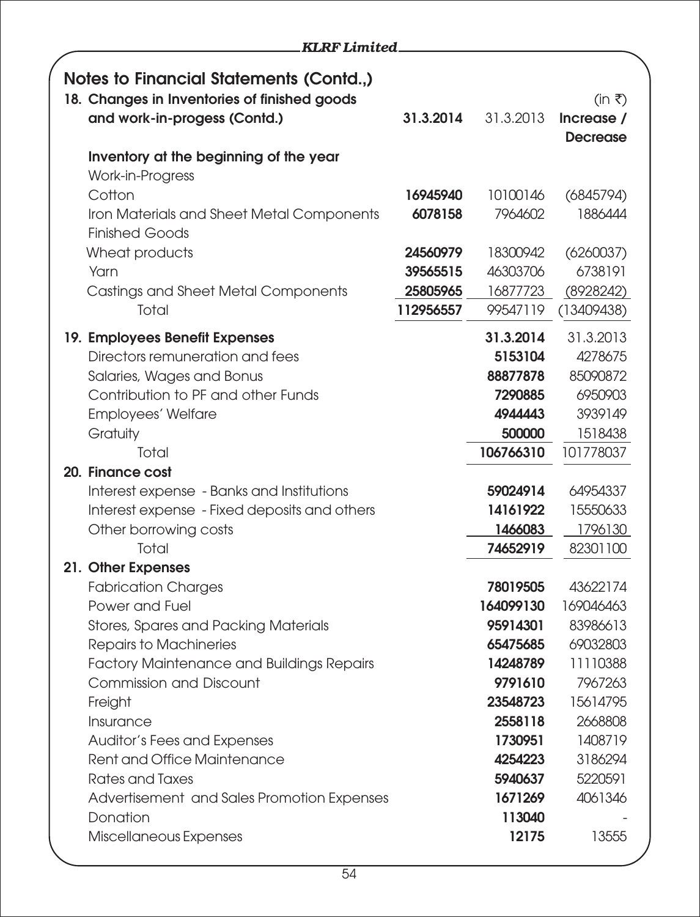## Notes to Financial Statements (Contd.,)

### 18. Changes in Inventories of finished goods and work-in-progess (Contd.)

(in ₹)

| | **31.3.2014** | 31.3.2013 | **Increase / Decrease** |
|---|---|---|---|
| **Inventory at the beginning of the year** | | | |
| Work-in-Progress | | | |
| Cotton | **16945940** | 10100146 | (6845794) |
| Iron Materials and Sheet Metal Components | **6078158** | 7964602 | 1886444 |
| Finished Goods | | | |
| Wheat products | **24560979** | 18300942 | (6260037) |
| Yarn | **39565515** | 46303706 | 6738191 |
| Castings and Sheet Metal Components | **25805965** | 16877723 | (8928242) |
| Total | **112956557** | 99547119 | (13409438) |

### 19. Employees Benefit Expenses

| | **31.3.2014** | 31.3.2013 |
|---|---|---|
| Directors remuneration and fees | **5153104** | 4278675 |
| Salaries, Wages and Bonus | **88877878** | 85090872 |
| Contribution to PF and other Funds | **7290885** | 6950903 |
| Employees' Welfare | **4944443** | 3939149 |
| Gratuity | **500000** | 1518438 |
| Total | **106766310** | 101778037 |

### 20. Finance cost

| | **31.3.2014** | 31.3.2013 |
|---|---|---|
| Interest expense - Banks and Institutions | **59024914** | 64954337 |
| Interest expense - Fixed deposits and others | **14161922** | 15550633 |
| Other borrowing costs | **1466083** | 1796130 |
| Total | **74652919** | 82301100 |

### 21. Other Expenses

| | **31.3.2014** | 31.3.2013 |
|---|---|---|
| Fabrication Charges | **78019505** | 43622174 |
| Power and Fuel | **164099130** | 169046463 |
| Stores, Spares and Packing Materials | **95914301** | 83986613 |
| Repairs to Machineries | **65475685** | 69032803 |
| Factory Maintenance and Buildings Repairs | **14248789** | 11110388 |
| Commission and Discount | **9791610** | 7967263 |
| Freight | **23548723** | 15614795 |
| Insurance | **2558118** | 2668808 |
| Auditor's Fees and Expenses | **1730951** | 1408719 |
| Rent and Office Maintenance | **4254223** | 3186294 |
| Rates and Taxes | **5940637** | 5220591 |
| Advertisement and Sales Promotion Expenses | **1671269** | 4061346 |
| Donation | **113040** | - |
| Miscellaneous Expenses | **12175** | 13555 |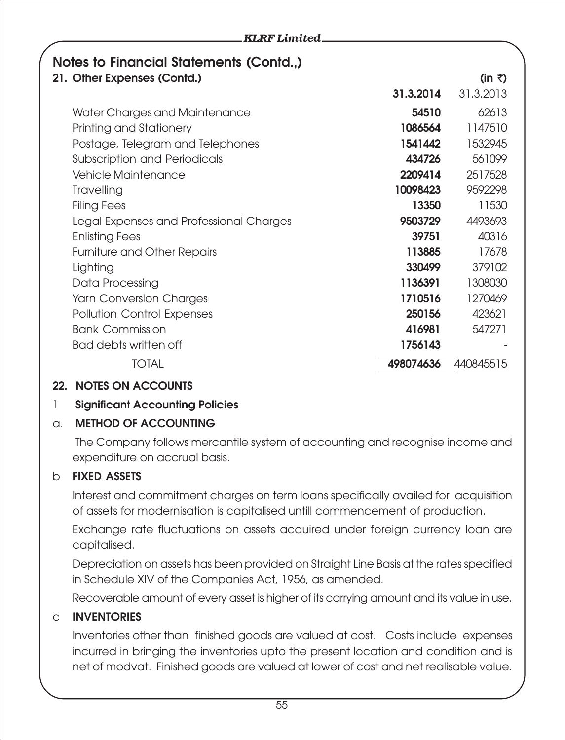## Notes to Financial Statements (Contd.,)

### 21. Other Expenses (Contd.)

| | 31.3.2014 | 31.3.2013 |
|---|---|---|
| | | (in ₹) |
| Water Charges and Maintenance | **54510** | 62613 |
| Printing and Stationery | **1086564** | 1147510 |
| Postage, Telegram and Telephones | **1541442** | 1532945 |
| Subscription and Periodicals | **434726** | 561099 |
| Vehicle Maintenance | **2209414** | 2517528 |
| Travelling | **10098423** | 9592298 |
| Filing Fees | **13350** | 11530 |
| Legal Expenses and Professional Charges | **9503729** | 4493693 |
| Enlisting Fees | **39751** | 40316 |
| Furniture and Other Repairs | **113885** | 17678 |
| Lighting | **330499** | 379102 |
| Data Processing | **1136391** | 1308030 |
| Yarn Conversion Charges | **1710516** | 1270469 |
| Pollution Control Expenses | **250156** | 423621 |
| Bank Commission | **416981** | 547271 |
| Bad debts written off | **1756143** | - |
| TOTAL | **498074636** | 440845515 |

### 22. NOTES ON ACCOUNTS

1 **Significant Accounting Policies**

a. **METHOD OF ACCOUNTING**

The Company follows mercantile system of accounting and recognise income and expenditure on accrual basis.

b **FIXED ASSETS**

Interest and commitment charges on term loans specifically availed for acquisition of assets for modernisation is capitalised untill commencement of production.

Exchange rate fluctuations on assets acquired under foreign currency loan are capitalised.

Depreciation on assets has been provided on Straight Line Basis at the rates specified in Schedule XIV of the Companies Act, 1956, as amended.

Recoverable amount of every asset is higher of its carrying amount and its value in use.

c **INVENTORIES**

Inventories other than finished goods are valued at cost. Costs include expenses incurred in bringing the inventories upto the present location and condition and is net of modvat. Finished goods are valued at lower of cost and net realisable value.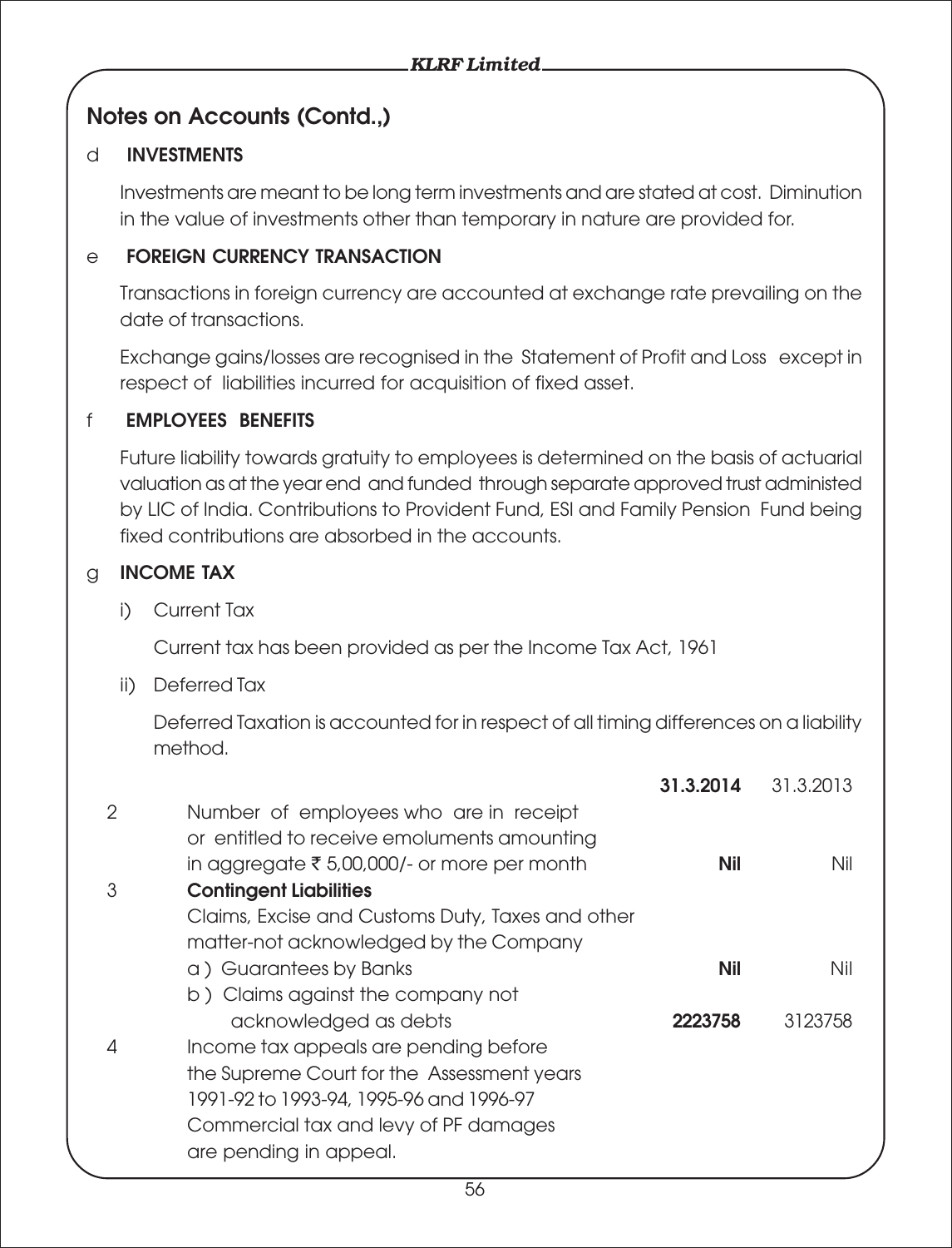## Notes on Accounts (Contd.,)

d **INVESTMENTS**

Investments are meant to be long term investments and are stated at cost. Diminution in the value of investments other than temporary in nature are provided for.

e **FOREIGN CURRENCY TRANSACTION**

Transactions in foreign currency are accounted at exchange rate prevailing on the date of transactions.

Exchange gains/losses are recognised in the Statement of Profit and Loss except in respect of liabilities incurred for acquisition of fixed asset.

f **EMPLOYEES BENEFITS**

Future liability towards gratuity to employees is determined on the basis of actuarial valuation as at the year end and funded through separate approved trust administed by LIC of India. Contributions to Provident Fund, ESI and Family Pension Fund being fixed contributions are absorbed in the accounts.

g **INCOME TAX**

i) Current Tax

Current tax has been provided as per the Income Tax Act, 1961

ii) Deferred Tax

Deferred Taxation is accounted for in respect of all timing differences on a liability method.

| | | **31.3.2014** | 31.3.2013 |
|---|---|---|---|
| 2 | Number of employees who are in receipt or entitled to receive emoluments amounting in aggregate ₹ 5,00,000/- or more per month | **Nil** | Nil |
| 3 | **Contingent Liabilities** | | |
| | Claims, Excise and Customs Duty, Taxes and other matter-not acknowledged by the Company | | |
| | a ) Guarantees by Banks | **Nil** | Nil |
| | b ) Claims against the company not acknowledged as debts | **2223758** | 3123758 |
| 4 | Income tax appeals are pending before the Supreme Court for the Assessment years 1991-92 to 1993-94, 1995-96 and 1996-97 Commercial tax and levy of PF damages are pending in appeal. | | |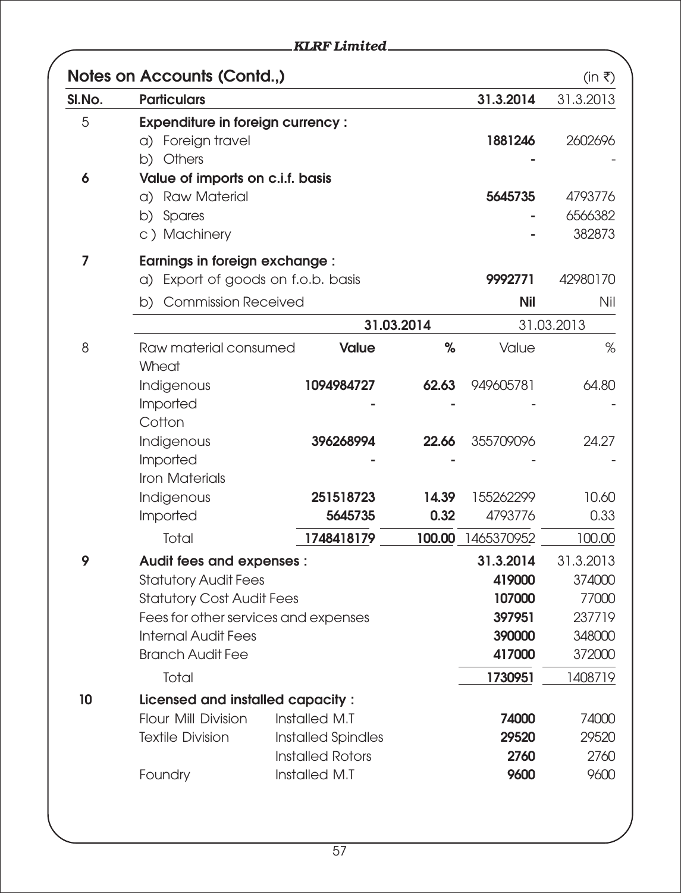## Notes on Accounts (Contd.,)

(in ₹)

| Sl.No. | Particulars | 31.3.2014 | 31.3.2013 |
|---|---|---|---|
| 5 | **Expenditure in foreign currency :** | | |
| | a) Foreign travel | **1881246** | 2602696 |
| | b) Others | **-** | - |
| 6 | **Value of imports on c.i.f. basis** | | |
| | a) Raw Material | **5645735** | 4793776 |
| | b) Spares | **-** | 6566382 |
| | c ) Machinery | **-** | 382873 |
| 7 | **Earnings in foreign exchange :** | | |
| | a) Export of goods on f.o.b. basis | **9992771** | 42980170 |
| | b) Commission Received | **Nil** | Nil |

| | | 31.03.2014 | | 31.03.2013 | |
|---|---|---|---|---|---|
| 8 | Raw material consumed | **Value** | **%** | Value | % |
| | Wheat | | | | |
| | Indigenous | **1094984727** | **62.63** | 949605781 | 64.80 |
| | Imported | **-** | **-** | - | - |
| | Cotton | | | | |
| | Indigenous | **396268994** | **22.66** | 355709096 | 24.27 |
| | Imported | **-** | **-** | - | - |
| | Iron Materials | | | | |
| | Indigenous | **251518723** | **14.39** | 155262299 | 10.60 |
| | Imported | **5645735** | **0.32** | 4793776 | 0.33 |
| | Total | **1748418179** | **100.00** | 1465370952 | 100.00 |

| Sl.No. | Particulars | 31.3.2014 | 31.3.2013 |
|---|---|---|---|
| 9 | **Audit fees and expenses :** | | |
| | Statutory Audit Fees | **419000** | 374000 |
| | Statutory Cost Audit Fees | **107000** | 77000 |
| | Fees for other services and expenses | **397951** | 237719 |
| | Internal Audit Fees | **390000** | 348000 |
| | Branch Audit Fee | **417000** | 372000 |
| | Total | **1730951** | 1408719 |

| Sl.No. | Particulars | | 31.3.2014 | 31.3.2013 |
|---|---|---|---|---|
| 10 | **Licensed and installed capacity :** | | | |
| | Flour Mill Division | Installed M.T | **74000** | 74000 |
| | Textile Division | Installed Spindles | **29520** | 29520 |
| | | Installed Rotors | **2760** | 2760 |
| | Foundry | Installed M.T | **9600** | 9600 |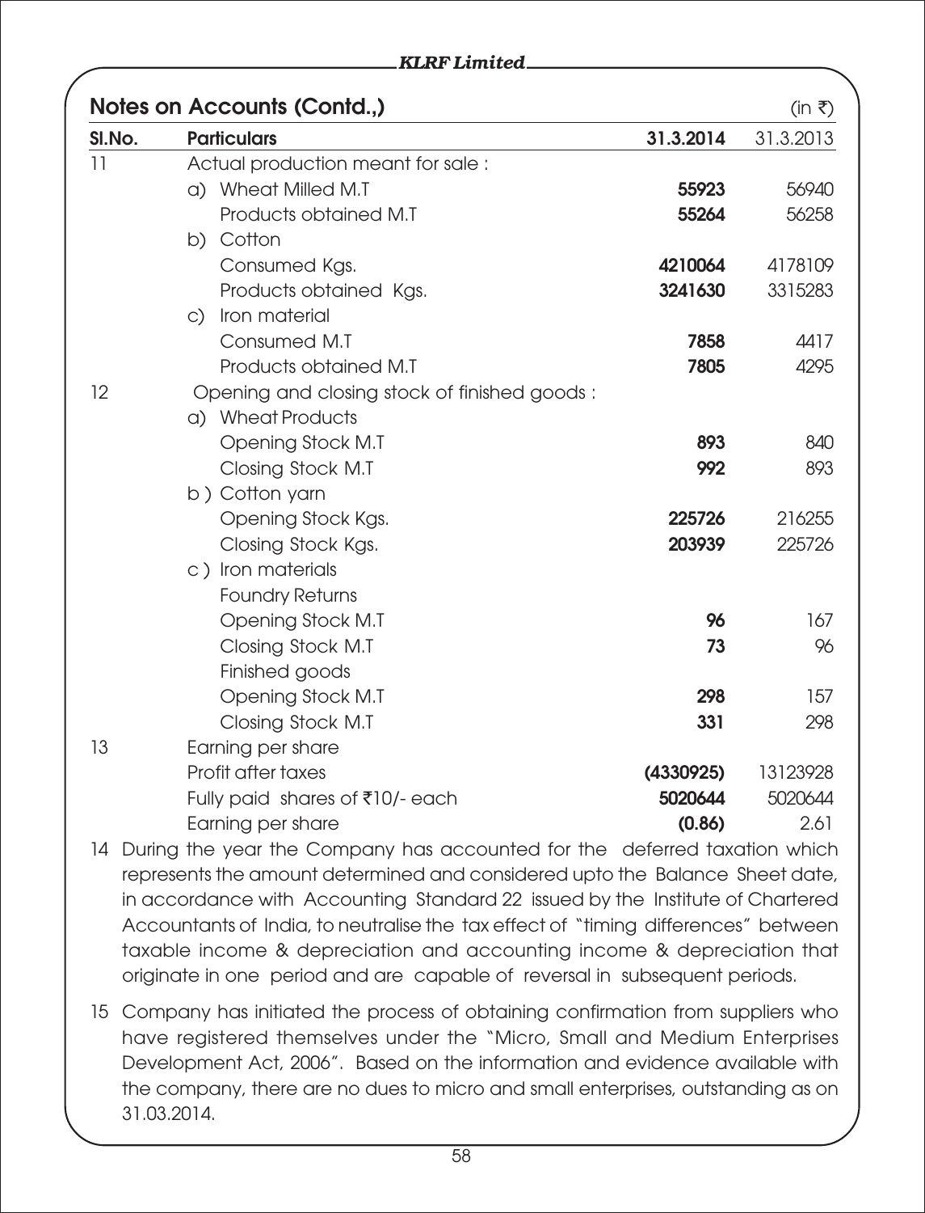## Notes on Accounts (Contd.,)

(in ₹)

| Sl.No. | Particulars | 31.3.2014 | 31.3.2013 |
|---|---|---|---|
| 11 | Actual production meant for sale : | | |
| | a) Wheat Milled M.T | **55923** | 56940 |
| | Products obtained M.T | **55264** | 56258 |
| | b) Cotton | | |
| | Consumed Kgs. | **4210064** | 4178109 |
| | Products obtained Kgs. | **3241630** | 3315283 |
| | c) Iron material | | |
| | Consumed M.T | **7858** | 4417 |
| | Products obtained M.T | **7805** | 4295 |
| 12 | Opening and closing stock of finished goods : | | |
| | a) Wheat Products | | |
| | Opening Stock M.T | **893** | 840 |
| | Closing Stock M.T | **992** | 893 |
| | b ) Cotton yarn | | |
| | Opening Stock Kgs. | **225726** | 216255 |
| | Closing Stock Kgs. | **203939** | 225726 |
| | c ) Iron materials | | |
| | Foundry Returns | | |
| | Opening Stock M.T | **96** | 167 |
| | Closing Stock M.T | **73** | 96 |
| | Finished goods | | |
| | Opening Stock M.T | **298** | 157 |
| | Closing Stock M.T | **331** | 298 |
| 13 | Earning per share | | |
| | Profit after taxes | **(4330925)** | 13123928 |
| | Fully paid shares of ₹10/- each | **5020644** | 5020644 |
| | Earning per share | **(0.86)** | 2.61 |

14 During the year the Company has accounted for the deferred taxation which represents the amount determined and considered upto the Balance Sheet date, in accordance with Accounting Standard 22 issued by the Institute of Chartered Accountants of India, to neutralise the tax effect of "timing differences" between taxable income & depreciation and accounting income & depreciation that originate in one period and are capable of reversal in subsequent periods.

15 Company has initiated the process of obtaining confirmation from suppliers who have registered themselves under the "Micro, Small and Medium Enterprises Development Act, 2006". Based on the information and evidence available with the company, there are no dues to micro and small enterprises, outstanding as on 31.03.2014.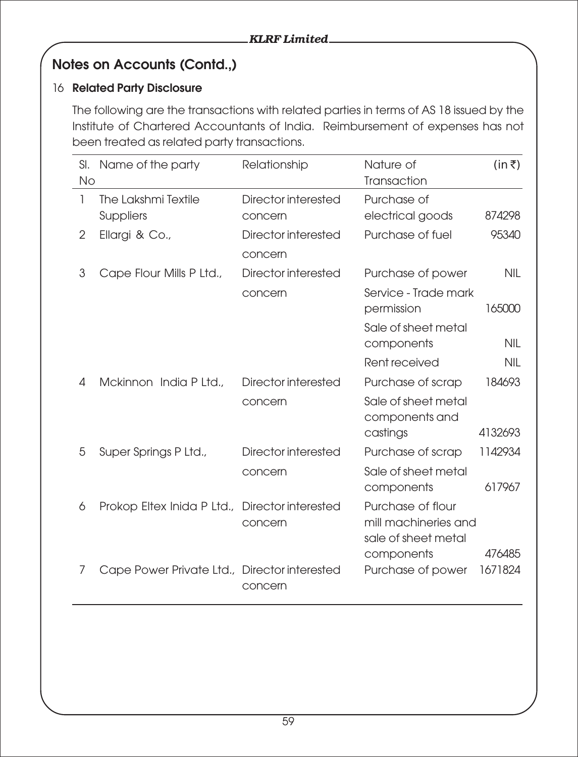## Notes on Accounts (Contd.,)

16 **Related Party Disclosure**

The following are the transactions with related parties in terms of AS 18 issued by the Institute of Chartered Accountants of India. Reimbursement of expenses has not been treated as related party transactions.

| Sl. No | Name of the party | Relationship | Nature of Transaction | (in ₹) |
|---|---|---|---|---|
| 1 | The Lakshmi Textile Suppliers | Director interested concern | Purchase of electrical goods | 874298 |
| 2 | Ellargi & Co., | Director interested concern | Purchase of fuel | 95340 |
| 3 | Cape Flour Mills P Ltd., | Director interested concern | Purchase of power | NIL |
| | | | Service - Trade mark permission | 165000 |
| | | | Sale of sheet metal components | NIL |
| | | | Rent received | NIL |
| 4 | Mckinnon India P Ltd., | Director interested concern | Purchase of scrap | 184693 |
| | | | Sale of sheet metal components and castings | 4132693 |
| 5 | Super Springs P Ltd., | Director interested concern | Purchase of scrap | 1142934 |
| | | | Sale of sheet metal components | 617967 |
| 6 | Prokop Eltex Inida P Ltd., | Director interested concern | Purchase of flour mill machineries and sale of sheet metal components | 476485 |
| 7 | Cape Power Private Ltd., | Director interested concern | Purchase of power | 1671824 |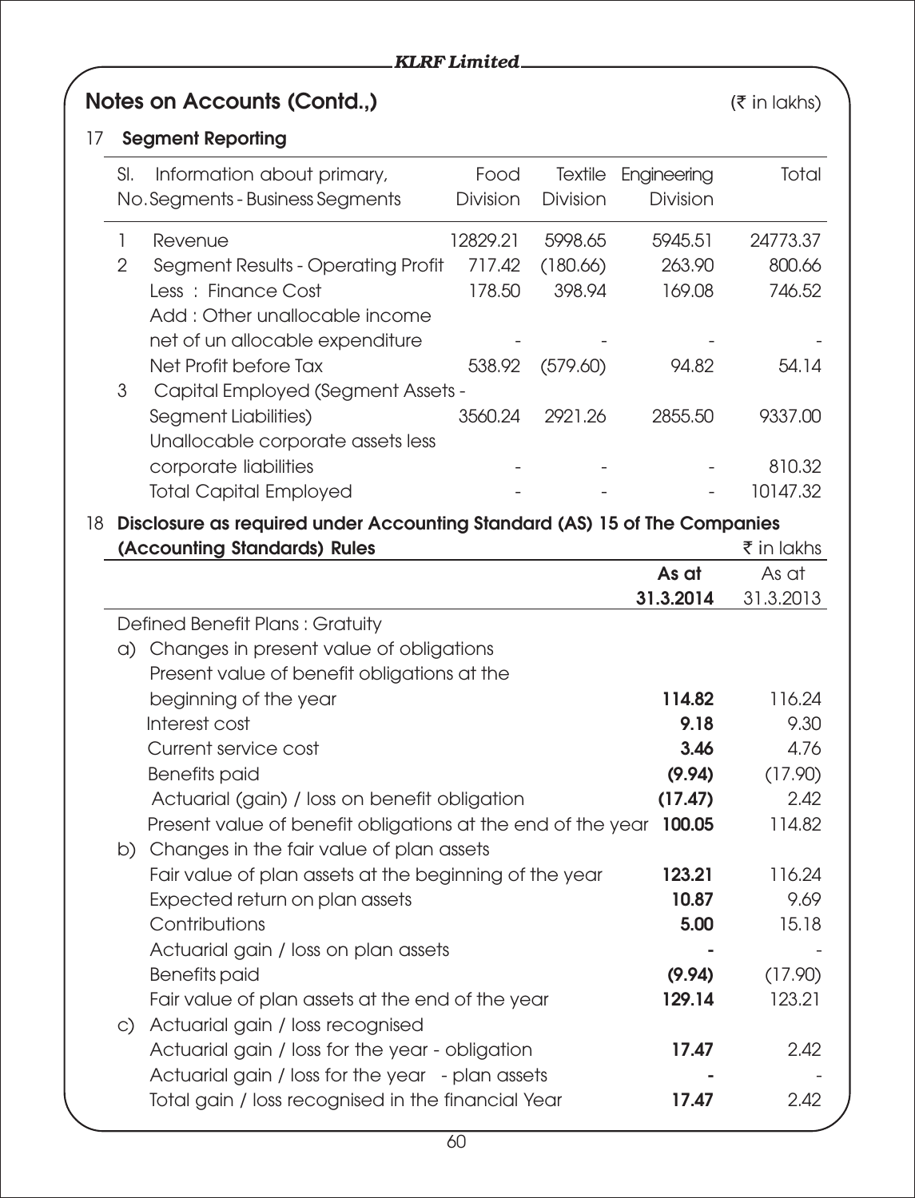## Notes on Accounts (Contd.,)

(₹ in lakhs)

### 17 Segment Reporting

| Sl. No. | Information about primary, Segments - Business Segments | Food Division | Textile Division | Engineering Division | Total |
|---|---|---|---|---|---|
| 1 | Revenue | 12829.21 | 5998.65 | 5945.51 | 24773.37 |
| 2 | Segment Results - Operating Profit | 717.42 | (180.66) | 263.90 | 800.66 |
| | Less : Finance Cost | 178.50 | 398.94 | 169.08 | 746.52 |
| | Add : Other unallocable income net of un allocable expenditure | - | - | - | - |
| | Net Profit before Tax | 538.92 | (579.60) | 94.82 | 54.14 |
| 3 | Capital Employed (Segment Assets - Segment Liabilities) | 3560.24 | 2921.26 | 2855.50 | 9337.00 |
| | Unallocable corporate assets less corporate liabilities | - | - | - | 810.32 |
| | Total Capital Employed | - | - | - | 10147.32 |

### 18 Disclosure as required under Accounting Standard (AS) 15 of The Companies (Accounting Standards) Rules

₹ in lakhs

| | As at 31.3.2014 | As at 31.3.2013 |
|---|---|---|
| Defined Benefit Plans : Gratuity | | |
| a) Changes in present value of obligations | | |
| Present value of benefit obligations at the beginning of the year | **114.82** | 116.24 |
| Interest cost | **9.18** | 9.30 |
| Current service cost | **3.46** | 4.76 |
| Benefits paid | **(9.94)** | (17.90) |
| Actuarial (gain) / loss on benefit obligation | **(17.47)** | 2.42 |
| Present value of benefit obligations at the end of the year | **100.05** | 114.82 |
| b) Changes in the fair value of plan assets | | |
| Fair value of plan assets at the beginning of the year | **123.21** | 116.24 |
| Expected return on plan assets | **10.87** | 9.69 |
| Contributions | **5.00** | 15.18 |
| Actuarial gain / loss on plan assets | **-** | - |
| Benefits paid | **(9.94)** | (17.90) |
| Fair value of plan assets at the end of the year | **129.14** | 123.21 |
| c) Actuarial gain / loss recognised | | |
| Actuarial gain / loss for the year - obligation | **17.47** | 2.42 |
| Actuarial gain / loss for the year - plan assets | **-** | - |
| Total gain / loss recognised in the financial Year | **17.47** | 2.42 |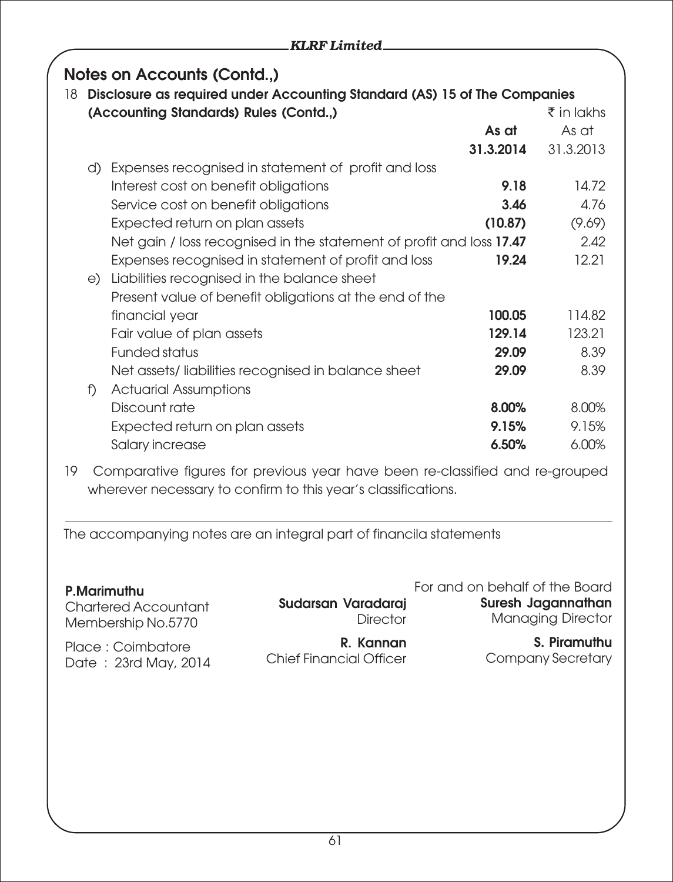## Notes on Accounts (Contd.,)

**18 Disclosure as required under Accounting Standard (AS) 15 of The Companies (Accounting Standards) Rules (Contd.,)**

₹ in lakhs

| | As at 31.3.2014 | As at 31.3.2013 |
|---|---|---|
| **d) Expenses recognised in statement of profit and loss** | | |
| Interest cost on benefit obligations | **9.18** | 14.72 |
| Service cost on benefit obligations | **3.46** | 4.76 |
| Expected return on plan assets | **(10.87)** | (9.69) |
| Net gain / loss recognised in the statement of profit and loss | **17.47** | 2.42 |
| Expenses recognised in statement of profit and loss | **19.24** | 12.21 |
| **e) Liabilities recognised in the balance sheet** | | |
| Present value of benefit obligations at the end of the financial year | **100.05** | 114.82 |
| Fair value of plan assets | **129.14** | 123.21 |
| Funded status | **29.09** | 8.39 |
| Net assets/ liabilities recognised in balance sheet | **29.09** | 8.39 |
| **f) Actuarial Assumptions** | | |
| Discount rate | **8.00%** | 8.00% |
| Expected return on plan assets | **9.15%** | 9.15% |
| Salary increase | **6.50%** | 6.00% |

19 Comparative figures for previous year have been re-classified and re-grouped wherever necessary to confirm to this year's classifications.

---

The accompanying notes are an integral part of financila statements

For and on behalf of the Board

**P.Marimuthu**
Chartered Accountant
Membership No.5770

Place : Coimbatore
Date : 23rd May, 2014

**Sudarsan Varadaraj**
Director

**R. Kannan**
Chief Financial Officer

**Suresh Jagannathan**
Managing Director

**S. Piramuthu**
Company Secretary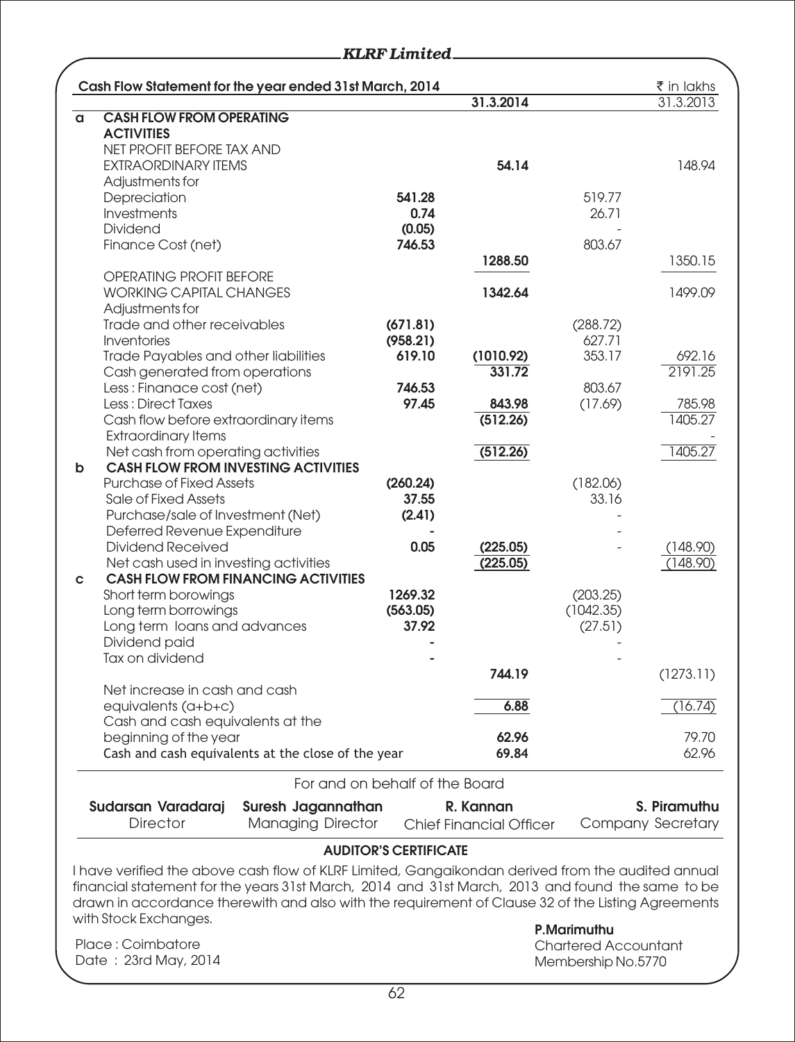**Cash Flow Statement for the year ended 31st March, 2014** ₹ in lakhs

| | | | 31.3.2014 | | 31.3.2013 |
|---|---|---|---|---|---|
| **a** | **CASH FLOW FROM OPERATING ACTIVITIES** | | | | |
| | NET PROFIT BEFORE TAX AND EXTRAORDINARY ITEMS | | **54.14** | | 148.94 |
| | Adjustments for | | | | |
| | Depreciation | **541.28** | | 519.77 | |
| | Investments | **0.74** | | 26.71 | |
| | Dividend | **(0.05)** | | - | |
| | Finance Cost (net) | **746.53** | | 803.67 | |
| | | | **1288.50** | | 1350.15 |
| | OPERATING PROFIT BEFORE WORKING CAPITAL CHANGES | | **1342.64** | | 1499.09 |
| | Adjustments for | | | | |
| | Trade and other receivables | **(671.81)** | | (288.72) | |
| | Inventories | **(958.21)** | | 627.71 | |
| | Trade Payables and other liabilities | **619.10** | **(1010.92)** | 353.17 | 692.16 |
| | Cash generated from operations | | **331.72** | | 2191.25 |
| | Less : Finanace cost (net) | **746.53** | | 803.67 | |
| | Less : Direct Taxes | **97.45** | **843.98** | (17.69) | 785.98 |
| | Cash flow before extraordinary items | | **(512.26)** | | 1405.27 |
| | Extraordinary Items | | | | - |
| | Net cash from operating activities | | **(512.26)** | | 1405.27 |
| **b** | **CASH FLOW FROM INVESTING ACTIVITIES** | | | | |
| | Purchase of Fixed Assets | **(260.24)** | | (182.06) | |
| | Sale of Fixed Assets | **37.55** | | 33.16 | |
| | Purchase/sale of Investment (Net) | **(2.41)** | | - | |
| | Deferred Revenue Expenditure | **-** | | - | |
| | Dividend Received | **0.05** | **(225.05)** | - | (148.90) |
| | Net cash used in investing activities | | **(225.05)** | | (148.90) |
| **c** | **CASH FLOW FROM FINANCING ACTIVITIES** | | | | |
| | Short term borowings | **1269.32** | | (203.25) | |
| | Long term borrowings | **(563.05)** | | (1042.35) | |
| | Long term loans and advances | **37.92** | | (27.51) | |
| | Dividend paid | **-** | | - | |
| | Tax on dividend | **-** | | - | |
| | | | **744.19** | | (1273.11) |
| | Net increase in cash and cash equivalents (a+b+c) | | **6.88** | | (16.74) |
| | Cash and cash equivalents at the beginning of the year | | **62.96** | | 79.70 |
| | Cash and cash equivalents at the close of the year | | **69.84** | | 62.96 |

For and on behalf of the Board

| **Sudarsan Varadaraj** | **Suresh Jagannathan** | **R. Kannan** | **S. Piramuthu** |
|---|---|---|---|
| Director | Managing Director | Chief Financial Officer | Company Secretary |

**AUDITOR'S CERTIFICATE**

I have verified the above cash flow of KLRF Limited, Gangaikondan derived from the audited annual financial statement for the years 31st March, 2014 and 31st March, 2013 and found the same to be drawn in accordance therewith and also with the requirement of Clause 32 of the Listing Agreements with Stock Exchanges.

Place : Coimbatore
Date : 23rd May, 2014

**P.Marimuthu**
Chartered Accountant
Membership No.5770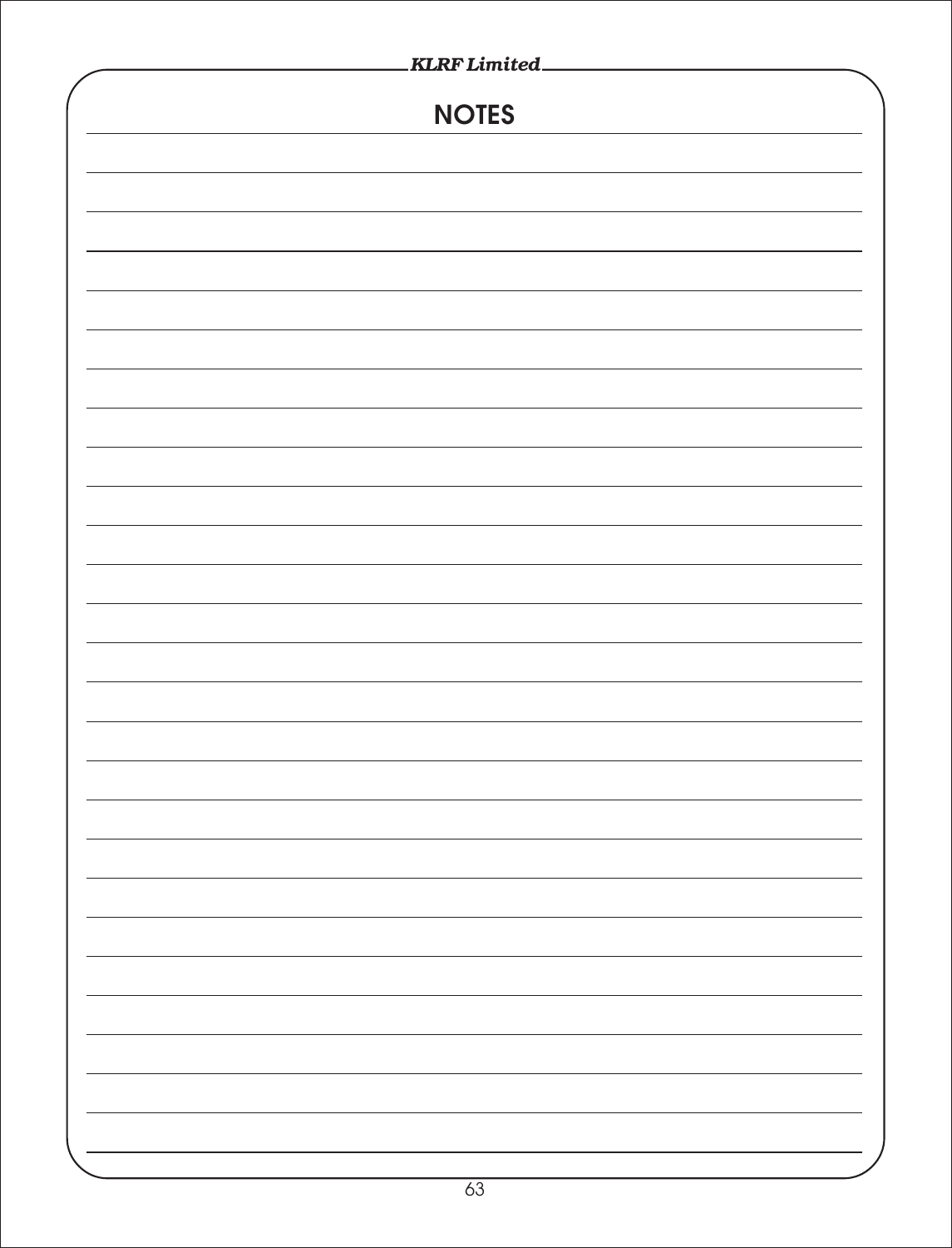# NOTES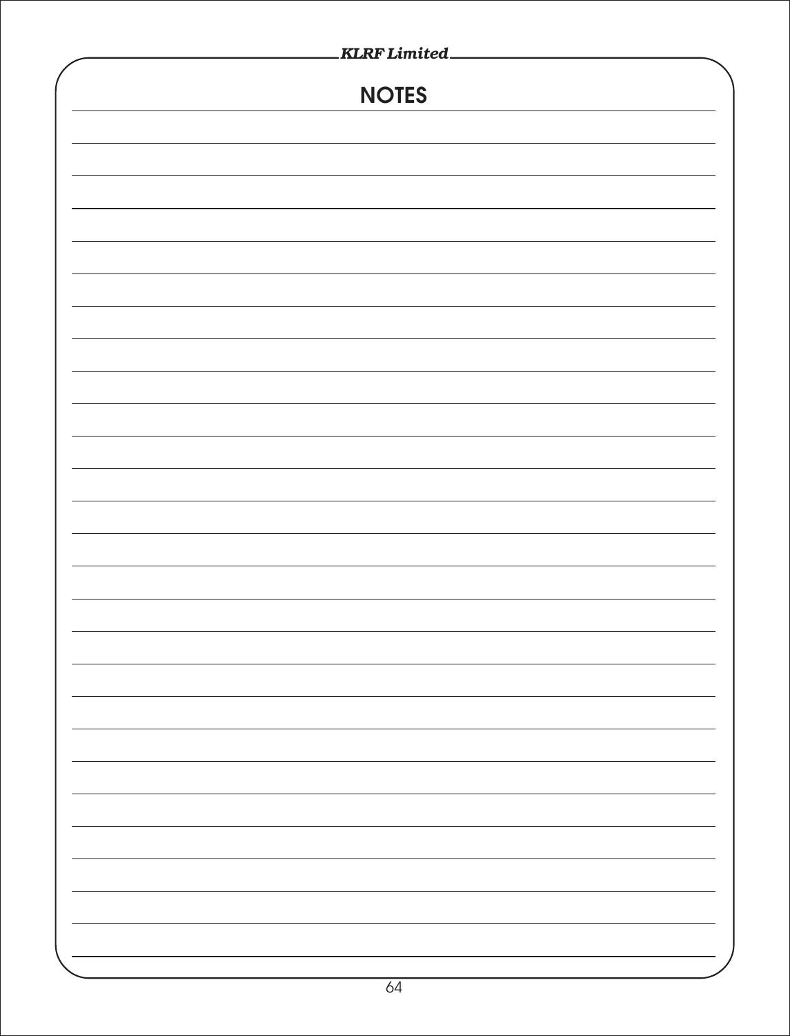# NOTES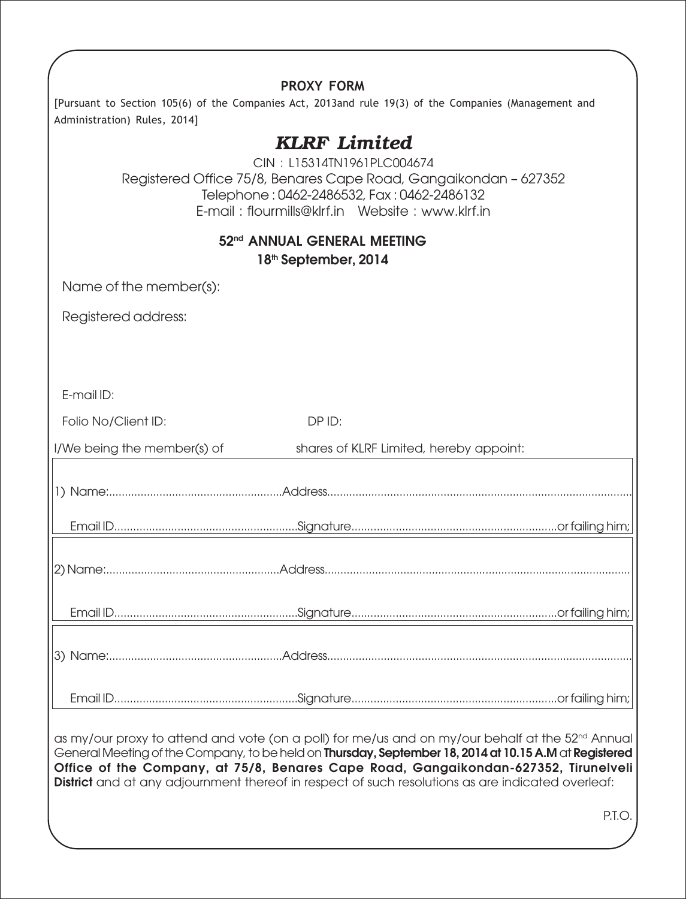## PROXY FORM

[Pursuant to Section 105(6) of the Companies Act, 2013and rule 19(3) of the Companies (Management and Administration) Rules, 2014]

# *KLRF Limited*

CIN : L15314TN1961PLC004674

Registered Office 75/8, Benares Cape Road, Gangaikondan – 627352

Telephone : 0462-2486532, Fax : 0462-2486132

E-mail : flourmills@klrf.in Website : www.klrf.in

### 52nd ANNUAL GENERAL MEETING

**18th September, 2014**

Name of the member(s):

Registered address:

E-mail ID:

Folio No/Client ID: DP ID:

I/We being the member(s) of shares of KLRF Limited, hereby appoint:

1) Name:......................................................Address..............................................................................................

Email ID.........................................................Signature................................................................or failing him;

2) Name:......................................................Address..............................................................................................

Email ID.........................................................Signature................................................................or failing him;

3) Name:......................................................Address..............................................................................................

Email ID.........................................................Signature................................................................or failing him;

as my/our proxy to attend and vote (on a poll) for me/us and on my/our behalf at the 52nd Annual General Meeting of the Company, to be held on **Thursday, September 18, 2014 at 10.15 A.M** at **Registered Office of the Company, at 75/8, Benares Cape Road, Gangaikondan-627352, Tirunelveli District** and at any adjournment thereof in respect of such resolutions as are indicated overleaf:

P.T.O.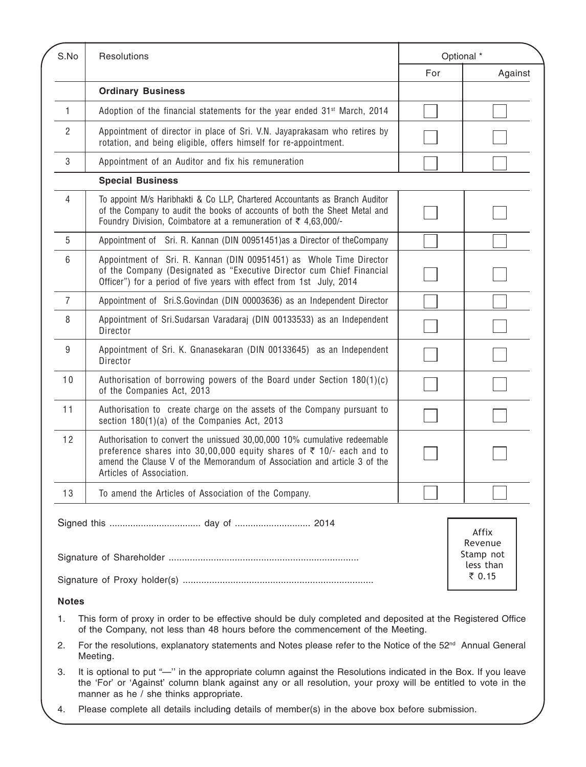| S.No | Resolutions | Optional * | |
|---|---|---|---|
| | | For | Against |
| | **Ordinary Business** | | |
| 1 | Adoption of the financial statements for the year ended 31st March, 2014 | | |
| 2 | Appointment of director in place of Sri. V.N. Jayaprakasam who retires by rotation, and being eligible, offers himself for re-appointment. | | |
| 3 | Appointment of an Auditor and fix his remuneration | | |
| | **Special Business** | | |
| 4 | To appoint M/s Haribhakti & Co LLP, Chartered Accountants as Branch Auditor of the Company to audit the books of accounts of both the Sheet Metal and Foundry Division, Coimbatore at a remuneration of ₹ 4,63,000/- | | |
| 5 | Appointment of Sri. R. Kannan (DIN 00951451)as a Director of theCompany | | |
| 6 | Appointment of Sri. R. Kannan (DIN 00951451) as Whole Time Director of the Company (Designated as "Executive Director cum Chief Financial Officer") for a period of five years with effect from 1st July, 2014 | | |
| 7 | Appointment of Sri.S.Govindan (DIN 00003636) as an Independent Director | | |
| 8 | Appointment of Sri.Sudarsan Varadaraj (DIN 00133533) as an Independent Director | | |
| 9 | Appointment of Sri. K. Gnanasekaran (DIN 00133645) as an Independent Director | | |
| 10 | Authorisation of borrowing powers of the Board under Section 180(1)(c) of the Companies Act, 2013 | | |
| 11 | Authorisation to create charge on the assets of the Company pursuant to section 180(1)(a) of the Companies Act, 2013 | | |
| 12 | Authorisation to convert the unissued 30,00,000 10% cumulative redeemable preference shares into 30,00,000 equity shares of ₹ 10/- each and to amend the Clause V of the Memorandum of Association and article 3 of the Articles of Association. | | |
| 13 | To amend the Articles of Association of the Company. | | |

Signed this .................................. day of ............................ 2014

Signature of Shareholder .......................................................................

Signature of Proxy holder(s) .......................................................................

Affix Revenue Stamp not less than ₹ 0.15

**Notes**

1. This form of proxy in order to be effective should be duly completed and deposited at the Registered Office of the Company, not less than 48 hours before the commencement of the Meeting.
2. For the resolutions, explanatory statements and Notes please refer to the Notice of the 52nd Annual General Meeting.
3. It is optional to put "—" in the appropriate column against the Resolutions indicated in the Box. If you leave the 'For' or 'Against' column blank against any or all resolution, your proxy will be entitled to vote in the manner as he / she thinks appropriate.
4. Please complete all details including details of member(s) in the above box before submission.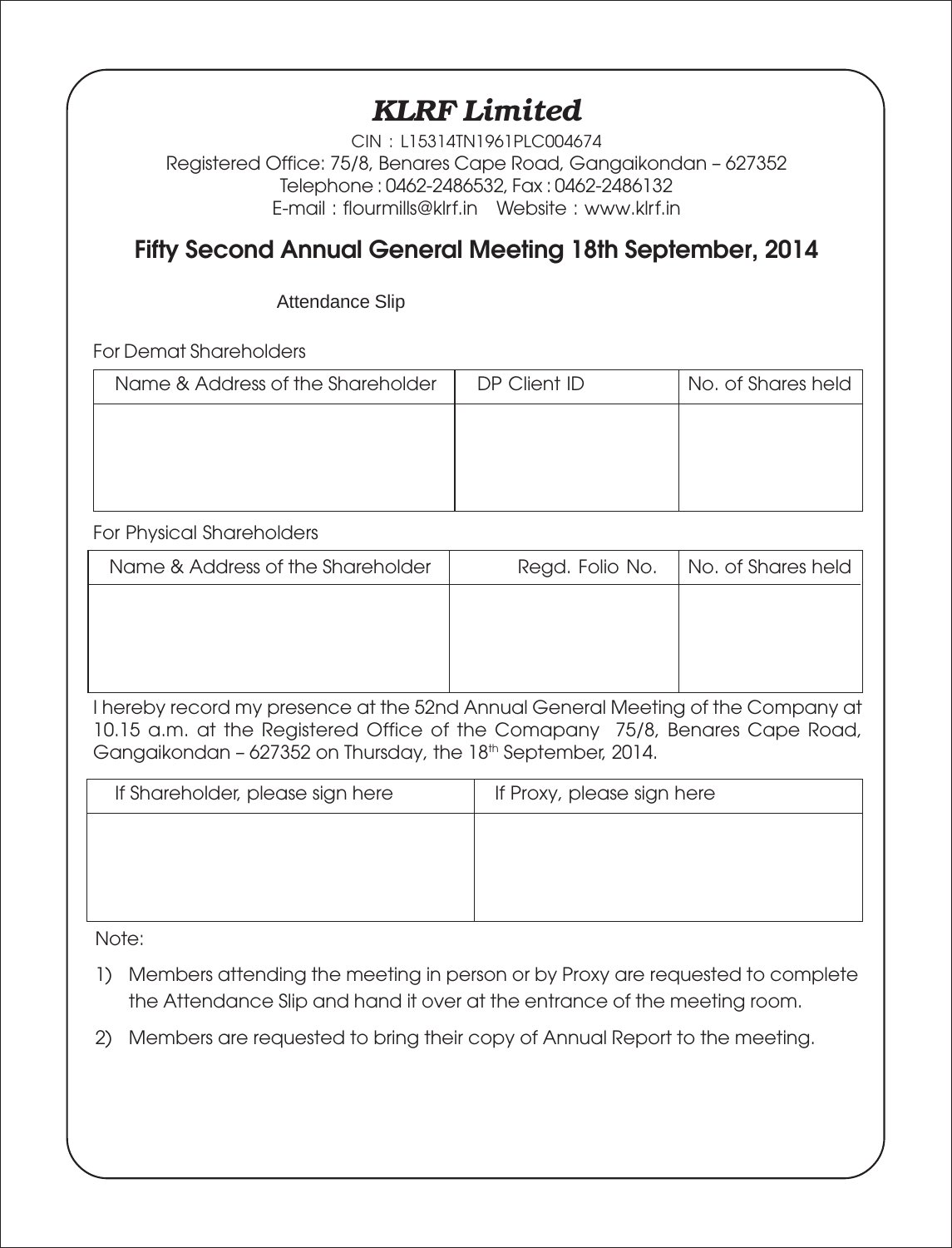# *KLRF Limited*

CIN : L15314TN1961PLC004674

Registered Office: 75/8, Benares Cape Road, Gangaikondan – 627352

Telephone : 0462-2486532, Fax : 0462-2486132

E-mail : flourmills@klrf.in Website : www.klrf.in

## Fifty Second Annual General Meeting 18th September, 2014

Attendance Slip

For Demat Shareholders

| Name & Address of the Shareholder | DP Client ID | No. of Shares held |
|---|---|---|
| | | |

For Physical Shareholders

| Name & Address of the Shareholder | Regd. Folio No. | No. of Shares held |
|---|---|---|
| | | |

I hereby record my presence at the 52nd Annual General Meeting of the Company at 10.15 a.m. at the Registered Office of the Comapany 75/8, Benares Cape Road, Gangaikondan – 627352 on Thursday, the 18th September, 2014.

| If Shareholder, please sign here | If Proxy, please sign here |
|---|---|
| | |

Note:

1) Members attending the meeting in person or by Proxy are requested to complete the Attendance Slip and hand it over at the entrance of the meeting room.

2) Members are requested to bring their copy of Annual Report to the meeting.